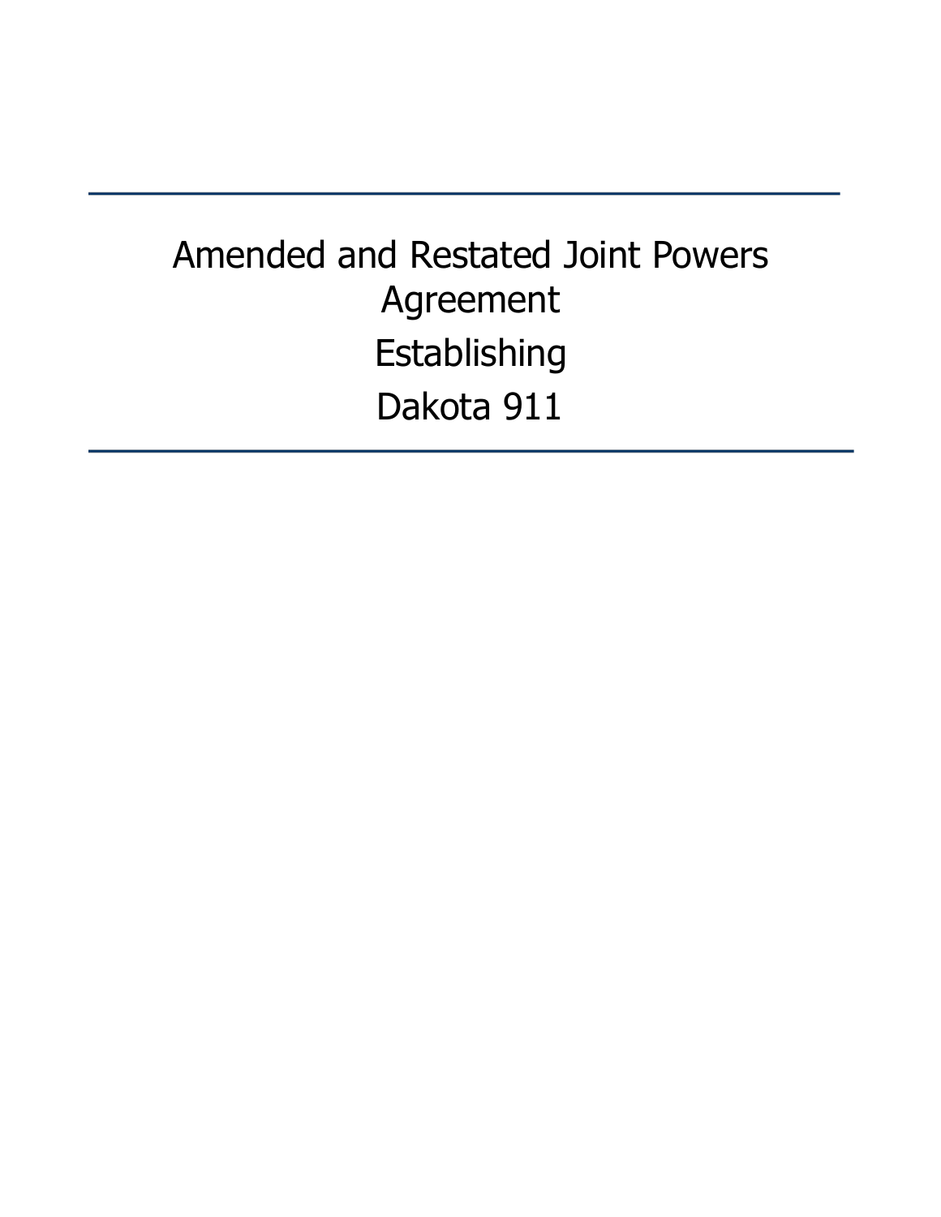# Amended and Restated Joint Powers Agreement Establishing Dakota 911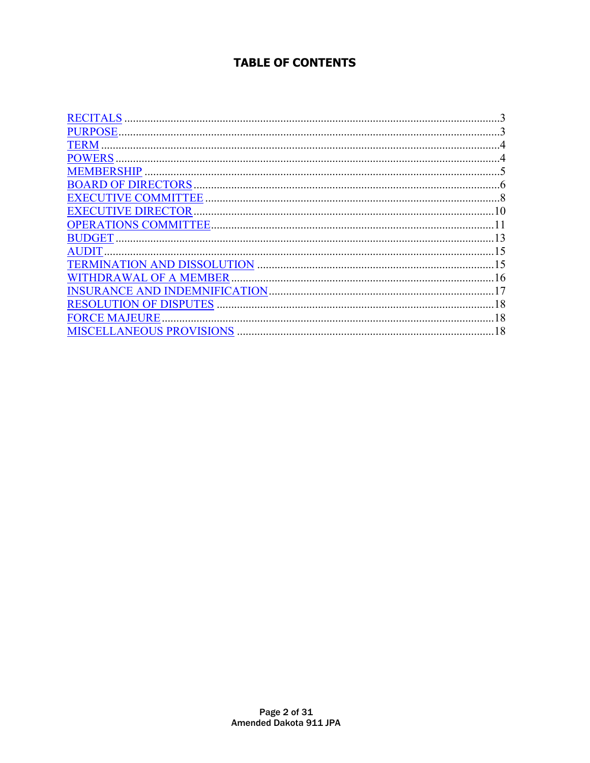## TABLE OF CONTENTS

| Section | Page |
|---|---|
| RECITALS | 3 |
| PURPOSE | 3 |
| TERM | 4 |
| POWERS | 4 |
| MEMBERSHIP | 5 |
| BOARD OF DIRECTORS | 6 |
| EXECUTIVE COMMITTEE | 8 |
| EXECUTIVE DIRECTOR | 10 |
| OPERATIONS COMMITTEE | 11 |
| BUDGET | 13 |
| AUDIT | 15 |
| TERMINATION AND DISSOLUTION | 15 |
| WITHDRAWAL OF A MEMBER | 16 |
| INSURANCE AND INDEMNIFICATION | 17 |
| RESOLUTION OF DISPUTES | 18 |
| FORCE MAJEURE | 18 |
| MISCELLANEOUS PROVISIONS | 18 |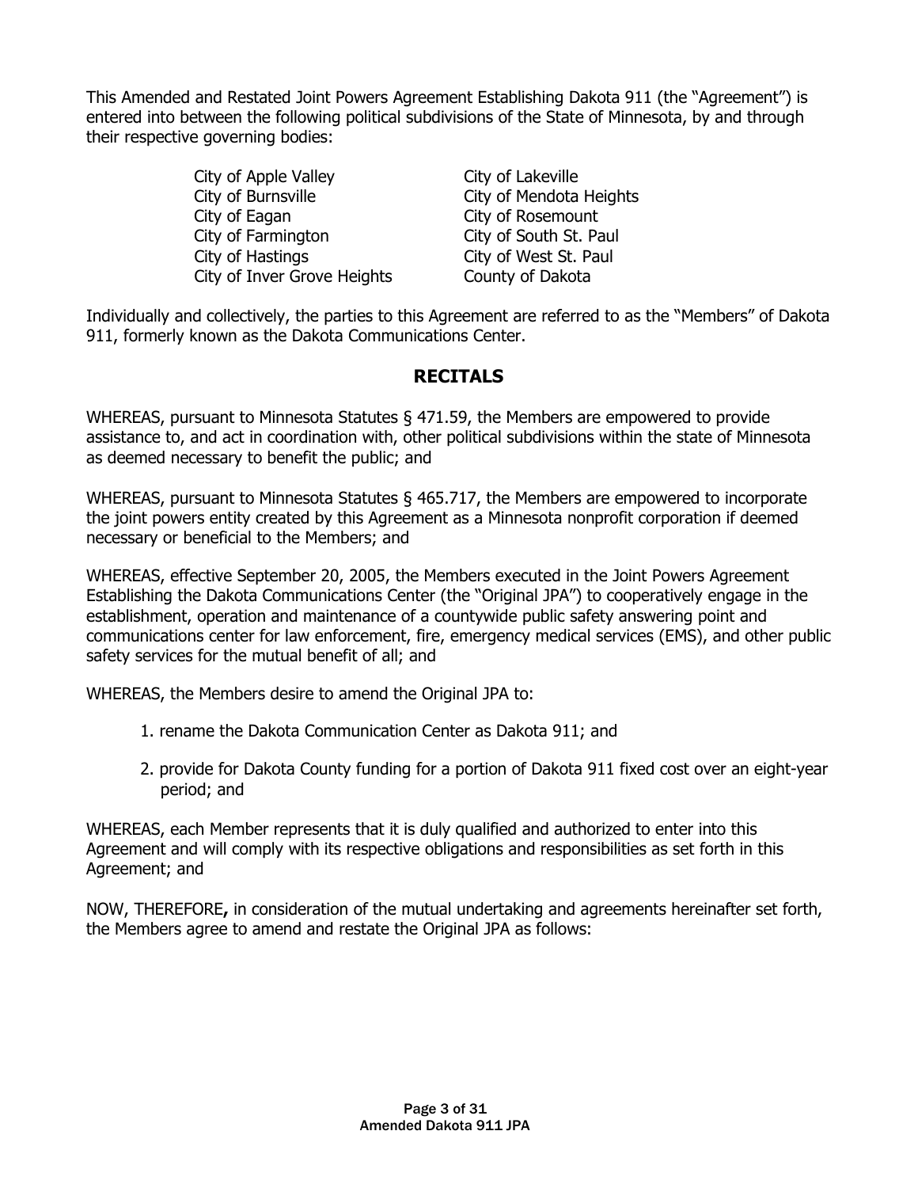This Amended and Restated Joint Powers Agreement Establishing Dakota 911 (the "Agreement") is entered into between the following political subdivisions of the State of Minnesota, by and through their respective governing bodies:

| | |
|---|---|
| City of Apple Valley | City of Lakeville |
| City of Burnsville | City of Mendota Heights |
| City of Eagan | City of Rosemount |
| City of Farmington | City of South St. Paul |
| City of Hastings | City of West St. Paul |
| City of Inver Grove Heights | County of Dakota |

Individually and collectively, the parties to this Agreement are referred to as the "Members" of Dakota 911, formerly known as the Dakota Communications Center.

## RECITALS

WHEREAS, pursuant to Minnesota Statutes § 471.59, the Members are empowered to provide assistance to, and act in coordination with, other political subdivisions within the state of Minnesota as deemed necessary to benefit the public; and

WHEREAS, pursuant to Minnesota Statutes § 465.717, the Members are empowered to incorporate the joint powers entity created by this Agreement as a Minnesota nonprofit corporation if deemed necessary or beneficial to the Members; and

WHEREAS, effective September 20, 2005, the Members executed in the Joint Powers Agreement Establishing the Dakota Communications Center (the "Original JPA") to cooperatively engage in the establishment, operation and maintenance of a countywide public safety answering point and communications center for law enforcement, fire, emergency medical services (EMS), and other public safety services for the mutual benefit of all; and

WHEREAS, the Members desire to amend the Original JPA to:

1. rename the Dakota Communication Center as Dakota 911; and
2. provide for Dakota County funding for a portion of Dakota 911 fixed cost over an eight-year period; and

WHEREAS, each Member represents that it is duly qualified and authorized to enter into this Agreement and will comply with its respective obligations and responsibilities as set forth in this Agreement; and

NOW, THEREFORE**,** in consideration of the mutual undertaking and agreements hereinafter set forth, the Members agree to amend and restate the Original JPA as follows: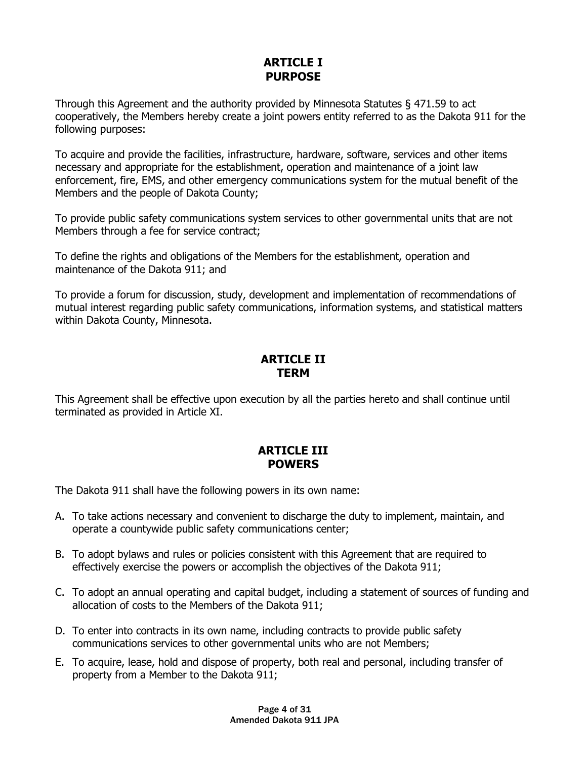## ARTICLE I
## PURPOSE

Through this Agreement and the authority provided by Minnesota Statutes § 471.59 to act cooperatively, the Members hereby create a joint powers entity referred to as the Dakota 911 for the following purposes:

To acquire and provide the facilities, infrastructure, hardware, software, services and other items necessary and appropriate for the establishment, operation and maintenance of a joint law enforcement, fire, EMS, and other emergency communications system for the mutual benefit of the Members and the people of Dakota County;

To provide public safety communications system services to other governmental units that are not Members through a fee for service contract;

To define the rights and obligations of the Members for the establishment, operation and maintenance of the Dakota 911; and

To provide a forum for discussion, study, development and implementation of recommendations of mutual interest regarding public safety communications, information systems, and statistical matters within Dakota County, Minnesota.

## ARTICLE II
## TERM

This Agreement shall be effective upon execution by all the parties hereto and shall continue until terminated as provided in Article XI.

## ARTICLE III
## POWERS

The Dakota 911 shall have the following powers in its own name:

A. To take actions necessary and convenient to discharge the duty to implement, maintain, and operate a countywide public safety communications center;

B. To adopt bylaws and rules or policies consistent with this Agreement that are required to effectively exercise the powers or accomplish the objectives of the Dakota 911;

C. To adopt an annual operating and capital budget, including a statement of sources of funding and allocation of costs to the Members of the Dakota 911;

D. To enter into contracts in its own name, including contracts to provide public safety communications services to other governmental units who are not Members;

E. To acquire, lease, hold and dispose of property, both real and personal, including transfer of property from a Member to the Dakota 911;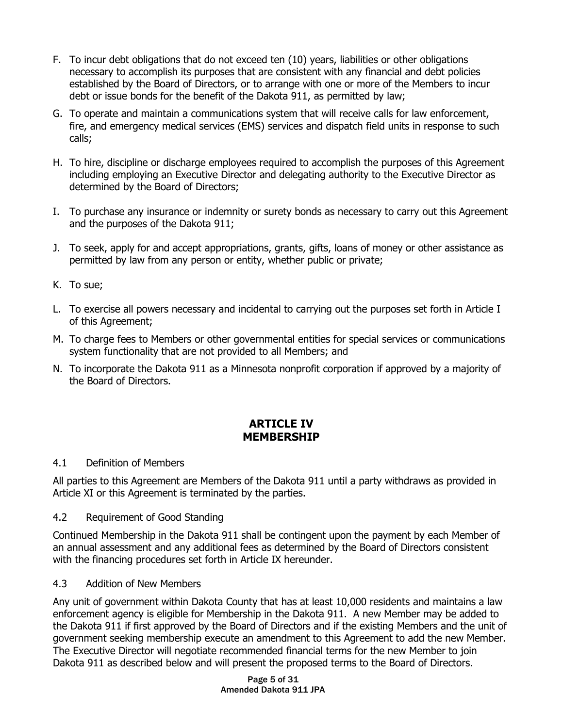F. To incur debt obligations that do not exceed ten (10) years, liabilities or other obligations necessary to accomplish its purposes that are consistent with any financial and debt policies established by the Board of Directors, or to arrange with one or more of the Members to incur debt or issue bonds for the benefit of the Dakota 911, as permitted by law;

G. To operate and maintain a communications system that will receive calls for law enforcement, fire, and emergency medical services (EMS) services and dispatch field units in response to such calls;

H. To hire, discipline or discharge employees required to accomplish the purposes of this Agreement including employing an Executive Director and delegating authority to the Executive Director as determined by the Board of Directors;

I. To purchase any insurance or indemnity or surety bonds as necessary to carry out this Agreement and the purposes of the Dakota 911;

J. To seek, apply for and accept appropriations, grants, gifts, loans of money or other assistance as permitted by law from any person or entity, whether public or private;

K. To sue;

L. To exercise all powers necessary and incidental to carrying out the purposes set forth in Article I of this Agreement;

M. To charge fees to Members or other governmental entities for special services or communications system functionality that are not provided to all Members; and

N. To incorporate the Dakota 911 as a Minnesota nonprofit corporation if approved by a majority of the Board of Directors.

## ARTICLE IV
## MEMBERSHIP

4.1 Definition of Members

All parties to this Agreement are Members of the Dakota 911 until a party withdraws as provided in Article XI or this Agreement is terminated by the parties.

4.2 Requirement of Good Standing

Continued Membership in the Dakota 911 shall be contingent upon the payment by each Member of an annual assessment and any additional fees as determined by the Board of Directors consistent with the financing procedures set forth in Article IX hereunder.

4.3 Addition of New Members

Any unit of government within Dakota County that has at least 10,000 residents and maintains a law enforcement agency is eligible for Membership in the Dakota 911. A new Member may be added to the Dakota 911 if first approved by the Board of Directors and if the existing Members and the unit of government seeking membership execute an amendment to this Agreement to add the new Member. The Executive Director will negotiate recommended financial terms for the new Member to join Dakota 911 as described below and will present the proposed terms to the Board of Directors.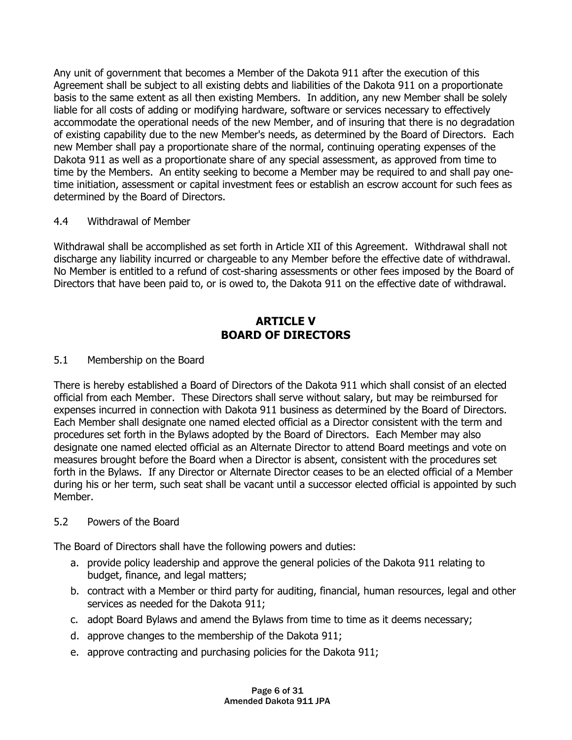Any unit of government that becomes a Member of the Dakota 911 after the execution of this Agreement shall be subject to all existing debts and liabilities of the Dakota 911 on a proportionate basis to the same extent as all then existing Members. In addition, any new Member shall be solely liable for all costs of adding or modifying hardware, software or services necessary to effectively accommodate the operational needs of the new Member, and of insuring that there is no degradation of existing capability due to the new Member's needs, as determined by the Board of Directors. Each new Member shall pay a proportionate share of the normal, continuing operating expenses of the Dakota 911 as well as a proportionate share of any special assessment, as approved from time to time by the Members. An entity seeking to become a Member may be required to and shall pay one-time initiation, assessment or capital investment fees or establish an escrow account for such fees as determined by the Board of Directors.

4.4 Withdrawal of Member

Withdrawal shall be accomplished as set forth in Article XII of this Agreement. Withdrawal shall not discharge any liability incurred or chargeable to any Member before the effective date of withdrawal. No Member is entitled to a refund of cost-sharing assessments or other fees imposed by the Board of Directors that have been paid to, or is owed to, the Dakota 911 on the effective date of withdrawal.

## ARTICLE V
## BOARD OF DIRECTORS

5.1 Membership on the Board

There is hereby established a Board of Directors of the Dakota 911 which shall consist of an elected official from each Member. These Directors shall serve without salary, but may be reimbursed for expenses incurred in connection with Dakota 911 business as determined by the Board of Directors. Each Member shall designate one named elected official as a Director consistent with the term and procedures set forth in the Bylaws adopted by the Board of Directors. Each Member may also designate one named elected official as an Alternate Director to attend Board meetings and vote on measures brought before the Board when a Director is absent, consistent with the procedures set forth in the Bylaws. If any Director or Alternate Director ceases to be an elected official of a Member during his or her term, such seat shall be vacant until a successor elected official is appointed by such Member.

5.2 Powers of the Board

The Board of Directors shall have the following powers and duties:

a. provide policy leadership and approve the general policies of the Dakota 911 relating to budget, finance, and legal matters;
b. contract with a Member or third party for auditing, financial, human resources, legal and other services as needed for the Dakota 911;
c. adopt Board Bylaws and amend the Bylaws from time to time as it deems necessary;
d. approve changes to the membership of the Dakota 911;
e. approve contracting and purchasing policies for the Dakota 911;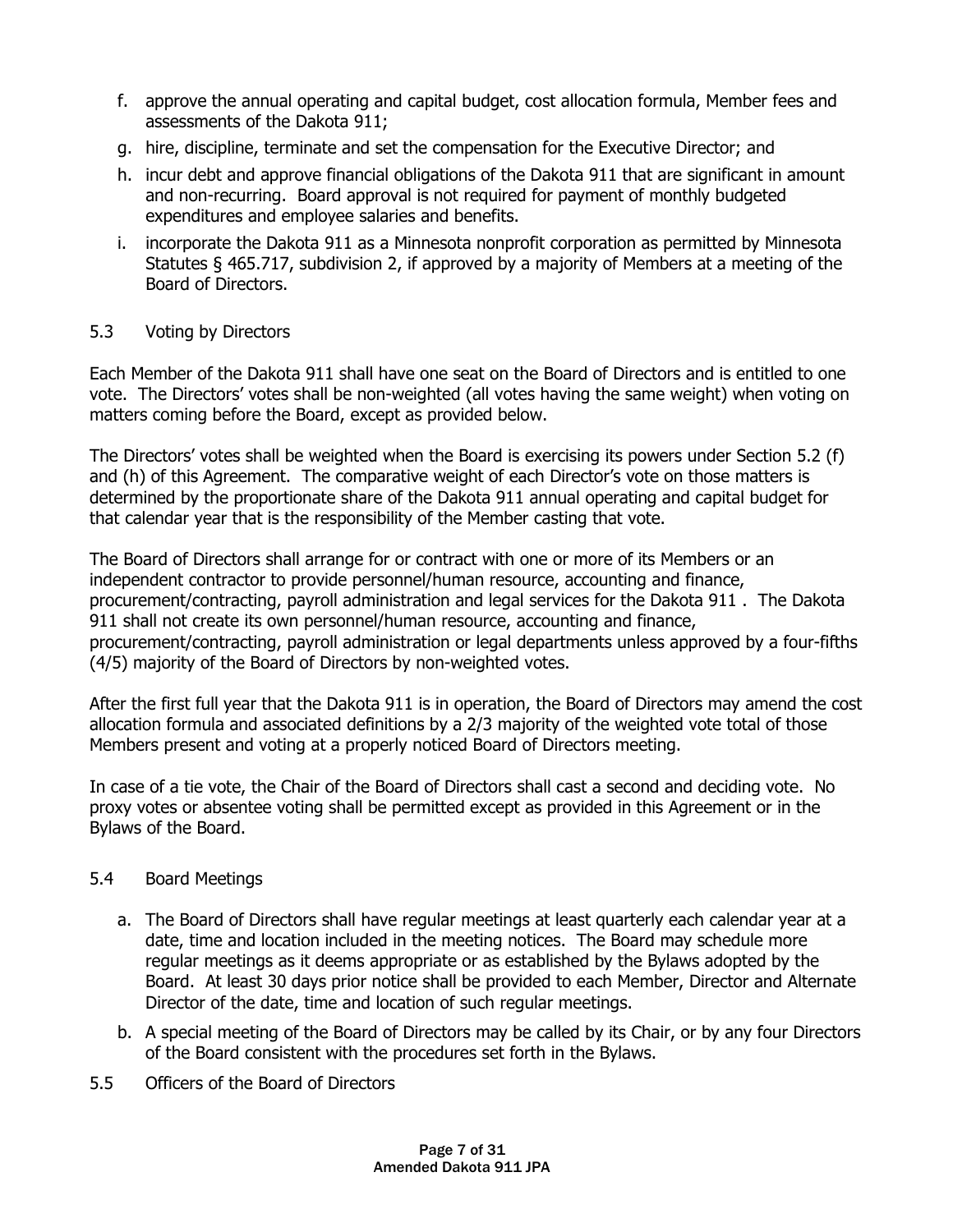f. approve the annual operating and capital budget, cost allocation formula, Member fees and assessments of the Dakota 911;
g. hire, discipline, terminate and set the compensation for the Executive Director; and
h. incur debt and approve financial obligations of the Dakota 911 that are significant in amount and non-recurring. Board approval is not required for payment of monthly budgeted expenditures and employee salaries and benefits.
i. incorporate the Dakota 911 as a Minnesota nonprofit corporation as permitted by Minnesota Statutes § 465.717, subdivision 2, if approved by a majority of Members at a meeting of the Board of Directors.

### 5.3 Voting by Directors

Each Member of the Dakota 911 shall have one seat on the Board of Directors and is entitled to one vote. The Directors' votes shall be non-weighted (all votes having the same weight) when voting on matters coming before the Board, except as provided below.

The Directors' votes shall be weighted when the Board is exercising its powers under Section 5.2 (f) and (h) of this Agreement. The comparative weight of each Director's vote on those matters is determined by the proportionate share of the Dakota 911 annual operating and capital budget for that calendar year that is the responsibility of the Member casting that vote.

The Board of Directors shall arrange for or contract with one or more of its Members or an independent contractor to provide personnel/human resource, accounting and finance, procurement/contracting, payroll administration and legal services for the Dakota 911 . The Dakota 911 shall not create its own personnel/human resource, accounting and finance, procurement/contracting, payroll administration or legal departments unless approved by a four-fifths (4/5) majority of the Board of Directors by non-weighted votes.

After the first full year that the Dakota 911 is in operation, the Board of Directors may amend the cost allocation formula and associated definitions by a 2/3 majority of the weighted vote total of those Members present and voting at a properly noticed Board of Directors meeting.

In case of a tie vote, the Chair of the Board of Directors shall cast a second and deciding vote. No proxy votes or absentee voting shall be permitted except as provided in this Agreement or in the Bylaws of the Board.

### 5.4 Board Meetings

a. The Board of Directors shall have regular meetings at least quarterly each calendar year at a date, time and location included in the meeting notices. The Board may schedule more regular meetings as it deems appropriate or as established by the Bylaws adopted by the Board. At least 30 days prior notice shall be provided to each Member, Director and Alternate Director of the date, time and location of such regular meetings.
b. A special meeting of the Board of Directors may be called by its Chair, or by any four Directors of the Board consistent with the procedures set forth in the Bylaws.

### 5.5 Officers of the Board of Directors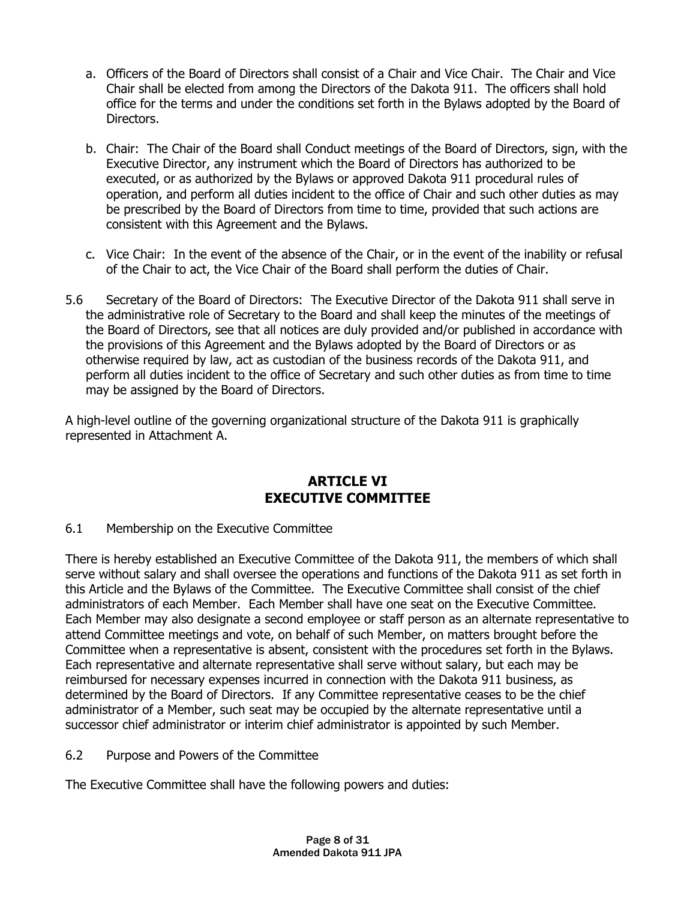a. Officers of the Board of Directors shall consist of a Chair and Vice Chair. The Chair and Vice Chair shall be elected from among the Directors of the Dakota 911. The officers shall hold office for the terms and under the conditions set forth in the Bylaws adopted by the Board of Directors.

b. Chair: The Chair of the Board shall Conduct meetings of the Board of Directors, sign, with the Executive Director, any instrument which the Board of Directors has authorized to be executed, or as authorized by the Bylaws or approved Dakota 911 procedural rules of operation, and perform all duties incident to the office of Chair and such other duties as may be prescribed by the Board of Directors from time to time, provided that such actions are consistent with this Agreement and the Bylaws.

c. Vice Chair: In the event of the absence of the Chair, or in the event of the inability or refusal of the Chair to act, the Vice Chair of the Board shall perform the duties of Chair.

5.6 Secretary of the Board of Directors: The Executive Director of the Dakota 911 shall serve in the administrative role of Secretary to the Board and shall keep the minutes of the meetings of the Board of Directors, see that all notices are duly provided and/or published in accordance with the provisions of this Agreement and the Bylaws adopted by the Board of Directors or as otherwise required by law, act as custodian of the business records of the Dakota 911, and perform all duties incident to the office of Secretary and such other duties as from time to time may be assigned by the Board of Directors.

A high-level outline of the governing organizational structure of the Dakota 911 is graphically represented in Attachment A.

## ARTICLE VI
## EXECUTIVE COMMITTEE

6.1 Membership on the Executive Committee

There is hereby established an Executive Committee of the Dakota 911, the members of which shall serve without salary and shall oversee the operations and functions of the Dakota 911 as set forth in this Article and the Bylaws of the Committee. The Executive Committee shall consist of the chief administrators of each Member. Each Member shall have one seat on the Executive Committee. Each Member may also designate a second employee or staff person as an alternate representative to attend Committee meetings and vote, on behalf of such Member, on matters brought before the Committee when a representative is absent, consistent with the procedures set forth in the Bylaws. Each representative and alternate representative shall serve without salary, but each may be reimbursed for necessary expenses incurred in connection with the Dakota 911 business, as determined by the Board of Directors. If any Committee representative ceases to be the chief administrator of a Member, such seat may be occupied by the alternate representative until a successor chief administrator or interim chief administrator is appointed by such Member.

6.2 Purpose and Powers of the Committee

The Executive Committee shall have the following powers and duties: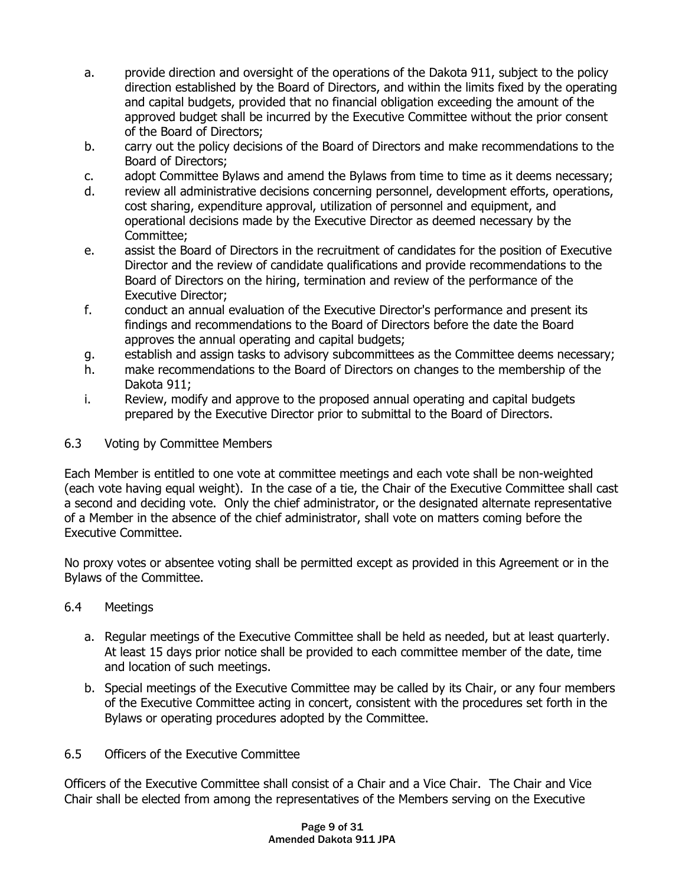a. provide direction and oversight of the operations of the Dakota 911, subject to the policy direction established by the Board of Directors, and within the limits fixed by the operating and capital budgets, provided that no financial obligation exceeding the amount of the approved budget shall be incurred by the Executive Committee without the prior consent of the Board of Directors;
b. carry out the policy decisions of the Board of Directors and make recommendations to the Board of Directors;
c. adopt Committee Bylaws and amend the Bylaws from time to time as it deems necessary;
d. review all administrative decisions concerning personnel, development efforts, operations, cost sharing, expenditure approval, utilization of personnel and equipment, and operational decisions made by the Executive Director as deemed necessary by the Committee;
e. assist the Board of Directors in the recruitment of candidates for the position of Executive Director and the review of candidate qualifications and provide recommendations to the Board of Directors on the hiring, termination and review of the performance of the Executive Director;
f. conduct an annual evaluation of the Executive Director's performance and present its findings and recommendations to the Board of Directors before the date the Board approves the annual operating and capital budgets;
g. establish and assign tasks to advisory subcommittees as the Committee deems necessary;
h. make recommendations to the Board of Directors on changes to the membership of the Dakota 911;
i. Review, modify and approve to the proposed annual operating and capital budgets prepared by the Executive Director prior to submittal to the Board of Directors.

## 6.3 Voting by Committee Members

Each Member is entitled to one vote at committee meetings and each vote shall be non-weighted (each vote having equal weight). In the case of a tie, the Chair of the Executive Committee shall cast a second and deciding vote. Only the chief administrator, or the designated alternate representative of a Member in the absence of the chief administrator, shall vote on matters coming before the Executive Committee.

No proxy votes or absentee voting shall be permitted except as provided in this Agreement or in the Bylaws of the Committee.

## 6.4 Meetings

a. Regular meetings of the Executive Committee shall be held as needed, but at least quarterly. At least 15 days prior notice shall be provided to each committee member of the date, time and location of such meetings.

b. Special meetings of the Executive Committee may be called by its Chair, or any four members of the Executive Committee acting in concert, consistent with the procedures set forth in the Bylaws or operating procedures adopted by the Committee.

## 6.5 Officers of the Executive Committee

Officers of the Executive Committee shall consist of a Chair and a Vice Chair. The Chair and Vice Chair shall be elected from among the representatives of the Members serving on the Executive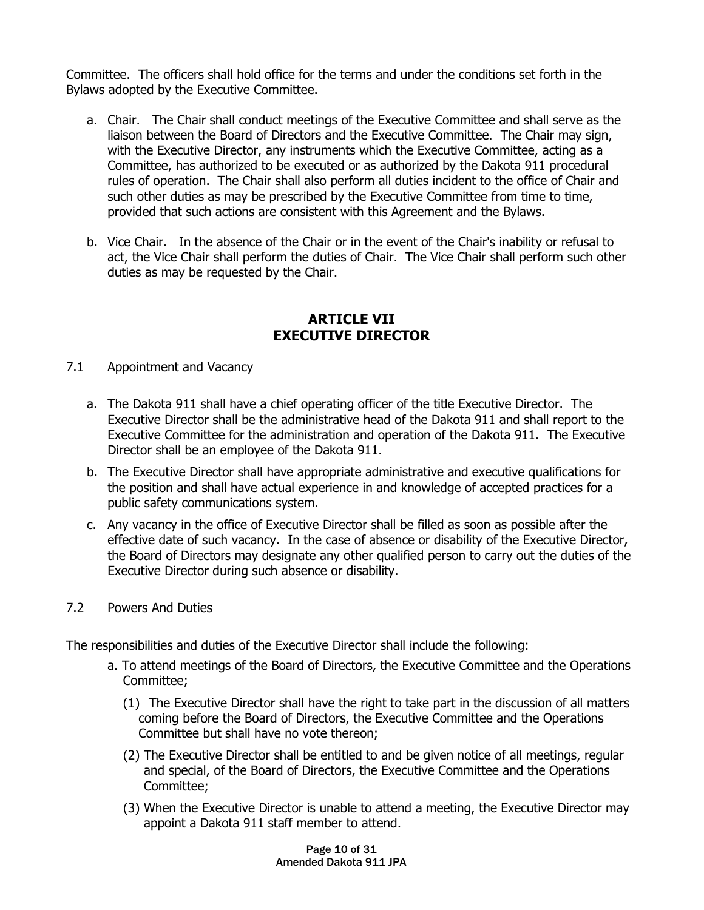Committee. The officers shall hold office for the terms and under the conditions set forth in the Bylaws adopted by the Executive Committee.

a. Chair. The Chair shall conduct meetings of the Executive Committee and shall serve as the liaison between the Board of Directors and the Executive Committee. The Chair may sign, with the Executive Director, any instruments which the Executive Committee, acting as a Committee, has authorized to be executed or as authorized by the Dakota 911 procedural rules of operation. The Chair shall also perform all duties incident to the office of Chair and such other duties as may be prescribed by the Executive Committee from time to time, provided that such actions are consistent with this Agreement and the Bylaws.

b. Vice Chair. In the absence of the Chair or in the event of the Chair's inability or refusal to act, the Vice Chair shall perform the duties of Chair. The Vice Chair shall perform such other duties as may be requested by the Chair.

## ARTICLE VII
## EXECUTIVE DIRECTOR

7.1 Appointment and Vacancy

a. The Dakota 911 shall have a chief operating officer of the title Executive Director. The Executive Director shall be the administrative head of the Dakota 911 and shall report to the Executive Committee for the administration and operation of the Dakota 911. The Executive Director shall be an employee of the Dakota 911.

b. The Executive Director shall have appropriate administrative and executive qualifications for the position and shall have actual experience in and knowledge of accepted practices for a public safety communications system.

c. Any vacancy in the office of Executive Director shall be filled as soon as possible after the effective date of such vacancy. In the case of absence or disability of the Executive Director, the Board of Directors may designate any other qualified person to carry out the duties of the Executive Director during such absence or disability.

7.2 Powers And Duties

The responsibilities and duties of the Executive Director shall include the following:

a. To attend meetings of the Board of Directors, the Executive Committee and the Operations Committee;

   (1) The Executive Director shall have the right to take part in the discussion of all matters coming before the Board of Directors, the Executive Committee and the Operations Committee but shall have no vote thereon;

   (2) The Executive Director shall be entitled to and be given notice of all meetings, regular and special, of the Board of Directors, the Executive Committee and the Operations Committee;

   (3) When the Executive Director is unable to attend a meeting, the Executive Director may appoint a Dakota 911 staff member to attend.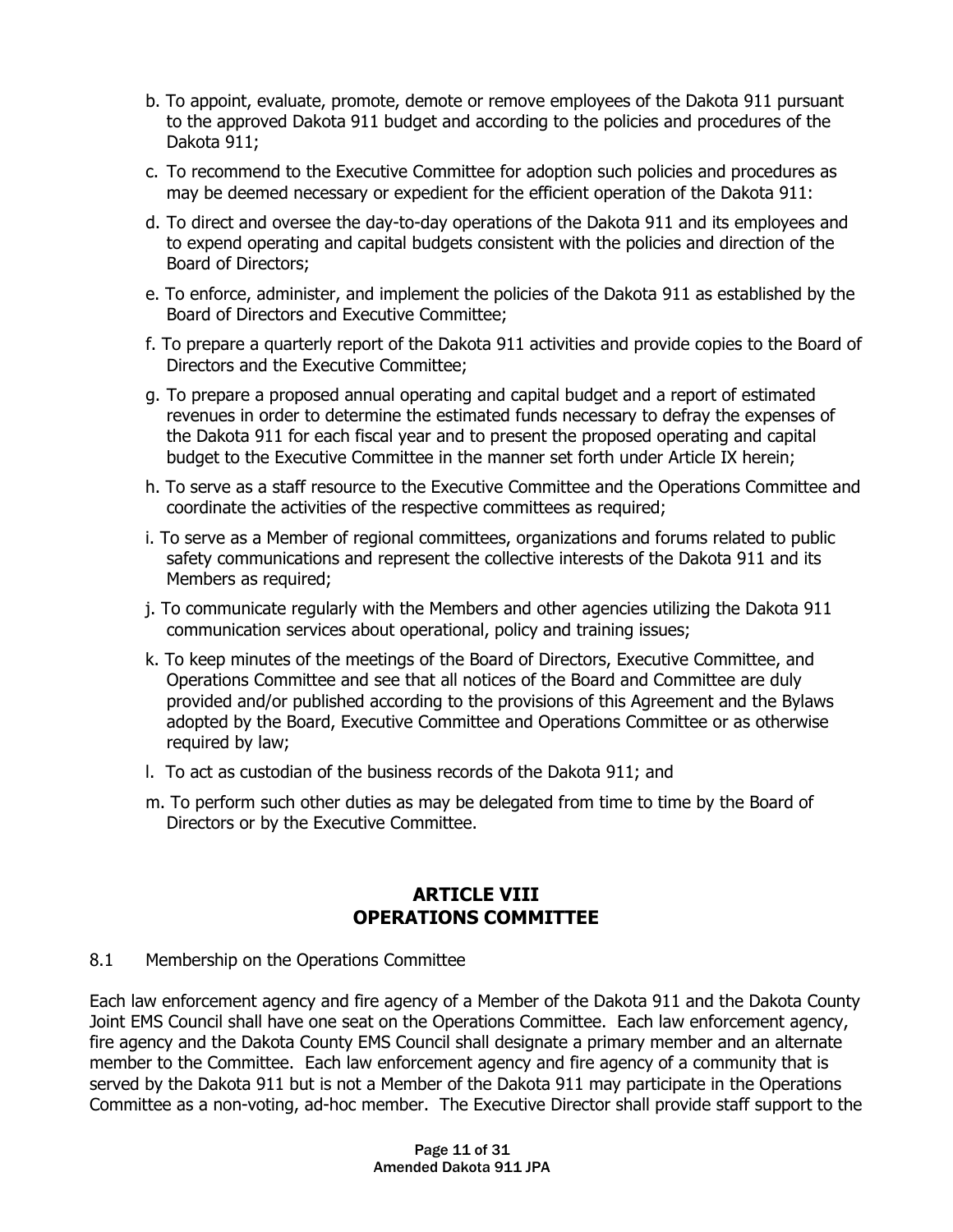b. To appoint, evaluate, promote, demote or remove employees of the Dakota 911 pursuant to the approved Dakota 911 budget and according to the policies and procedures of the Dakota 911;

c. To recommend to the Executive Committee for adoption such policies and procedures as may be deemed necessary or expedient for the efficient operation of the Dakota 911:

d. To direct and oversee the day-to-day operations of the Dakota 911 and its employees and to expend operating and capital budgets consistent with the policies and direction of the Board of Directors;

e. To enforce, administer, and implement the policies of the Dakota 911 as established by the Board of Directors and Executive Committee;

f. To prepare a quarterly report of the Dakota 911 activities and provide copies to the Board of Directors and the Executive Committee;

g. To prepare a proposed annual operating and capital budget and a report of estimated revenues in order to determine the estimated funds necessary to defray the expenses of the Dakota 911 for each fiscal year and to present the proposed operating and capital budget to the Executive Committee in the manner set forth under Article IX herein;

h. To serve as a staff resource to the Executive Committee and the Operations Committee and coordinate the activities of the respective committees as required;

i. To serve as a Member of regional committees, organizations and forums related to public safety communications and represent the collective interests of the Dakota 911 and its Members as required;

j. To communicate regularly with the Members and other agencies utilizing the Dakota 911 communication services about operational, policy and training issues;

k. To keep minutes of the meetings of the Board of Directors, Executive Committee, and Operations Committee and see that all notices of the Board and Committee are duly provided and/or published according to the provisions of this Agreement and the Bylaws adopted by the Board, Executive Committee and Operations Committee or as otherwise required by law;

l. To act as custodian of the business records of the Dakota 911; and

m. To perform such other duties as may be delegated from time to time by the Board of Directors or by the Executive Committee.

## ARTICLE VIII
## OPERATIONS COMMITTEE

8.1 Membership on the Operations Committee

Each law enforcement agency and fire agency of a Member of the Dakota 911 and the Dakota County Joint EMS Council shall have one seat on the Operations Committee. Each law enforcement agency, fire agency and the Dakota County EMS Council shall designate a primary member and an alternate member to the Committee. Each law enforcement agency and fire agency of a community that is served by the Dakota 911 but is not a Member of the Dakota 911 may participate in the Operations Committee as a non-voting, ad-hoc member. The Executive Director shall provide staff support to the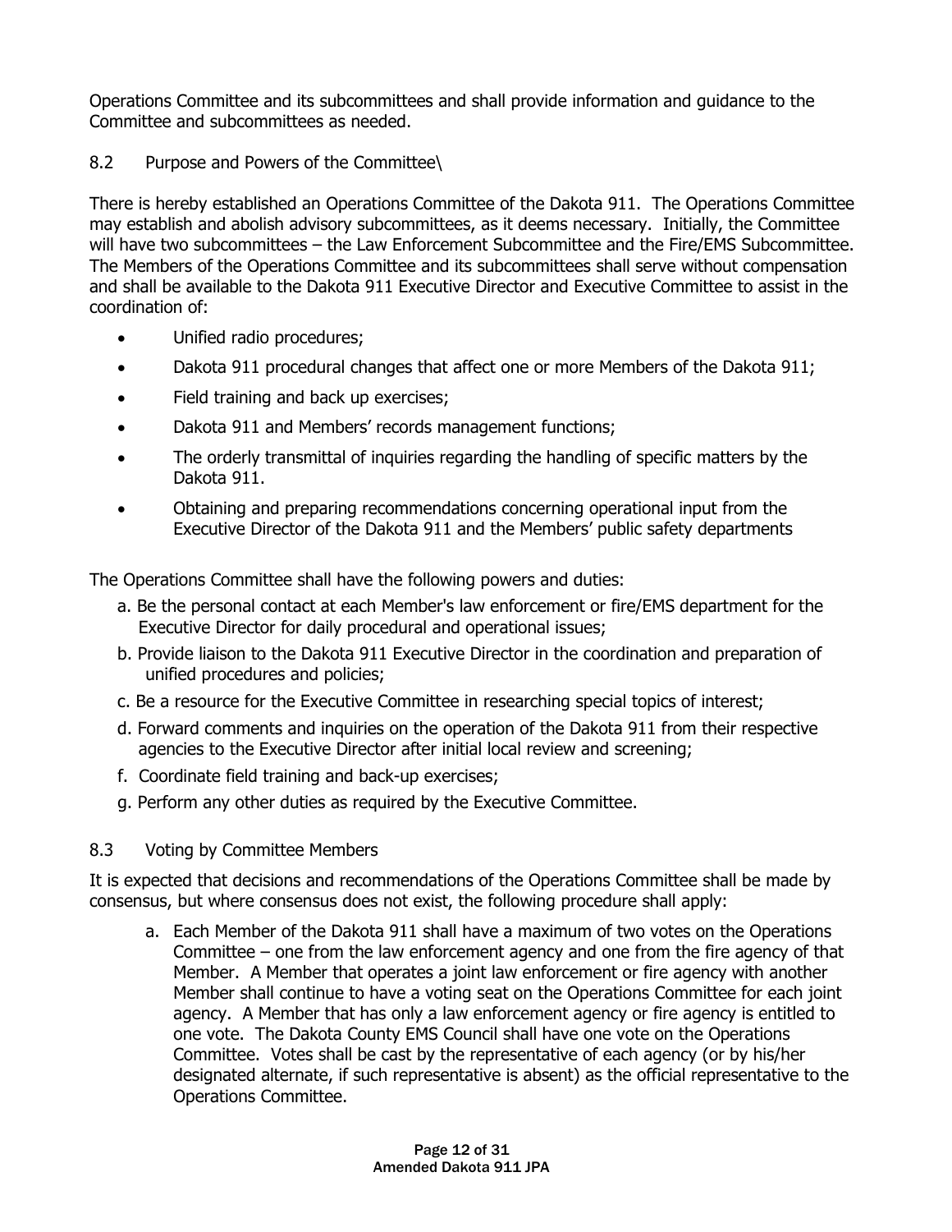Operations Committee and its subcommittees and shall provide information and guidance to the Committee and subcommittees as needed.

## 8.2 Purpose and Powers of the Committee\

There is hereby established an Operations Committee of the Dakota 911. The Operations Committee may establish and abolish advisory subcommittees, as it deems necessary. Initially, the Committee will have two subcommittees – the Law Enforcement Subcommittee and the Fire/EMS Subcommittee. The Members of the Operations Committee and its subcommittees shall serve without compensation and shall be available to the Dakota 911 Executive Director and Executive Committee to assist in the coordination of:

- Unified radio procedures;
- Dakota 911 procedural changes that affect one or more Members of the Dakota 911;
- Field training and back up exercises;
- Dakota 911 and Members' records management functions;
- The orderly transmittal of inquiries regarding the handling of specific matters by the Dakota 911.
- Obtaining and preparing recommendations concerning operational input from the Executive Director of the Dakota 911 and the Members' public safety departments

The Operations Committee shall have the following powers and duties:

a. Be the personal contact at each Member's law enforcement or fire/EMS department for the Executive Director for daily procedural and operational issues;

b. Provide liaison to the Dakota 911 Executive Director in the coordination and preparation of unified procedures and policies;

c. Be a resource for the Executive Committee in researching special topics of interest;

d. Forward comments and inquiries on the operation of the Dakota 911 from their respective agencies to the Executive Director after initial local review and screening;

f. Coordinate field training and back-up exercises;

g. Perform any other duties as required by the Executive Committee.

## 8.3 Voting by Committee Members

It is expected that decisions and recommendations of the Operations Committee shall be made by consensus, but where consensus does not exist, the following procedure shall apply:

a. Each Member of the Dakota 911 shall have a maximum of two votes on the Operations Committee – one from the law enforcement agency and one from the fire agency of that Member. A Member that operates a joint law enforcement or fire agency with another Member shall continue to have a voting seat on the Operations Committee for each joint agency. A Member that has only a law enforcement agency or fire agency is entitled to one vote. The Dakota County EMS Council shall have one vote on the Operations Committee. Votes shall be cast by the representative of each agency (or by his/her designated alternate, if such representative is absent) as the official representative to the Operations Committee.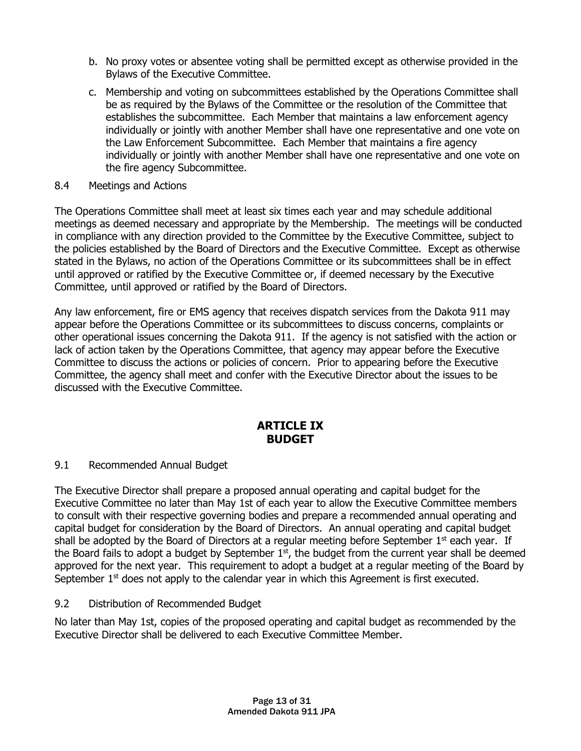b. No proxy votes or absentee voting shall be permitted except as otherwise provided in the Bylaws of the Executive Committee.

c. Membership and voting on subcommittees established by the Operations Committee shall be as required by the Bylaws of the Committee or the resolution of the Committee that establishes the subcommittee. Each Member that maintains a law enforcement agency individually or jointly with another Member shall have one representative and one vote on the Law Enforcement Subcommittee. Each Member that maintains a fire agency individually or jointly with another Member shall have one representative and one vote on the fire agency Subcommittee.

8.4 Meetings and Actions

The Operations Committee shall meet at least six times each year and may schedule additional meetings as deemed necessary and appropriate by the Membership. The meetings will be conducted in compliance with any direction provided to the Committee by the Executive Committee, subject to the policies established by the Board of Directors and the Executive Committee. Except as otherwise stated in the Bylaws, no action of the Operations Committee or its subcommittees shall be in effect until approved or ratified by the Executive Committee or, if deemed necessary by the Executive Committee, until approved or ratified by the Board of Directors.

Any law enforcement, fire or EMS agency that receives dispatch services from the Dakota 911 may appear before the Operations Committee or its subcommittees to discuss concerns, complaints or other operational issues concerning the Dakota 911. If the agency is not satisfied with the action or lack of action taken by the Operations Committee, that agency may appear before the Executive Committee to discuss the actions or policies of concern. Prior to appearing before the Executive Committee, the agency shall meet and confer with the Executive Director about the issues to be discussed with the Executive Committee.

## ARTICLE IX
## BUDGET

9.1 Recommended Annual Budget

The Executive Director shall prepare a proposed annual operating and capital budget for the Executive Committee no later than May 1st of each year to allow the Executive Committee members to consult with their respective governing bodies and prepare a recommended annual operating and capital budget for consideration by the Board of Directors. An annual operating and capital budget shall be adopted by the Board of Directors at a regular meeting before September 1st each year. If the Board fails to adopt a budget by September 1st, the budget from the current year shall be deemed approved for the next year. This requirement to adopt a budget at a regular meeting of the Board by September 1st does not apply to the calendar year in which this Agreement is first executed.

9.2 Distribution of Recommended Budget

No later than May 1st, copies of the proposed operating and capital budget as recommended by the Executive Director shall be delivered to each Executive Committee Member.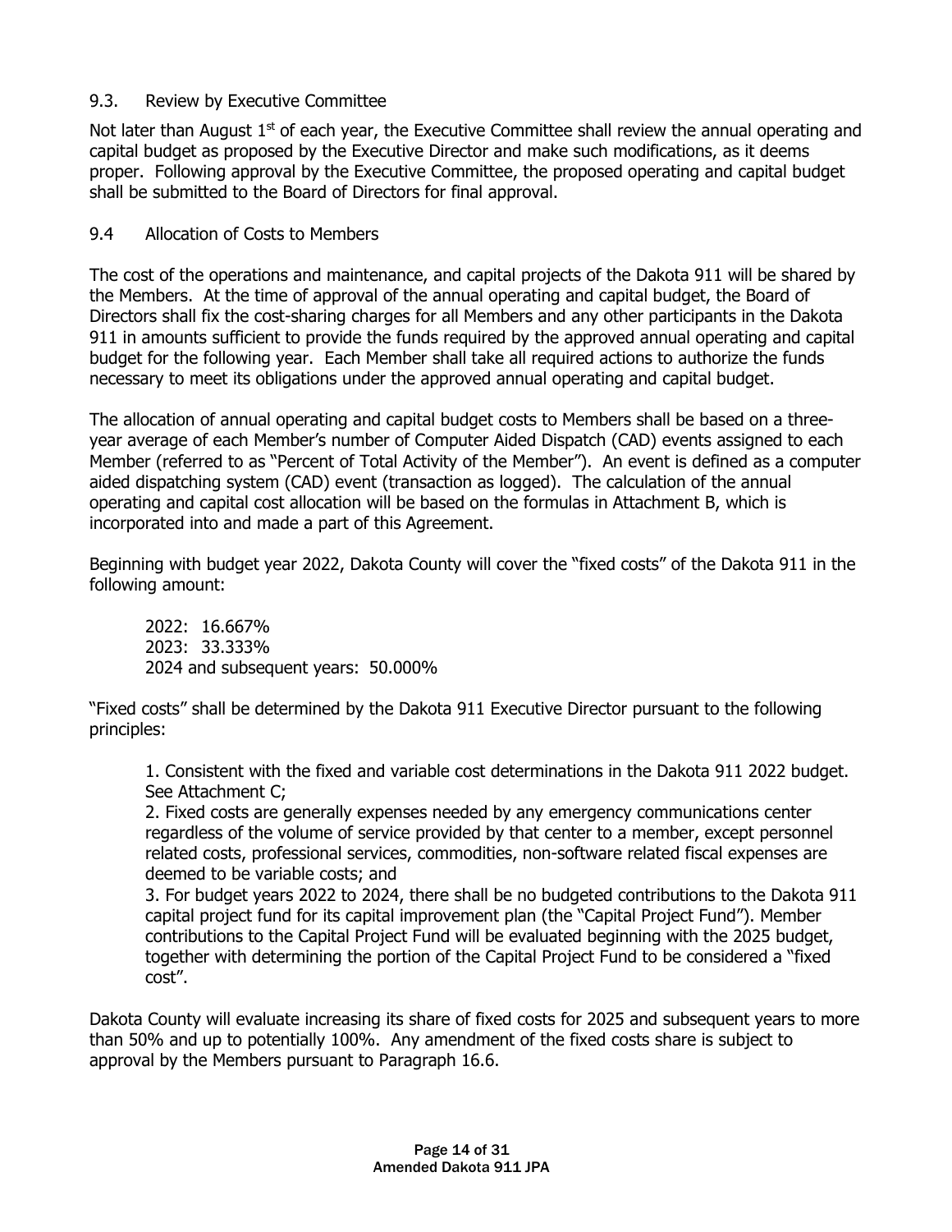### 9.3. Review by Executive Committee

Not later than August 1st of each year, the Executive Committee shall review the annual operating and capital budget as proposed by the Executive Director and make such modifications, as it deems proper. Following approval by the Executive Committee, the proposed operating and capital budget shall be submitted to the Board of Directors for final approval.

### 9.4 Allocation of Costs to Members

The cost of the operations and maintenance, and capital projects of the Dakota 911 will be shared by the Members. At the time of approval of the annual operating and capital budget, the Board of Directors shall fix the cost-sharing charges for all Members and any other participants in the Dakota 911 in amounts sufficient to provide the funds required by the approved annual operating and capital budget for the following year. Each Member shall take all required actions to authorize the funds necessary to meet its obligations under the approved annual operating and capital budget.

The allocation of annual operating and capital budget costs to Members shall be based on a three-year average of each Member's number of Computer Aided Dispatch (CAD) events assigned to each Member (referred to as "Percent of Total Activity of the Member"). An event is defined as a computer aided dispatching system (CAD) event (transaction as logged). The calculation of the annual operating and capital cost allocation will be based on the formulas in Attachment B, which is incorporated into and made a part of this Agreement.

Beginning with budget year 2022, Dakota County will cover the "fixed costs" of the Dakota 911 in the following amount:

2022: 16.667%
2023: 33.333%
2024 and subsequent years: 50.000%

"Fixed costs" shall be determined by the Dakota 911 Executive Director pursuant to the following principles:

1. Consistent with the fixed and variable cost determinations in the Dakota 911 2022 budget. See Attachment C;
2. Fixed costs are generally expenses needed by any emergency communications center regardless of the volume of service provided by that center to a member, except personnel related costs, professional services, commodities, non-software related fiscal expenses are deemed to be variable costs; and
3. For budget years 2022 to 2024, there shall be no budgeted contributions to the Dakota 911 capital project fund for its capital improvement plan (the "Capital Project Fund"). Member contributions to the Capital Project Fund will be evaluated beginning with the 2025 budget, together with determining the portion of the Capital Project Fund to be considered a "fixed cost".

Dakota County will evaluate increasing its share of fixed costs for 2025 and subsequent years to more than 50% and up to potentially 100%. Any amendment of the fixed costs share is subject to approval by the Members pursuant to Paragraph 16.6.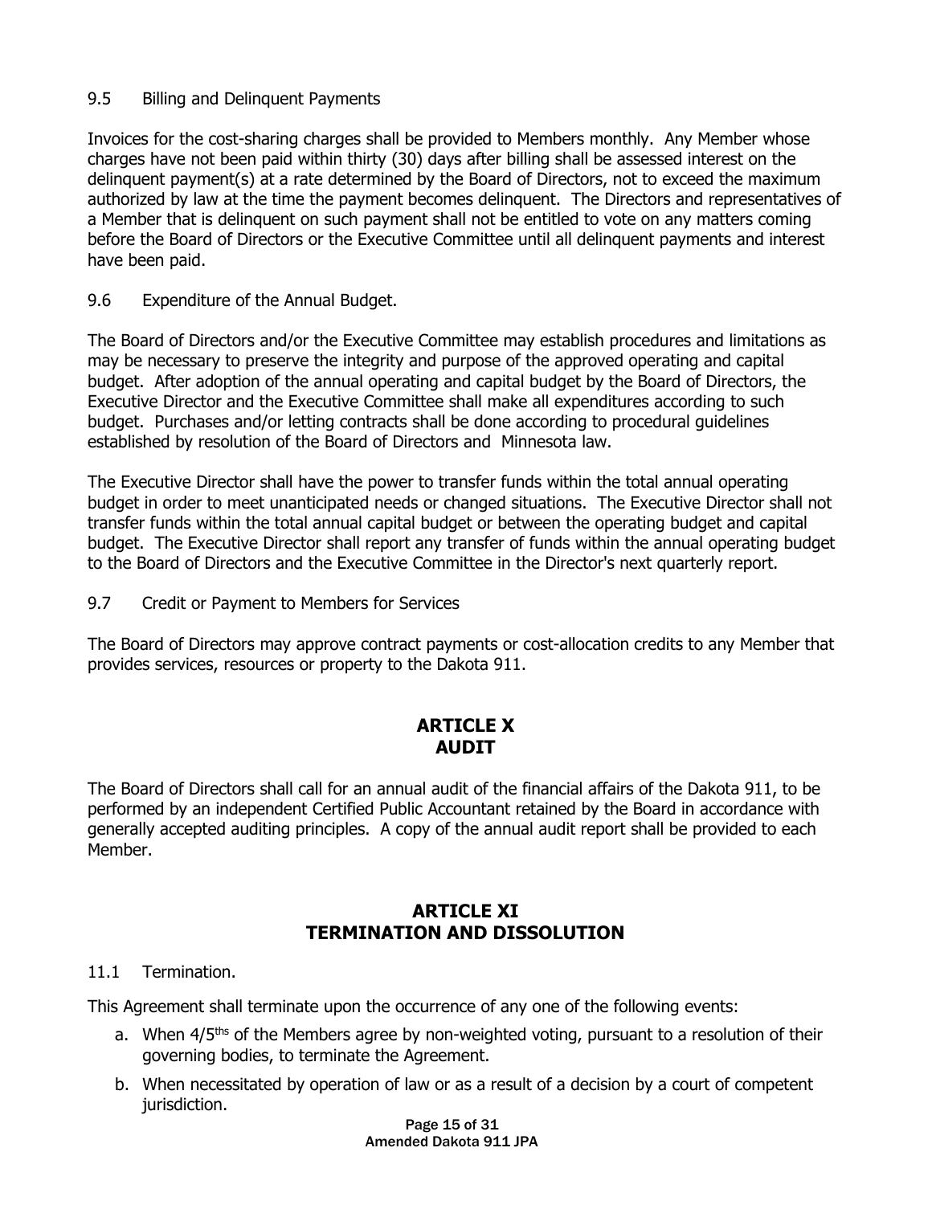9.5 Billing and Delinquent Payments

Invoices for the cost-sharing charges shall be provided to Members monthly. Any Member whose charges have not been paid within thirty (30) days after billing shall be assessed interest on the delinquent payment(s) at a rate determined by the Board of Directors, not to exceed the maximum authorized by law at the time the payment becomes delinquent. The Directors and representatives of a Member that is delinquent on such payment shall not be entitled to vote on any matters coming before the Board of Directors or the Executive Committee until all delinquent payments and interest have been paid.

9.6 Expenditure of the Annual Budget.

The Board of Directors and/or the Executive Committee may establish procedures and limitations as may be necessary to preserve the integrity and purpose of the approved operating and capital budget. After adoption of the annual operating and capital budget by the Board of Directors, the Executive Director and the Executive Committee shall make all expenditures according to such budget. Purchases and/or letting contracts shall be done according to procedural guidelines established by resolution of the Board of Directors and Minnesota law.

The Executive Director shall have the power to transfer funds within the total annual operating budget in order to meet unanticipated needs or changed situations. The Executive Director shall not transfer funds within the total annual capital budget or between the operating budget and capital budget. The Executive Director shall report any transfer of funds within the annual operating budget to the Board of Directors and the Executive Committee in the Director's next quarterly report.

9.7 Credit or Payment to Members for Services

The Board of Directors may approve contract payments or cost-allocation credits to any Member that provides services, resources or property to the Dakota 911.

## ARTICLE X
## AUDIT

The Board of Directors shall call for an annual audit of the financial affairs of the Dakota 911, to be performed by an independent Certified Public Accountant retained by the Board in accordance with generally accepted auditing principles. A copy of the annual audit report shall be provided to each Member.

## ARTICLE XI
## TERMINATION AND DISSOLUTION

11.1 Termination.

This Agreement shall terminate upon the occurrence of any one of the following events:

a. When 4/5ths of the Members agree by non-weighted voting, pursuant to a resolution of their governing bodies, to terminate the Agreement.
b. When necessitated by operation of law or as a result of a decision by a court of competent jurisdiction.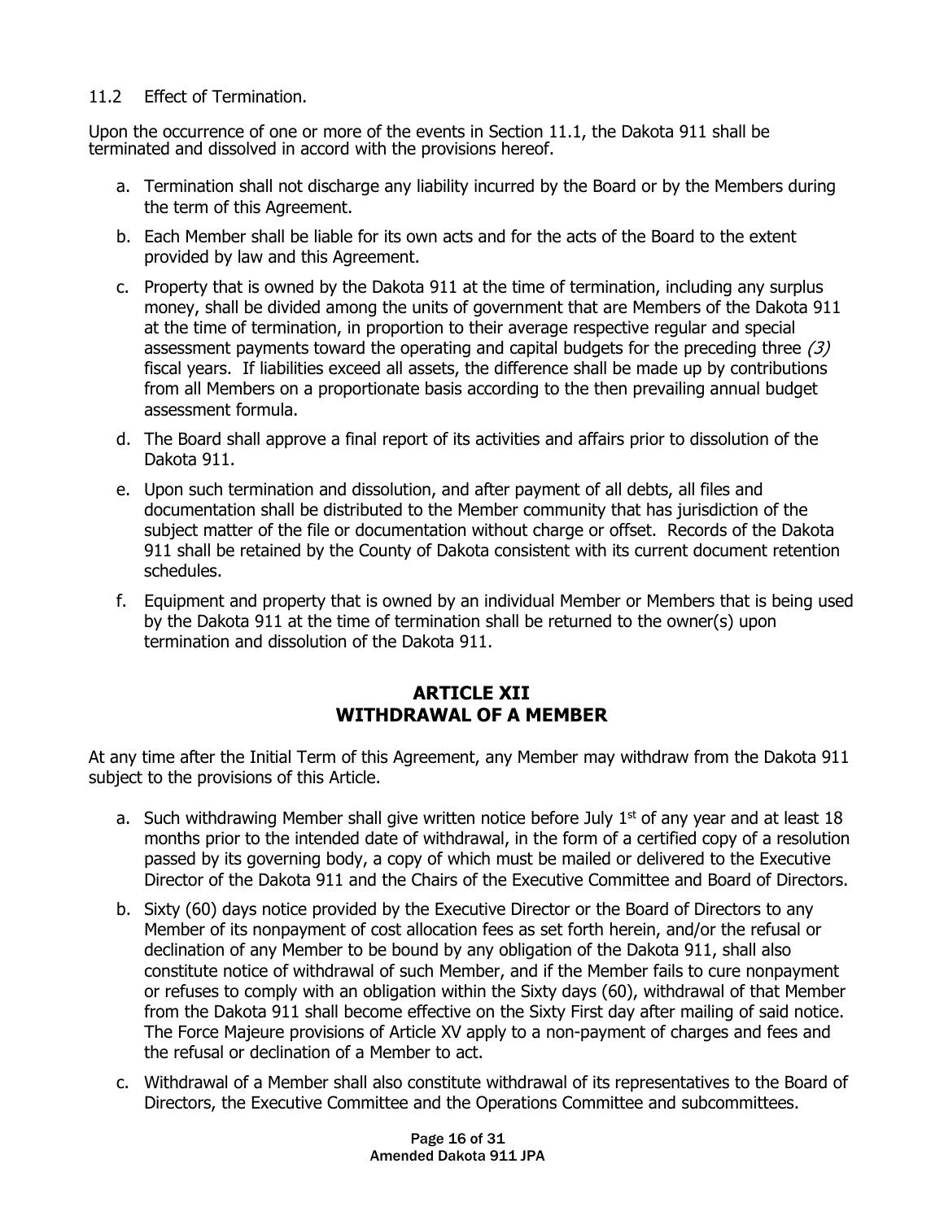11.2 Effect of Termination.

Upon the occurrence of one or more of the events in Section 11.1, the Dakota 911 shall be terminated and dissolved in accord with the provisions hereof.

a. Termination shall not discharge any liability incurred by the Board or by the Members during the term of this Agreement.

b. Each Member shall be liable for its own acts and for the acts of the Board to the extent provided by law and this Agreement.

c. Property that is owned by the Dakota 911 at the time of termination, including any surplus money, shall be divided among the units of government that are Members of the Dakota 911 at the time of termination, in proportion to their average respective regular and special assessment payments toward the operating and capital budgets for the preceding three *(3)* fiscal years. If liabilities exceed all assets, the difference shall be made up by contributions from all Members on a proportionate basis according to the then prevailing annual budget assessment formula.

d. The Board shall approve a final report of its activities and affairs prior to dissolution of the Dakota 911.

e. Upon such termination and dissolution, and after payment of all debts, all files and documentation shall be distributed to the Member community that has jurisdiction of the subject matter of the file or documentation without charge or offset. Records of the Dakota 911 shall be retained by the County of Dakota consistent with its current document retention schedules.

f. Equipment and property that is owned by an individual Member or Members that is being used by the Dakota 911 at the time of termination shall be returned to the owner(s) upon termination and dissolution of the Dakota 911.

## ARTICLE XII
## WITHDRAWAL OF A MEMBER

At any time after the Initial Term of this Agreement, any Member may withdraw from the Dakota 911 subject to the provisions of this Article.

a. Such withdrawing Member shall give written notice before July 1st of any year and at least 18 months prior to the intended date of withdrawal, in the form of a certified copy of a resolution passed by its governing body, a copy of which must be mailed or delivered to the Executive Director of the Dakota 911 and the Chairs of the Executive Committee and Board of Directors.

b. Sixty (60) days notice provided by the Executive Director or the Board of Directors to any Member of its nonpayment of cost allocation fees as set forth herein, and/or the refusal or declination of any Member to be bound by any obligation of the Dakota 911, shall also constitute notice of withdrawal of such Member, and if the Member fails to cure nonpayment or refuses to comply with an obligation within the Sixty days (60), withdrawal of that Member from the Dakota 911 shall become effective on the Sixty First day after mailing of said notice. The Force Majeure provisions of Article XV apply to a non-payment of charges and fees and the refusal or declination of a Member to act.

c. Withdrawal of a Member shall also constitute withdrawal of its representatives to the Board of Directors, the Executive Committee and the Operations Committee and subcommittees.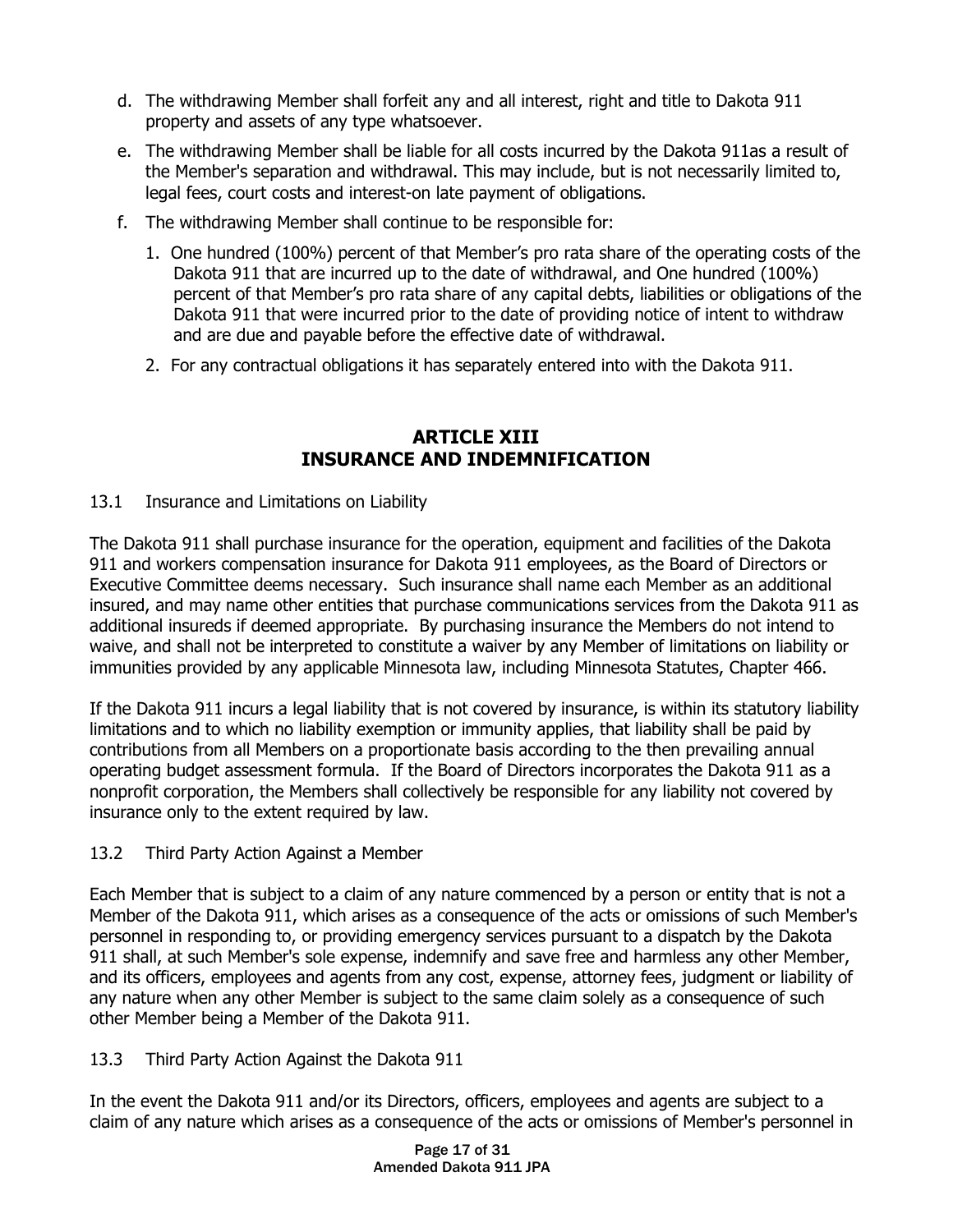d. The withdrawing Member shall forfeit any and all interest, right and title to Dakota 911 property and assets of any type whatsoever.

e. The withdrawing Member shall be liable for all costs incurred by the Dakota 911as a result of the Member's separation and withdrawal. This may include, but is not necessarily limited to, legal fees, court costs and interest-on late payment of obligations.

f. The withdrawing Member shall continue to be responsible for:

   1. One hundred (100%) percent of that Member's pro rata share of the operating costs of the Dakota 911 that are incurred up to the date of withdrawal, and One hundred (100%) percent of that Member's pro rata share of any capital debts, liabilities or obligations of the Dakota 911 that were incurred prior to the date of providing notice of intent to withdraw and are due and payable before the effective date of withdrawal.

   2. For any contractual obligations it has separately entered into with the Dakota 911.

## ARTICLE XIII
## INSURANCE AND INDEMNIFICATION

13.1 Insurance and Limitations on Liability

The Dakota 911 shall purchase insurance for the operation, equipment and facilities of the Dakota 911 and workers compensation insurance for Dakota 911 employees, as the Board of Directors or Executive Committee deems necessary. Such insurance shall name each Member as an additional insured, and may name other entities that purchase communications services from the Dakota 911 as additional insureds if deemed appropriate. By purchasing insurance the Members do not intend to waive, and shall not be interpreted to constitute a waiver by any Member of limitations on liability or immunities provided by any applicable Minnesota law, including Minnesota Statutes, Chapter 466.

If the Dakota 911 incurs a legal liability that is not covered by insurance, is within its statutory liability limitations and to which no liability exemption or immunity applies, that liability shall be paid by contributions from all Members on a proportionate basis according to the then prevailing annual operating budget assessment formula. If the Board of Directors incorporates the Dakota 911 as a nonprofit corporation, the Members shall collectively be responsible for any liability not covered by insurance only to the extent required by law.

13.2 Third Party Action Against a Member

Each Member that is subject to a claim of any nature commenced by a person or entity that is not a Member of the Dakota 911, which arises as a consequence of the acts or omissions of such Member's personnel in responding to, or providing emergency services pursuant to a dispatch by the Dakota 911 shall, at such Member's sole expense, indemnify and save free and harmless any other Member, and its officers, employees and agents from any cost, expense, attorney fees, judgment or liability of any nature when any other Member is subject to the same claim solely as a consequence of such other Member being a Member of the Dakota 911.

13.3 Third Party Action Against the Dakota 911

In the event the Dakota 911 and/or its Directors, officers, employees and agents are subject to a claim of any nature which arises as a consequence of the acts or omissions of Member's personnel in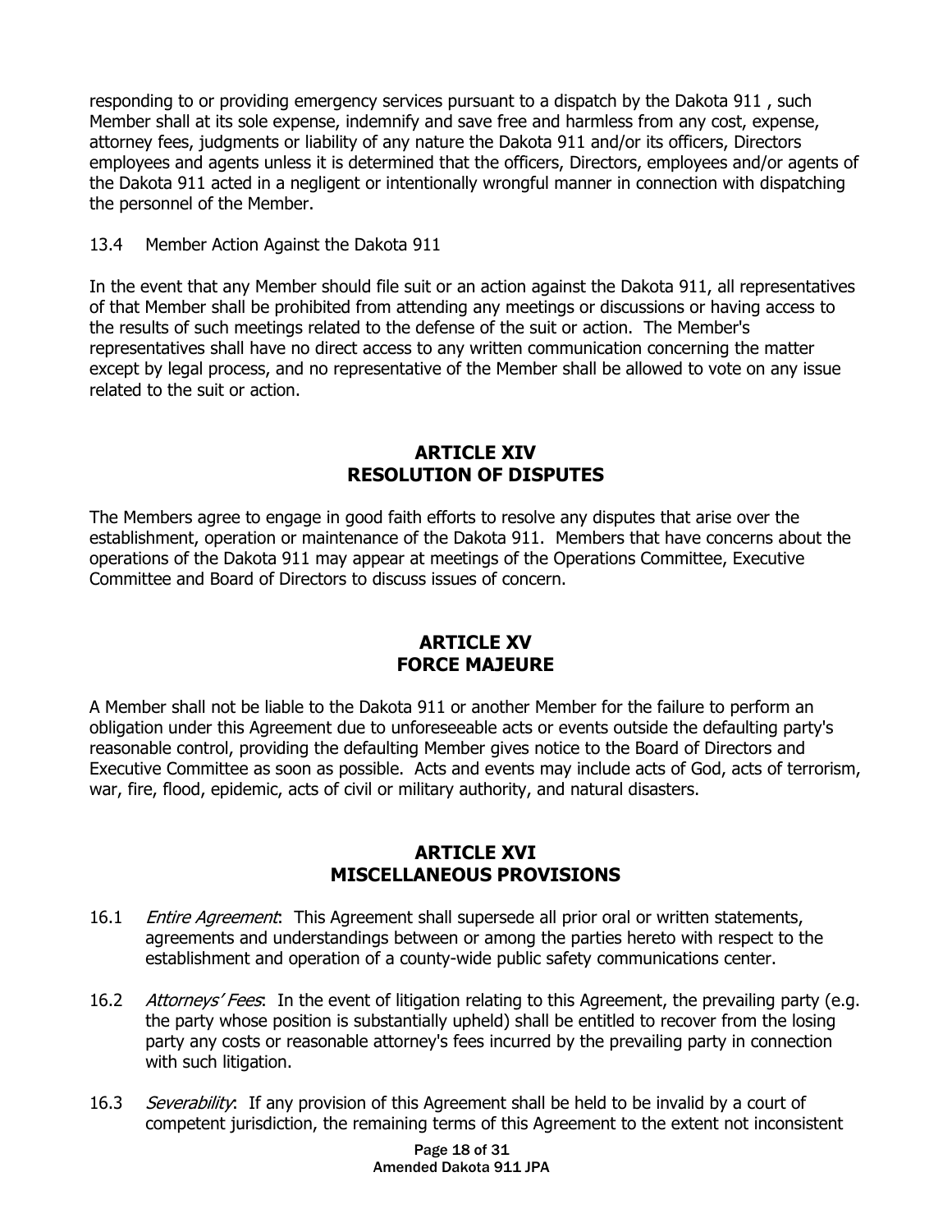responding to or providing emergency services pursuant to a dispatch by the Dakota 911 , such Member shall at its sole expense, indemnify and save free and harmless from any cost, expense, attorney fees, judgments or liability of any nature the Dakota 911 and/or its officers, Directors employees and agents unless it is determined that the officers, Directors, employees and/or agents of the Dakota 911 acted in a negligent or intentionally wrongful manner in connection with dispatching the personnel of the Member.

13.4 Member Action Against the Dakota 911

In the event that any Member should file suit or an action against the Dakota 911, all representatives of that Member shall be prohibited from attending any meetings or discussions or having access to the results of such meetings related to the defense of the suit or action. The Member's representatives shall have no direct access to any written communication concerning the matter except by legal process, and no representative of the Member shall be allowed to vote on any issue related to the suit or action.

## ARTICLE XIV
## RESOLUTION OF DISPUTES

The Members agree to engage in good faith efforts to resolve any disputes that arise over the establishment, operation or maintenance of the Dakota 911. Members that have concerns about the operations of the Dakota 911 may appear at meetings of the Operations Committee, Executive Committee and Board of Directors to discuss issues of concern.

## ARTICLE XV
## FORCE MAJEURE

A Member shall not be liable to the Dakota 911 or another Member for the failure to perform an obligation under this Agreement due to unforeseeable acts or events outside the defaulting party's reasonable control, providing the defaulting Member gives notice to the Board of Directors and Executive Committee as soon as possible. Acts and events may include acts of God, acts of terrorism, war, fire, flood, epidemic, acts of civil or military authority, and natural disasters.

## ARTICLE XVI
## MISCELLANEOUS PROVISIONS

16.1 *Entire Agreement*: This Agreement shall supersede all prior oral or written statements, agreements and understandings between or among the parties hereto with respect to the establishment and operation of a county-wide public safety communications center.

16.2 *Attorneys' Fees*: In the event of litigation relating to this Agreement, the prevailing party (e.g. the party whose position is substantially upheld) shall be entitled to recover from the losing party any costs or reasonable attorney's fees incurred by the prevailing party in connection with such litigation.

16.3 *Severability*: If any provision of this Agreement shall be held to be invalid by a court of competent jurisdiction, the remaining terms of this Agreement to the extent not inconsistent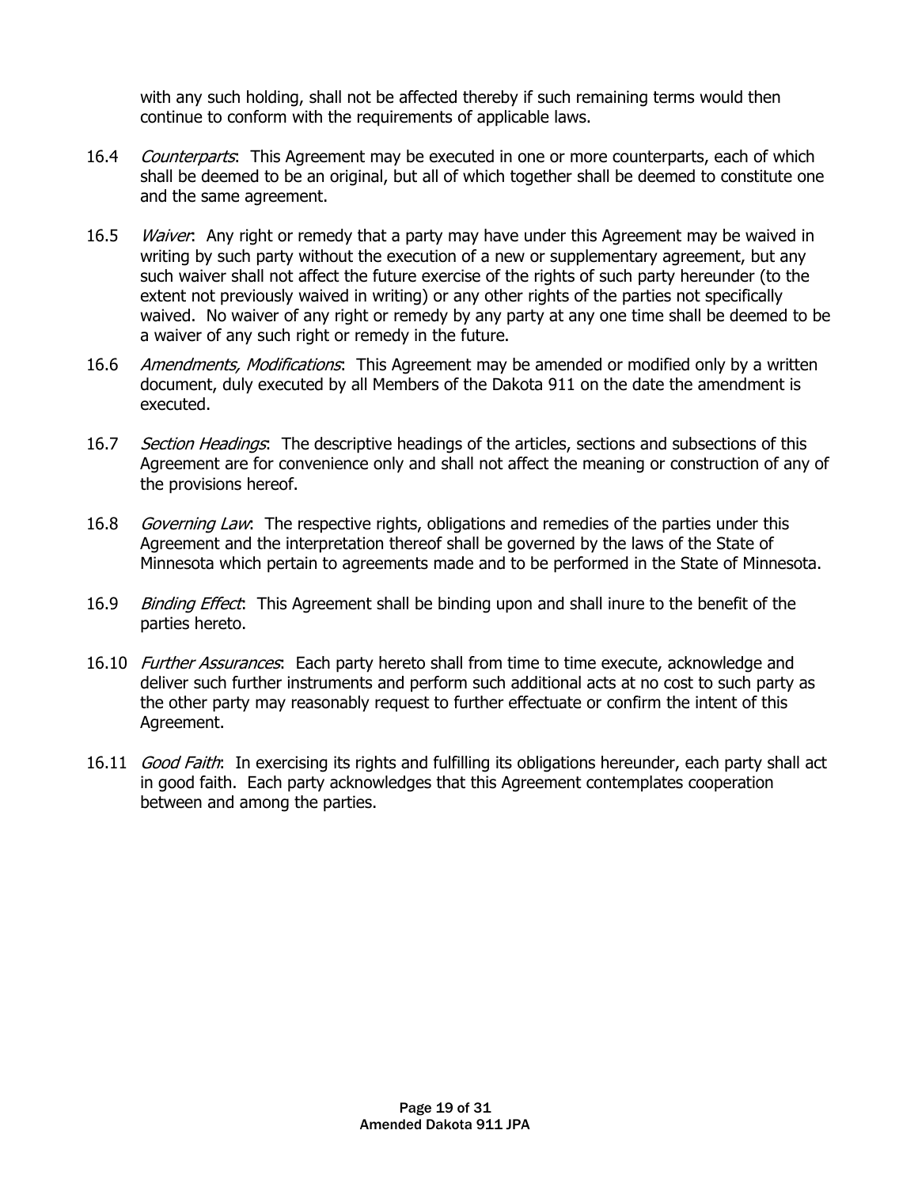with any such holding, shall not be affected thereby if such remaining terms would then continue to conform with the requirements of applicable laws.

16.4 *Counterparts*: This Agreement may be executed in one or more counterparts, each of which shall be deemed to be an original, but all of which together shall be deemed to constitute one and the same agreement.

16.5 *Waiver*: Any right or remedy that a party may have under this Agreement may be waived in writing by such party without the execution of a new or supplementary agreement, but any such waiver shall not affect the future exercise of the rights of such party hereunder (to the extent not previously waived in writing) or any other rights of the parties not specifically waived. No waiver of any right or remedy by any party at any one time shall be deemed to be a waiver of any such right or remedy in the future.

16.6 *Amendments, Modifications*: This Agreement may be amended or modified only by a written document, duly executed by all Members of the Dakota 911 on the date the amendment is executed.

16.7 *Section Headings*: The descriptive headings of the articles, sections and subsections of this Agreement are for convenience only and shall not affect the meaning or construction of any of the provisions hereof.

16.8 *Governing Law*: The respective rights, obligations and remedies of the parties under this Agreement and the interpretation thereof shall be governed by the laws of the State of Minnesota which pertain to agreements made and to be performed in the State of Minnesota.

16.9 *Binding Effect*: This Agreement shall be binding upon and shall inure to the benefit of the parties hereto.

16.10 *Further Assurances*: Each party hereto shall from time to time execute, acknowledge and deliver such further instruments and perform such additional acts at no cost to such party as the other party may reasonably request to further effectuate or confirm the intent of this Agreement.

16.11 *Good Faith*: In exercising its rights and fulfilling its obligations hereunder, each party shall act in good faith. Each party acknowledges that this Agreement contemplates cooperation between and among the parties.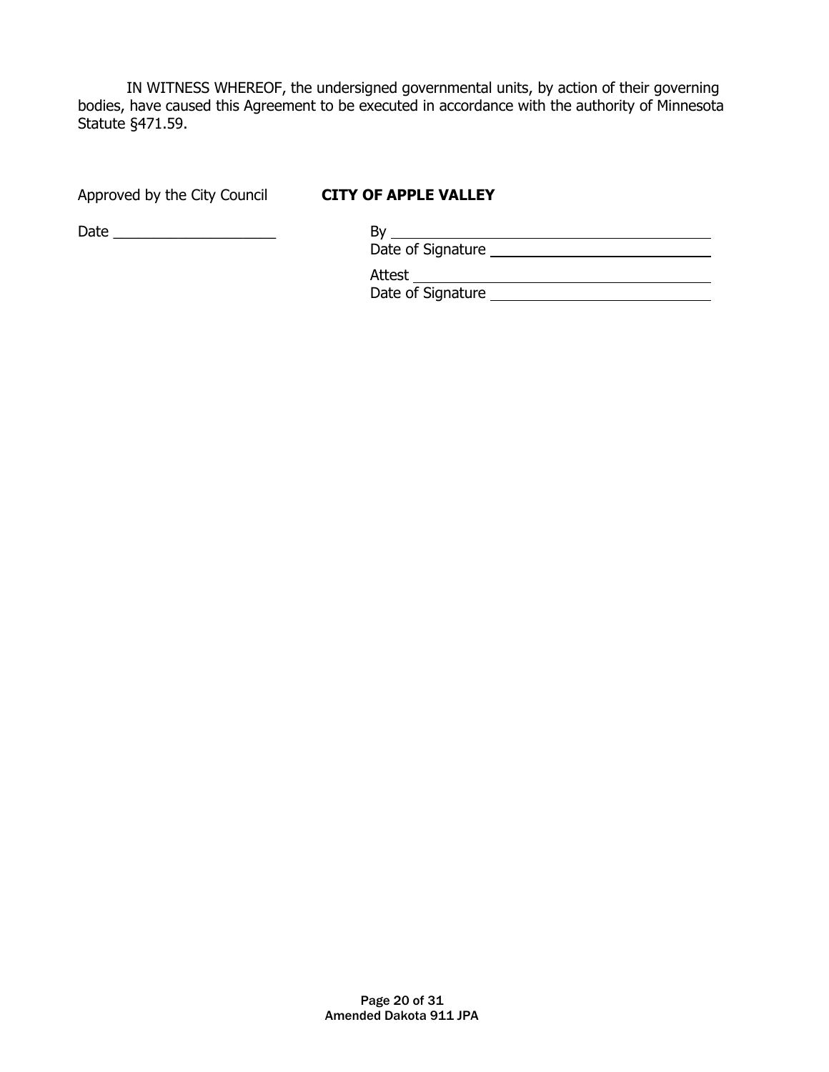IN WITNESS WHEREOF, the undersigned governmental units, by action of their governing bodies, have caused this Agreement to be executed in accordance with the authority of Minnesota Statute §471.59.

Approved by the City Council **CITY OF APPLE VALLEY**

Date ____________________

By ________________________________________
Date of Signature ___________________________

Attest ______________________________________
Date of Signature ___________________________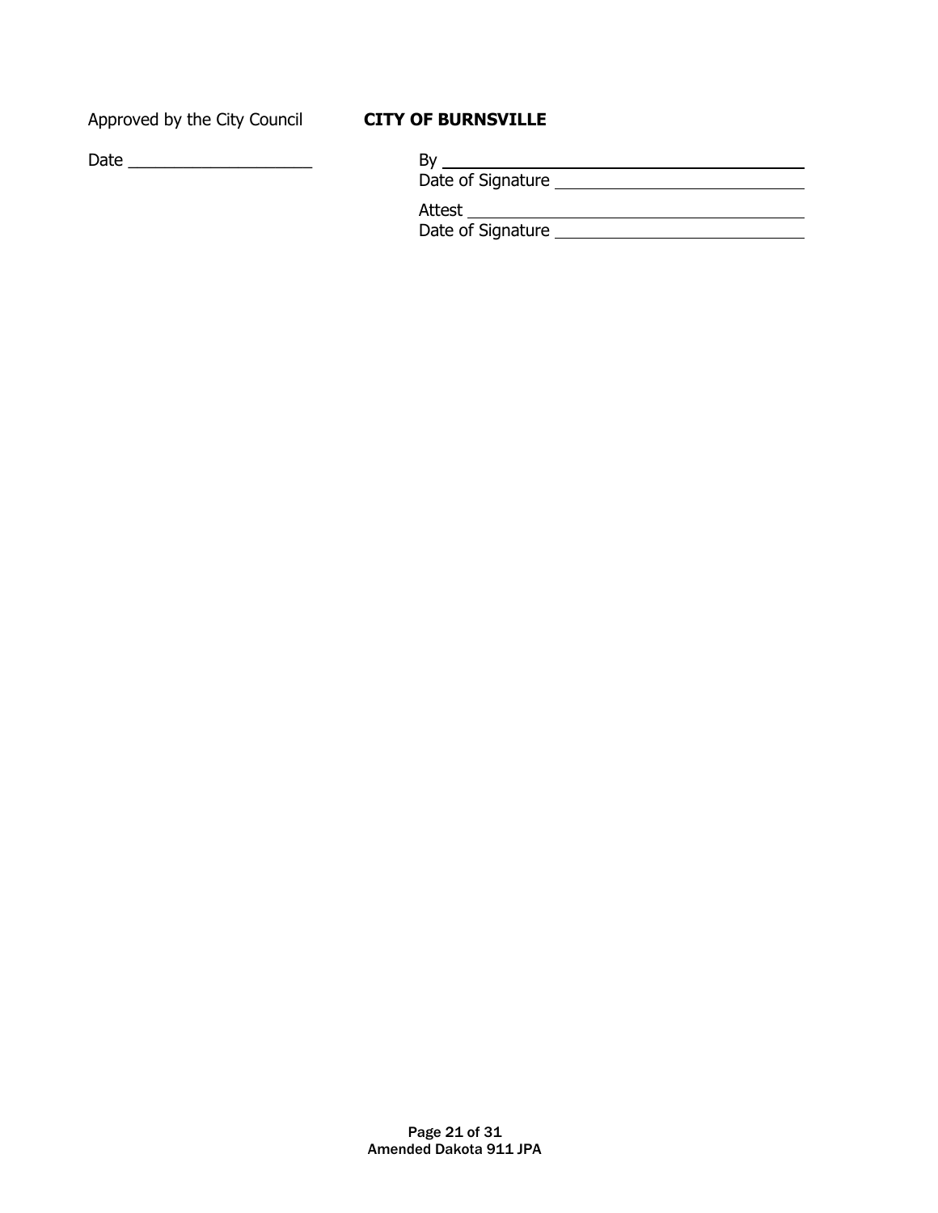Approved by the City Council **CITY OF BURNSVILLE**

Date ____________________

By ________________________________

Date of Signature ______________________

Attest ______________________________

Date of Signature ______________________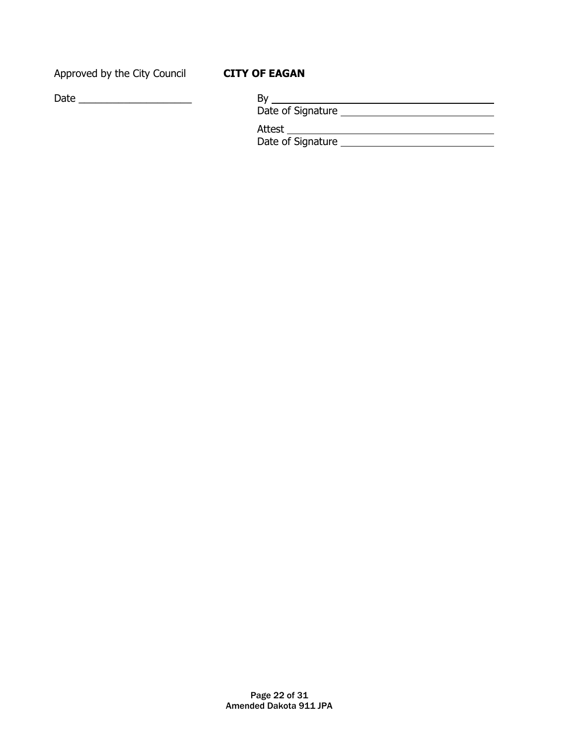Approved by the City Council **CITY OF EAGAN**

Date ____________________

By ______________________________

Date of Signature ______________________________

Attest ______________________________

Date of Signature ______________________________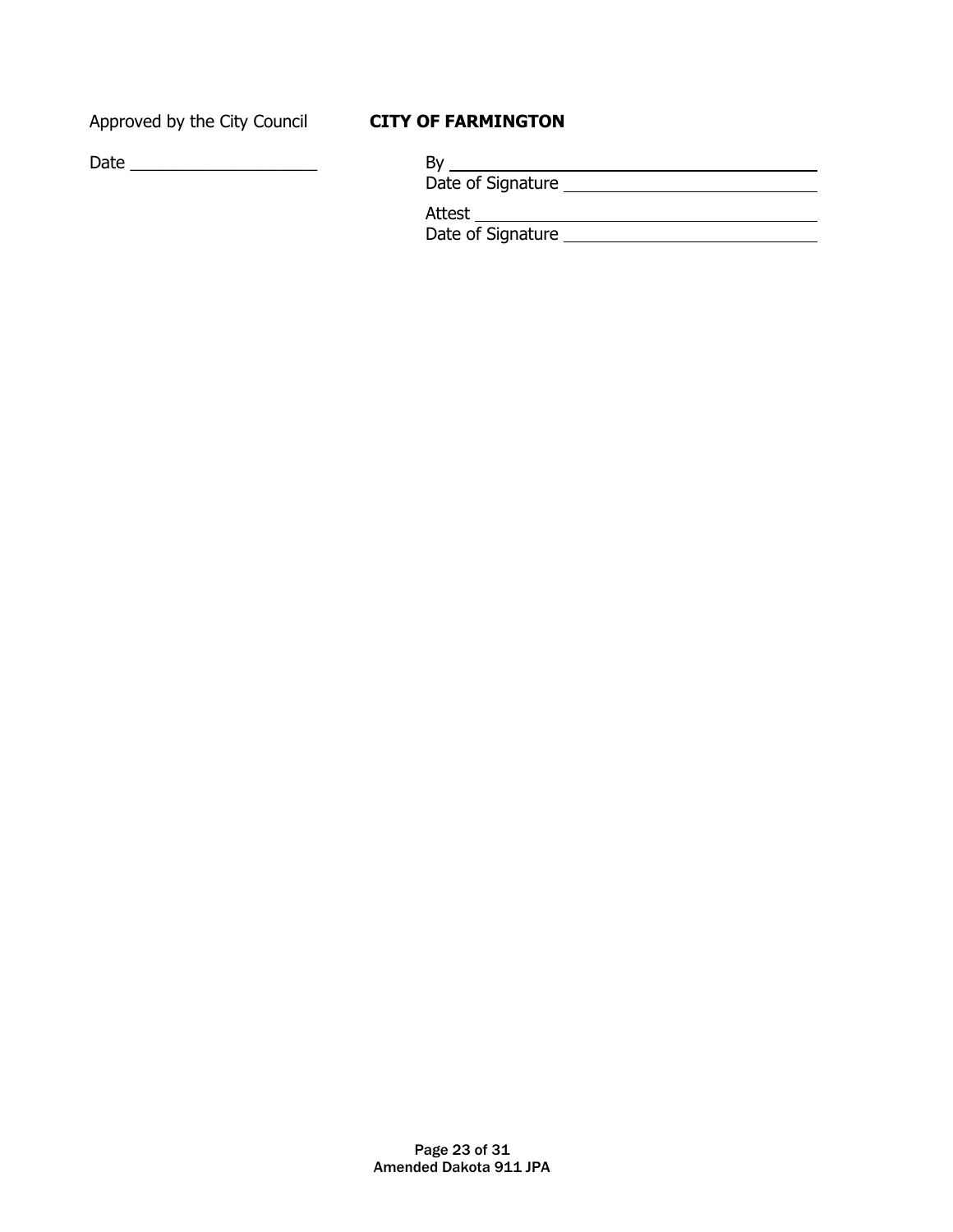Approved by the City Council

Date ____________________

**CITY OF FARMINGTON**

By ______________________________________
Date of Signature ___________________________

Attest ____________________________________
Date of Signature ___________________________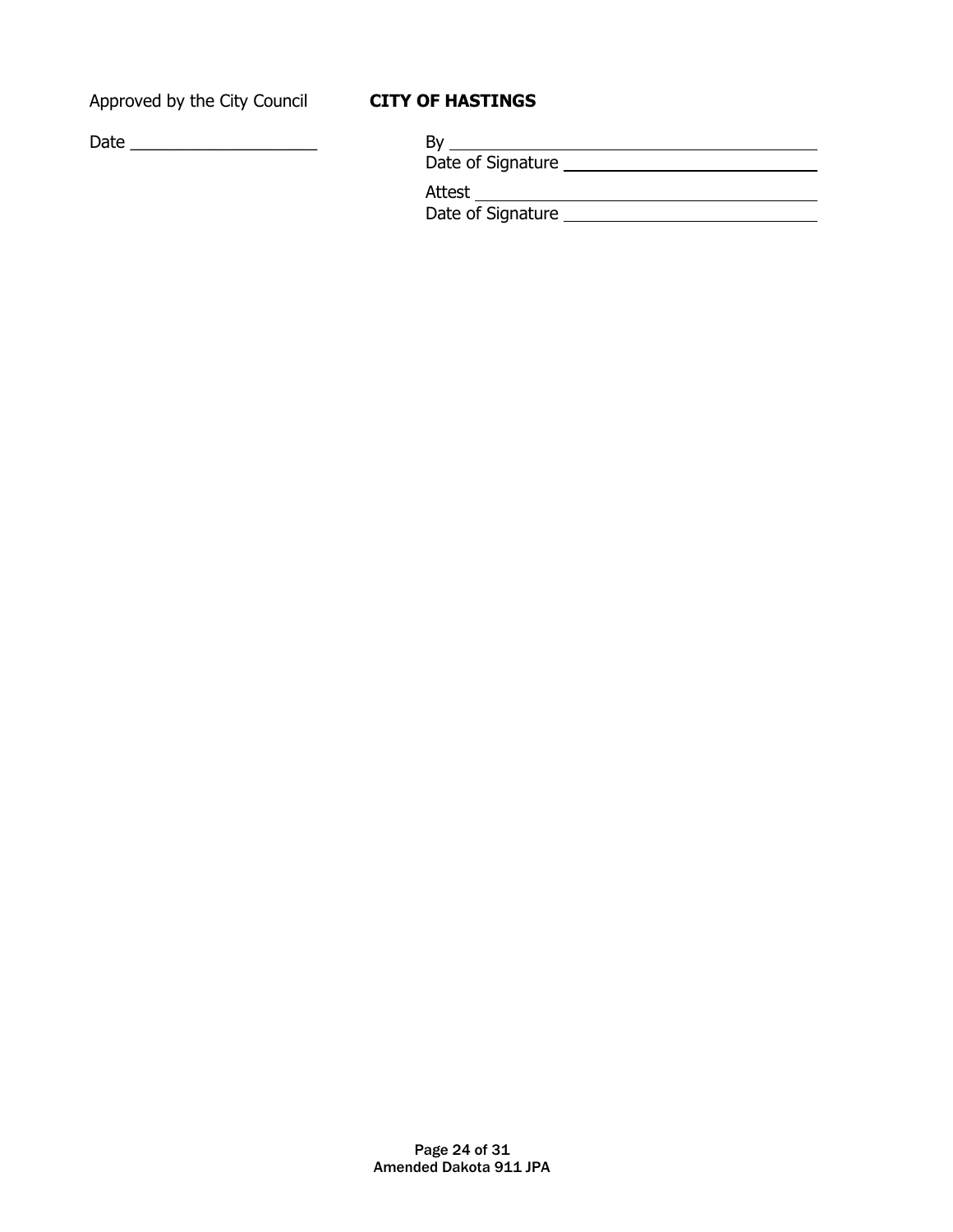Approved by the City Council

Date ____________________

**CITY OF HASTINGS**

By ________________________________________

Date of Signature ____________________________

Attest ______________________________________

Date of Signature ____________________________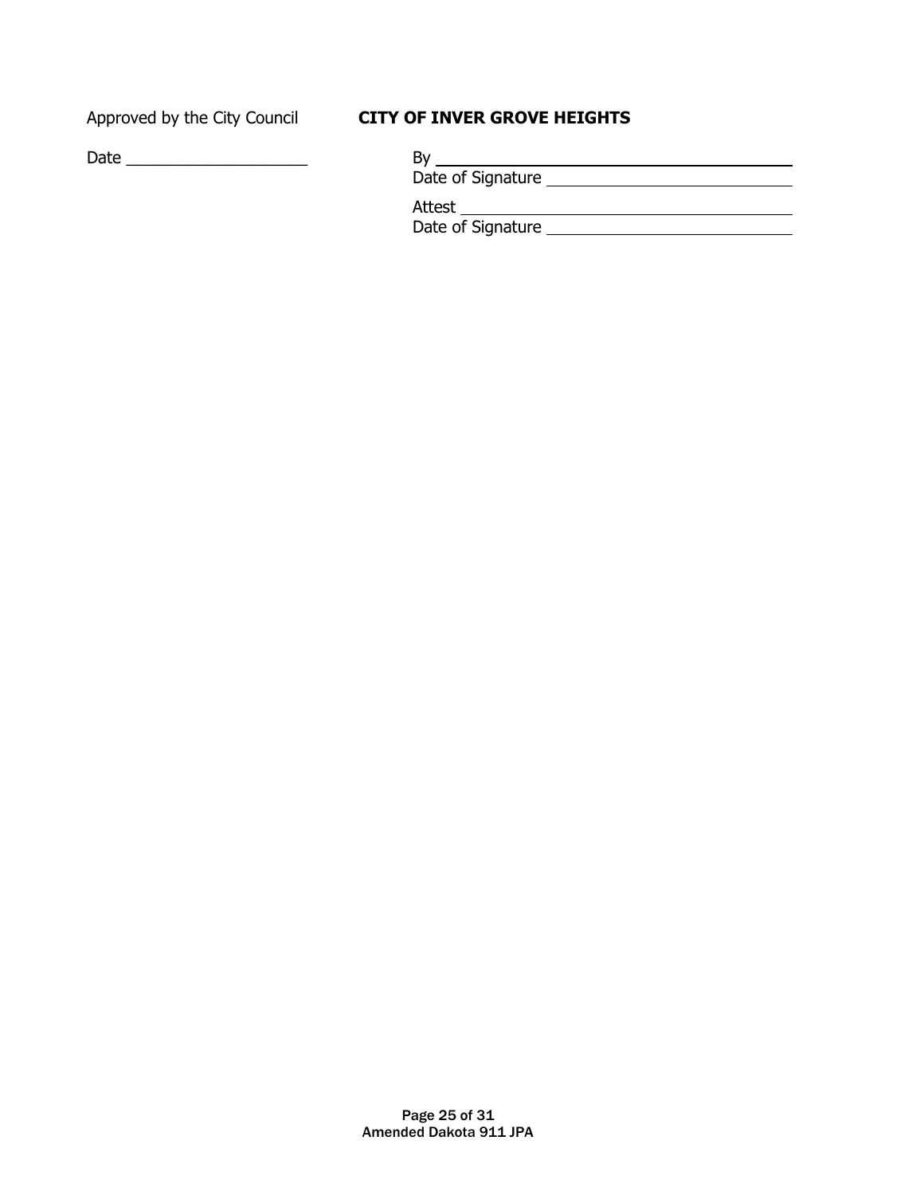Approved by the City Council

Date ____________________

**CITY OF INVER GROVE HEIGHTS**

By ______________________________________

Date of Signature ___________________________

Attest ____________________________________

Date of Signature ___________________________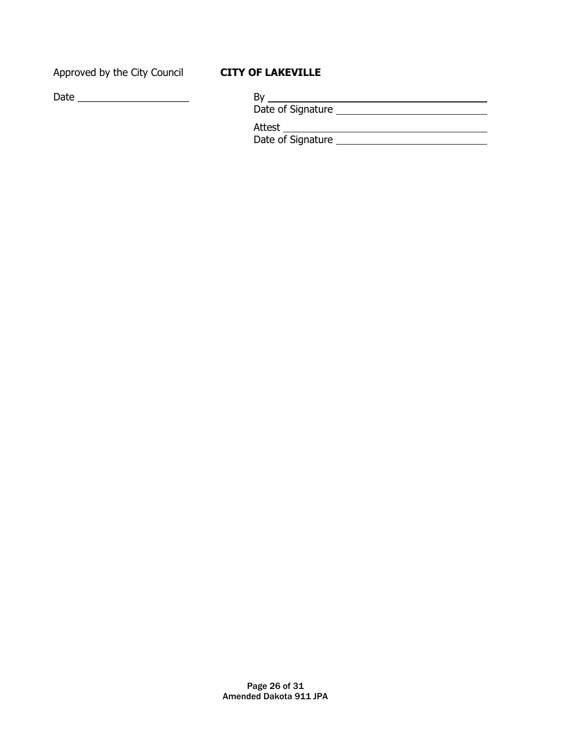Approved by the City Council **CITY OF LAKEVILLE**

Date ____________________

By ________________________________________
Date of Signature ___________________________

Attest ______________________________________
Date of Signature ___________________________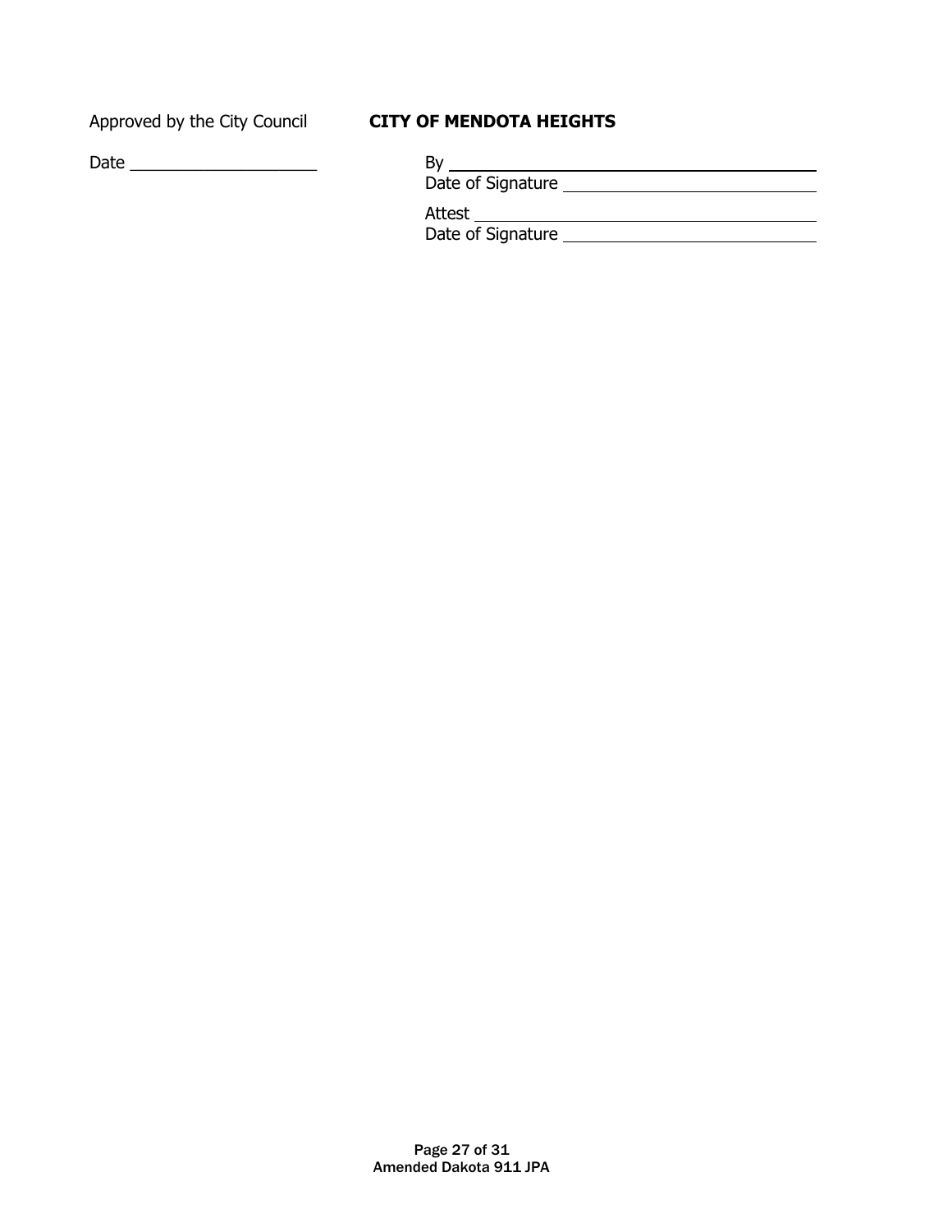Approved by the City Council **CITY OF MENDOTA HEIGHTS**

Date ____________________

By ________________________________________

Date of Signature ____________________________

Attest _____________________________________

Date of Signature ____________________________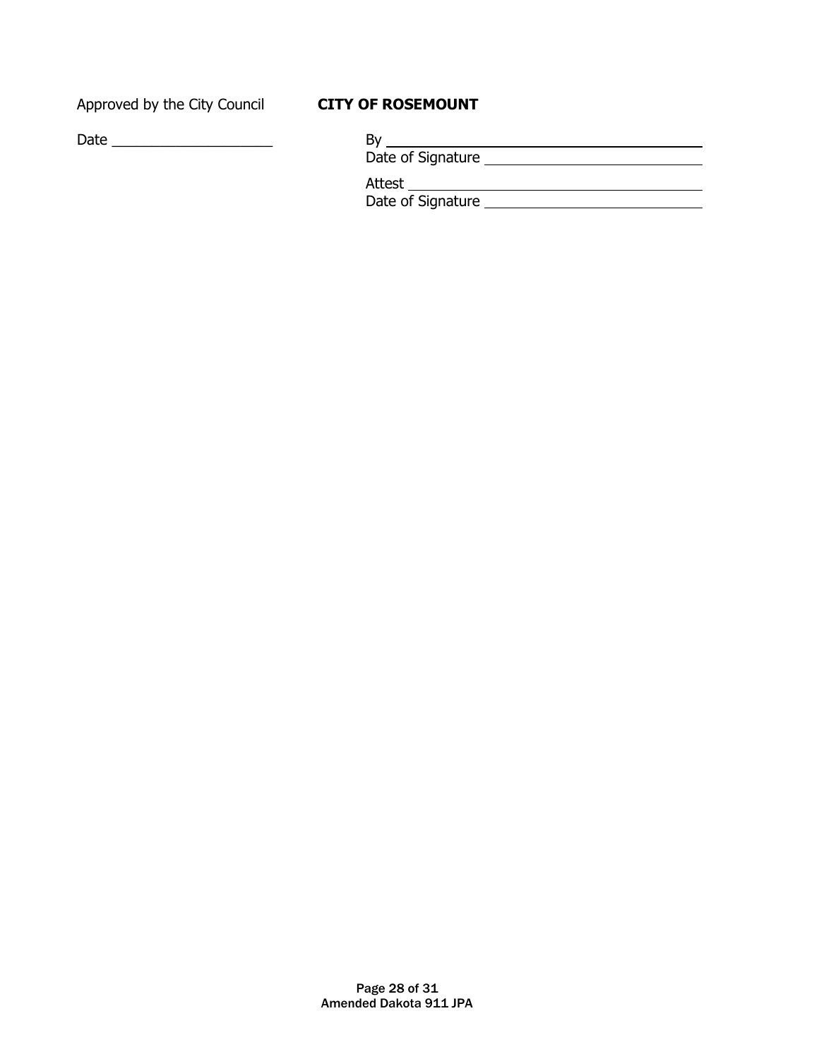Approved by the City Council

Date \_\_\_\_\_\_\_\_\_\_\_\_\_\_\_\_\_\_\_\_

**CITY OF ROSEMOUNT**

By \_\_\_\_\_\_\_\_\_\_\_\_\_\_\_\_\_\_\_\_\_\_\_\_\_\_\_\_\_\_\_\_\_\_\_\_
Date of Signature \_\_\_\_\_\_\_\_\_\_\_\_\_\_\_\_\_\_\_\_\_\_\_\_\_\_

Attest \_\_\_\_\_\_\_\_\_\_\_\_\_\_\_\_\_\_\_\_\_\_\_\_\_\_\_\_\_\_\_\_\_\_
Date of Signature \_\_\_\_\_\_\_\_\_\_\_\_\_\_\_\_\_\_\_\_\_\_\_\_\_\_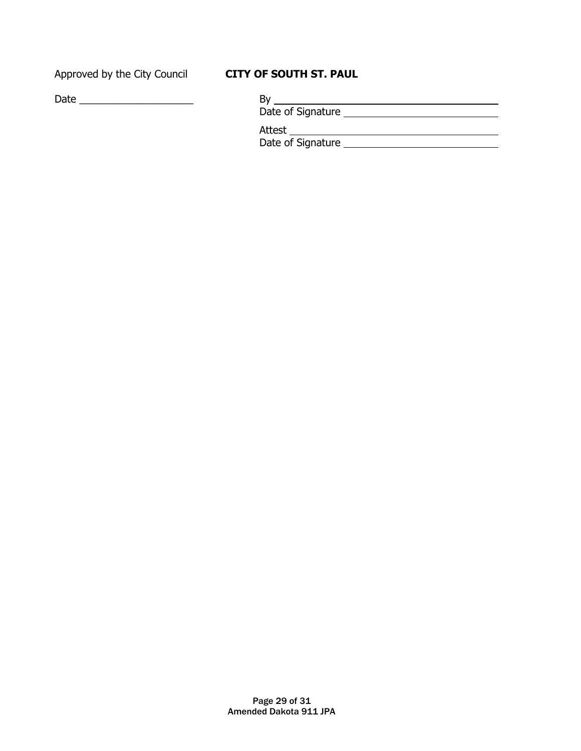Approved by the City Council **CITY OF SOUTH ST. PAUL**

Date ____________________

By ________________________________________
Date of Signature ___________________________

Attest ______________________________________
Date of Signature ___________________________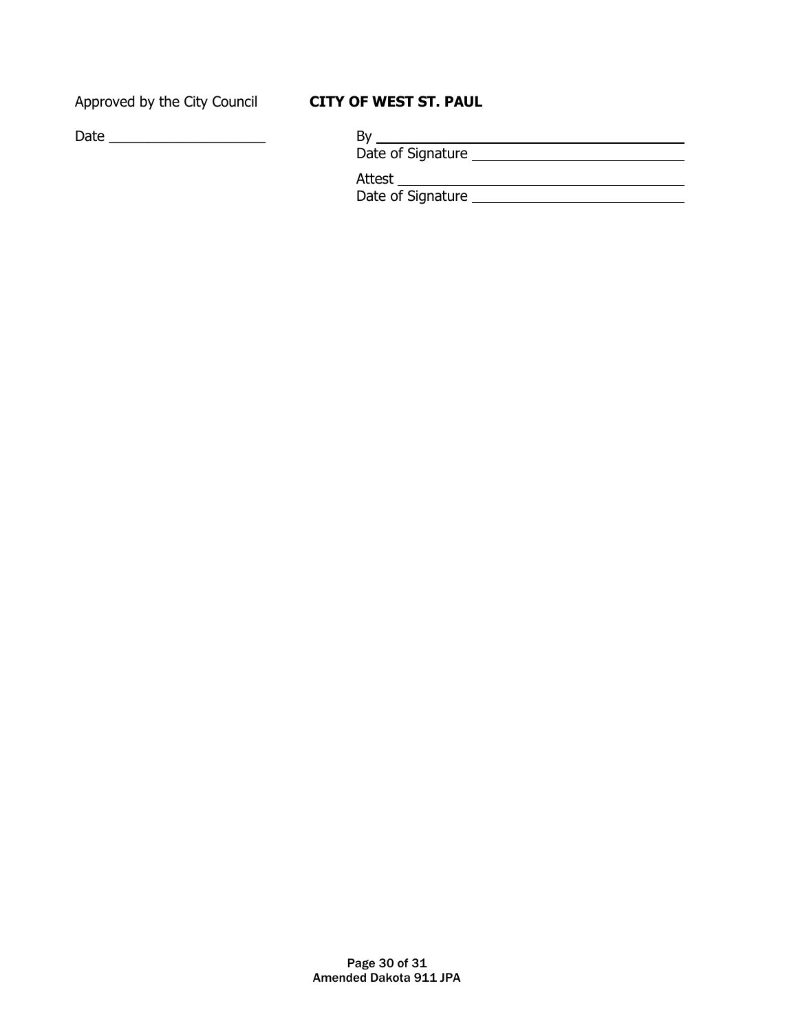Approved by the City Council **CITY OF WEST ST. PAUL**

Date ____________________

By ________________________________________
Date of Signature ____________________________

Attest _____________________________________
Date of Signature ____________________________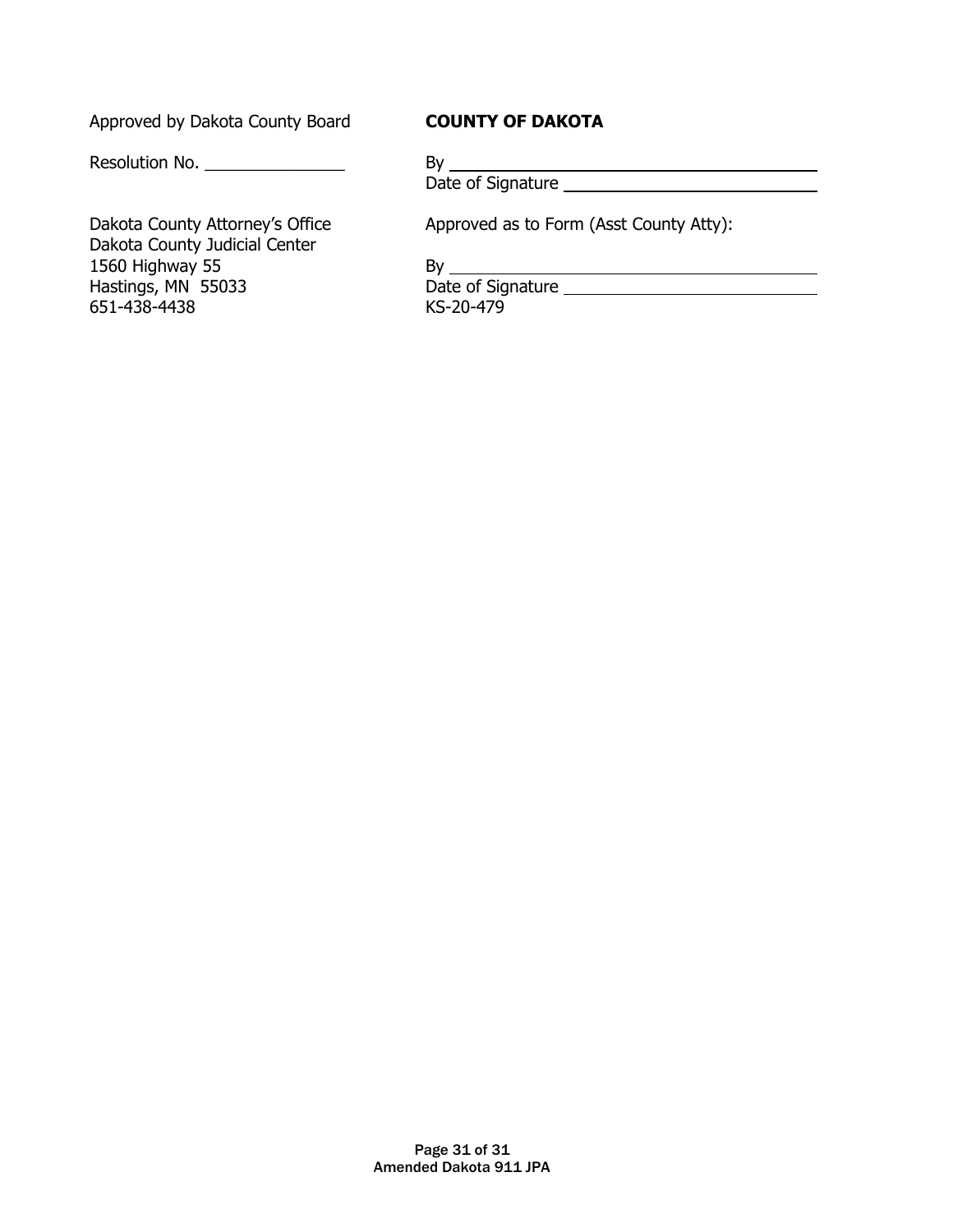| Approved by Dakota County Board | **COUNTY OF DAKOTA** |
| --- | --- |
| Resolution No. _______________ | By ________________________________________ |
| | Date of Signature ____________________________ |
| Dakota County Attorney's Office | Approved as to Form (Asst County Atty): |
| Dakota County Judicial Center | |
| 1560 Highway 55 | By ________________________________________ |
| Hastings, MN 55033 | Date of Signature ____________________________ |
| 651-438-4438 | KS-20-479 |

Amended Dakota 911 JPA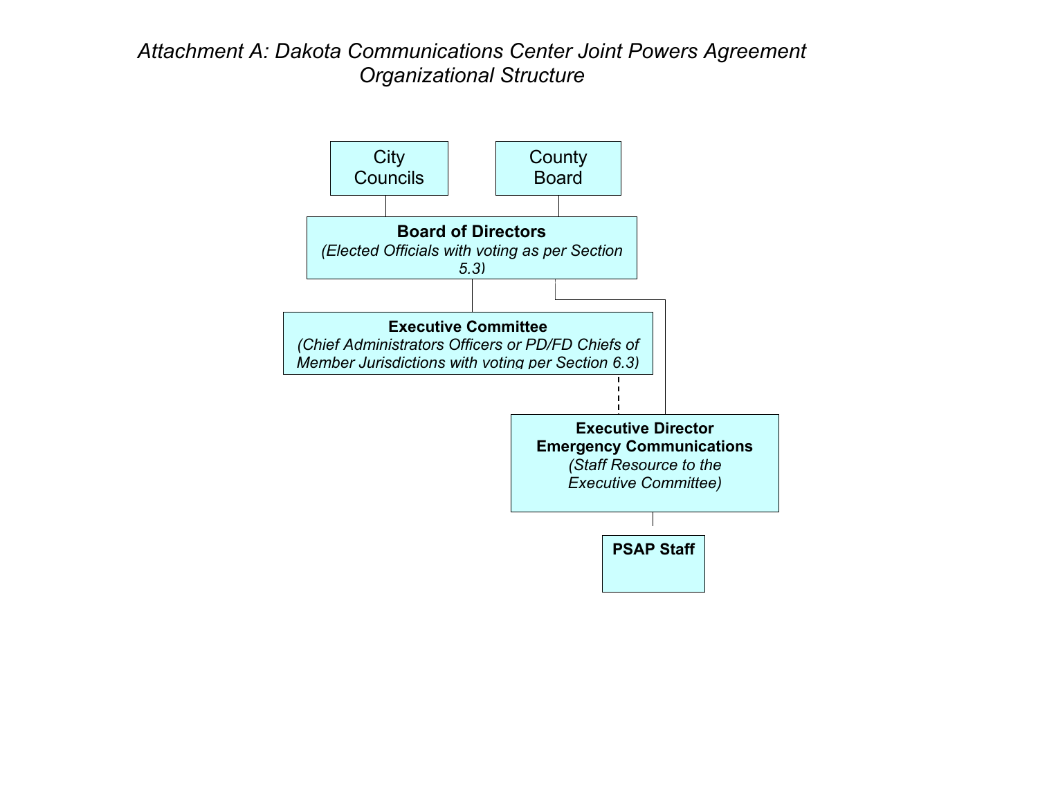*Attachment A: Dakota Communications Center Joint Powers Agreement Organizational Structure*

City Councils

County Board

**Board of Directors**
*(Elected Officials with voting as per Section 5.3)*

**Executive Committee**
*(Chief Administrators Officers or PD/FD Chiefs of Member Jurisdictions with voting per Section 6.3)*

**Executive Director Emergency Communications**
*(Staff Resource to the Executive Committee)*

**PSAP Staff**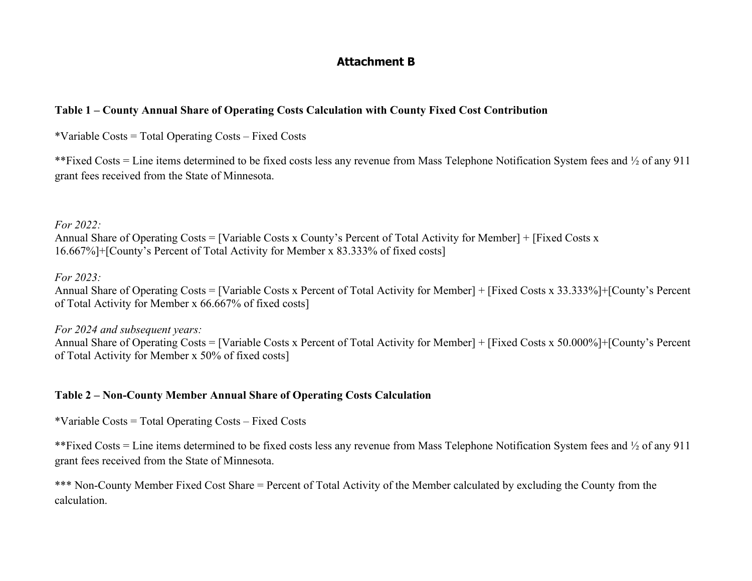# Attachment B

**Table 1 – County Annual Share of Operating Costs Calculation with County Fixed Cost Contribution**

*Variable Costs = Total Operating Costs – Fixed Costs

**Fixed Costs = Line items determined to be fixed costs less any revenue from Mass Telephone Notification System fees and ½ of any 911 grant fees received from the State of Minnesota.

*For 2022:*
Annual Share of Operating Costs = [Variable Costs x County's Percent of Total Activity for Member] + [Fixed Costs x 16.667%]+[County's Percent of Total Activity for Member x 83.333% of fixed costs]

*For 2023:*
Annual Share of Operating Costs = [Variable Costs x Percent of Total Activity for Member] + [Fixed Costs x 33.333%]+[County's Percent of Total Activity for Member x 66.667% of fixed costs]

*For 2024 and subsequent years:*
Annual Share of Operating Costs = [Variable Costs x Percent of Total Activity for Member] + [Fixed Costs x 50.000%]+[County's Percent of Total Activity for Member x 50% of fixed costs]

**Table 2 – Non-County Member Annual Share of Operating Costs Calculation**

*Variable Costs = Total Operating Costs – Fixed Costs

**Fixed Costs = Line items determined to be fixed costs less any revenue from Mass Telephone Notification System fees and ½ of any 911 grant fees received from the State of Minnesota.

*** Non-County Member Fixed Cost Share = Percent of Total Activity of the Member calculated by excluding the County from the calculation.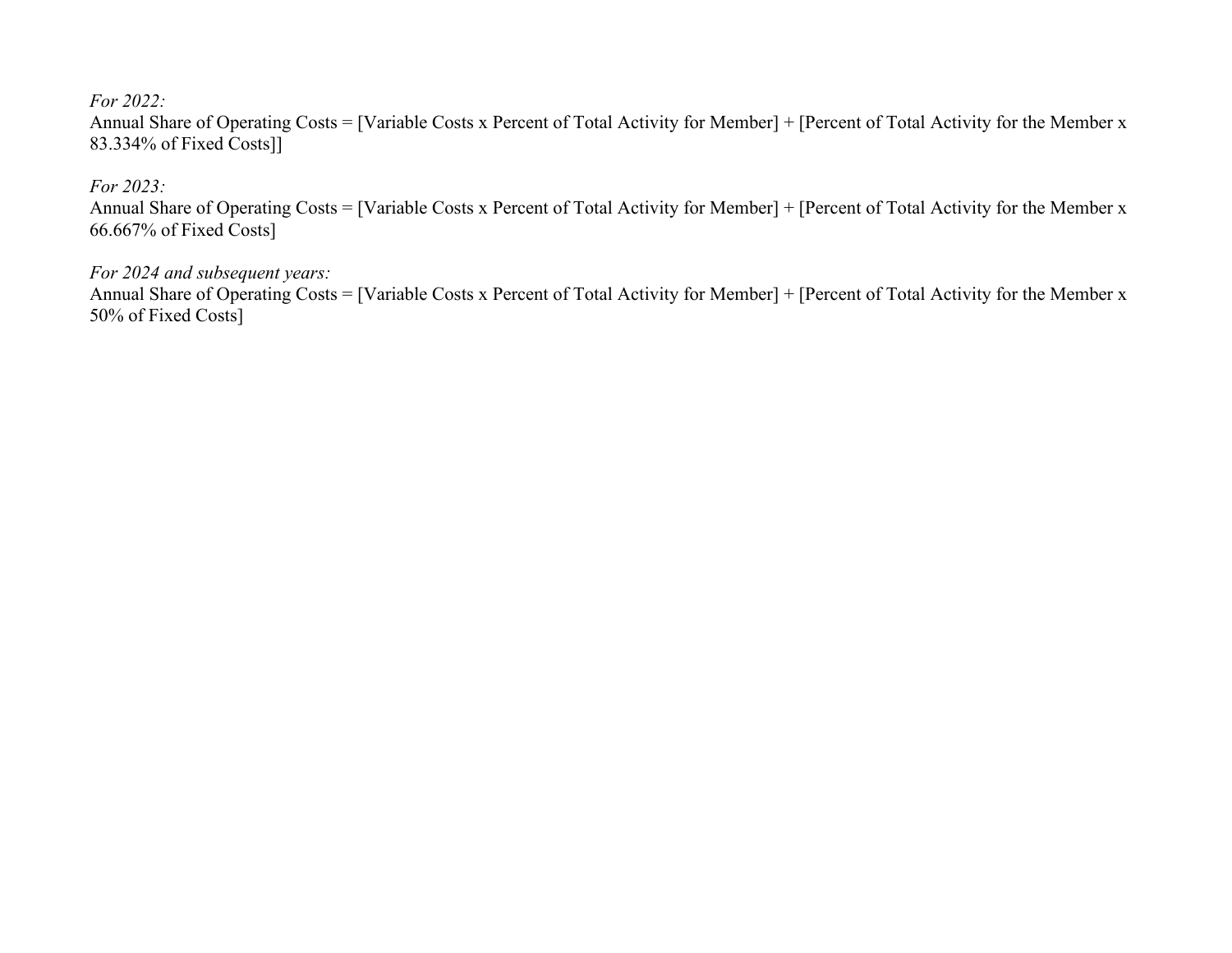*For 2022:*
Annual Share of Operating Costs = [Variable Costs x Percent of Total Activity for Member] + [Percent of Total Activity for the Member x 83.334% of Fixed Costs]]

*For 2023:*
Annual Share of Operating Costs = [Variable Costs x Percent of Total Activity for Member] + [Percent of Total Activity for the Member x 66.667% of Fixed Costs]

*For 2024 and subsequent years:*
Annual Share of Operating Costs = [Variable Costs x Percent of Total Activity for Member] + [Percent of Total Activity for the Member x 50% of Fixed Costs]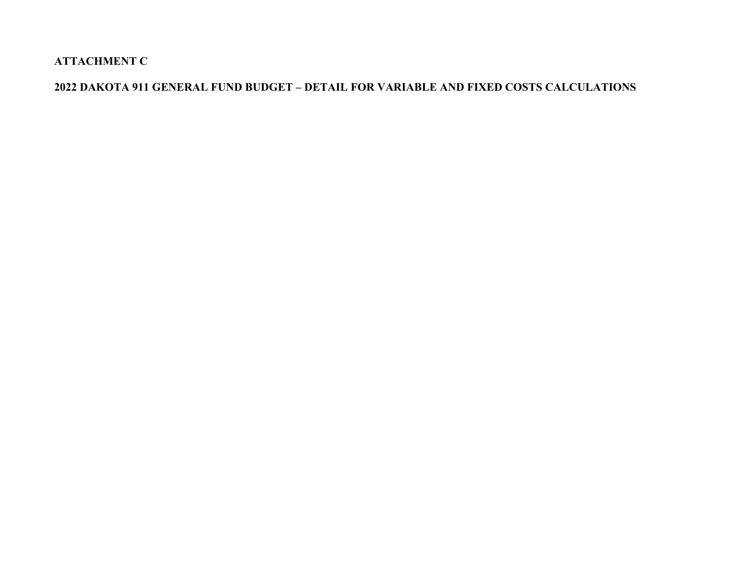**ATTACHMENT C**

**2022 DAKOTA 911 GENERAL FUND BUDGET – DETAIL FOR VARIABLE AND FIXED COSTS CALCULATIONS**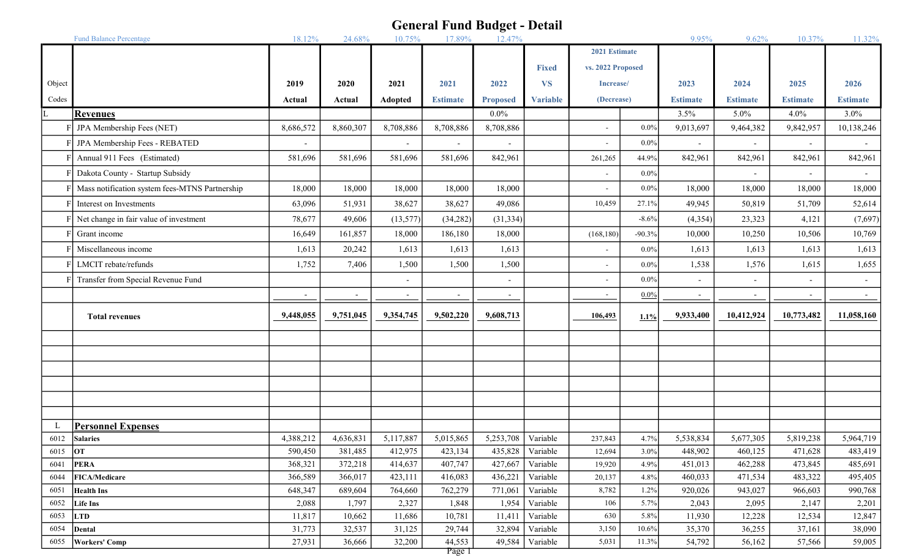# General Fund Budget - Detail

| | Fund Balance Percentage | 18.12% | 24.68% | 10.75% | 17.89% | 12.47% | | | | 9.95% | 9.62% | 10.37% | 11.32% |
|---|---|---|---|---|---|---|---|---|---|---|---|---|---|
| Object Codes | | 2019 Actual | 2020 Actual | 2021 Adopted | 2021 Estimate | 2022 Proposed | Fixed VS Variable | 2021 Estimate vs. 2022 Proposed Increase/ (Decrease) | | 2023 Estimate | 2024 Estimate | 2025 Estimate | 2026 Estimate |
| L | **Revenues** | | | | | 0.0% | | | | 3.5% | 5.0% | 4.0% | 3.0% |
| F | JPA Membership Fees (NET) | 8,686,572 | 8,860,307 | 8,708,886 | 8,708,886 | 8,708,886 | | - | 0.0% | 9,013,697 | 9,464,382 | 9,842,957 | 10,138,246 |
| F | JPA Membership Fees - REBATED | - | | - | - | - | | - | 0.0% | - | - | - | - |
| F | Annual 911 Fees (Estimated) | 581,696 | 581,696 | 581,696 | 581,696 | 842,961 | | 261,265 | 44.9% | 842,961 | 842,961 | 842,961 | 842,961 |
| F | Dakota County - Startup Subsidy | | | | | | | - | 0.0% | | - | - | - |
| F | Mass notification system fees-MTNS Partnership | 18,000 | 18,000 | 18,000 | 18,000 | 18,000 | | - | 0.0% | 18,000 | 18,000 | 18,000 | 18,000 |
| F | Interest on Investments | 63,096 | 51,931 | 38,627 | 38,627 | 49,086 | | 10,459 | 27.1% | 49,945 | 50,819 | 51,709 | 52,614 |
| F | Net change in fair value of investment | 78,677 | 49,606 | (13,577) | (34,282) | (31,334) | | | -8.6% | (4,354) | 23,323 | 4,121 | (7,697) |
| F | Grant income | 16,649 | 161,857 | 18,000 | 186,180 | 18,000 | | (168,180) | -90.3% | 10,000 | 10,250 | 10,506 | 10,769 |
| F | Miscellaneous income | 1,613 | 20,242 | 1,613 | 1,613 | 1,613 | | - | 0.0% | 1,613 | 1,613 | 1,613 | 1,613 |
| F | LMCIT rebate/refunds | 1,752 | 7,406 | 1,500 | 1,500 | 1,500 | | - | 0.0% | 1,538 | 1,576 | 1,615 | 1,655 |
| F | Transfer from Special Revenue Fund | | | - | | - | | - | 0.0% | - | - | - | - |
| | | - | - | - | - | - | | - | 0.0% | - | - | - | - |
| | **Total revenues** | **9,448,055** | **9,751,045** | **9,354,745** | **9,502,220** | **9,608,713** | | **106,493** | **1.1%** | **9,933,400** | **10,412,924** | **10,773,482** | **11,058,160** |
| | | | | | | | | | | | | | |
| L | **Personnel Expenses** | | | | | | | | | | | | |
| 6012 | **Salaries** | 4,388,212 | 4,636,831 | 5,117,887 | 5,015,865 | 5,253,708 | Variable | 237,843 | 4.7% | 5,538,834 | 5,677,305 | 5,819,238 | 5,964,719 |
| 6015 | **OT** | 590,450 | 381,485 | 412,975 | 423,134 | 435,828 | Variable | 12,694 | 3.0% | 448,902 | 460,125 | 471,628 | 483,419 |
| 6041 | **PERA** | 368,321 | 372,218 | 414,637 | 407,747 | 427,667 | Variable | 19,920 | 4.9% | 451,013 | 462,288 | 473,845 | 485,691 |
| 6044 | **FICA/Medicare** | 366,589 | 366,017 | 423,111 | 416,083 | 436,221 | Variable | 20,137 | 4.8% | 460,033 | 471,534 | 483,322 | 495,405 |
| 6051 | **Health Ins** | 648,347 | 689,604 | 764,660 | 762,279 | 771,061 | Variable | 8,782 | 1.2% | 920,026 | 943,027 | 966,603 | 990,768 |
| 6052 | **Life Ins** | 2,088 | 1,797 | 2,327 | 1,848 | 1,954 | Variable | 106 | 5.7% | 2,043 | 2,095 | 2,147 | 2,201 |
| 6053 | **LTD** | 11,817 | 10,662 | 11,686 | 10,781 | 11,411 | Variable | 630 | 5.8% | 11,930 | 12,228 | 12,534 | 12,847 |
| 6054 | **Dental** | 31,773 | 32,537 | 31,125 | 29,744 | 32,894 | Variable | 3,150 | 10.6% | 35,370 | 36,255 | 37,161 | 38,090 |
| 6055 | **Workers' Comp** | 27,931 | 36,666 | 32,200 | 44,553 | 49,584 | Variable | 5,031 | 11.3% | 54,792 | 56,162 | 57,566 | 59,005 |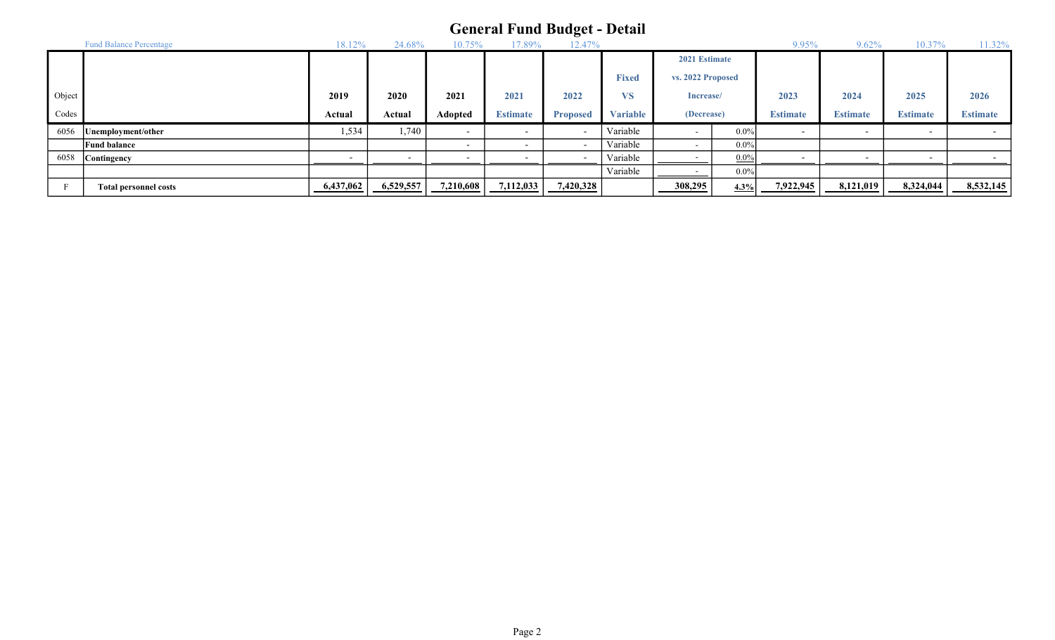# General Fund Budget - Detail

| Object Codes | | 2019 Actual | 2020 Actual | 2021 Adopted | 2021 Estimate | 2022 Proposed | Fixed VS Variable | 2021 Estimate vs. 2022 Proposed Increase/ (Decrease) | | 2023 Estimate | 2024 Estimate | 2025 Estimate | 2026 Estimate |
|---|---|---|---|---|---|---|---|---|---|---|---|---|---|
| | Fund Balance Percentage | 18.12% | 24.68% | 10.75% | 17.89% | 12.47% | | | | 9.95% | 9.62% | 10.37% | 11.32% |
| 6056 | **Unemployment/other** | 1,534 | 1,740 | - | - | - | Variable | - | 0.0% | - | - | - | - |
| | **Fund balance** | | | - | - | - | Variable | - | 0.0% | | | | |
| 6058 | **Contingency** | - | - | - | - | - | Variable | - | 0.0% | - | - | - | - |
| | | | | | | | Variable | - | 0.0% | | | | |
| F | **Total personnel costs** | **6,437,062** | **6,529,557** | **7,210,608** | **7,112,033** | **7,420,328** | | **308,295** | **4.3%** | **7,922,945** | **8,121,019** | **8,324,044** | **8,532,145** |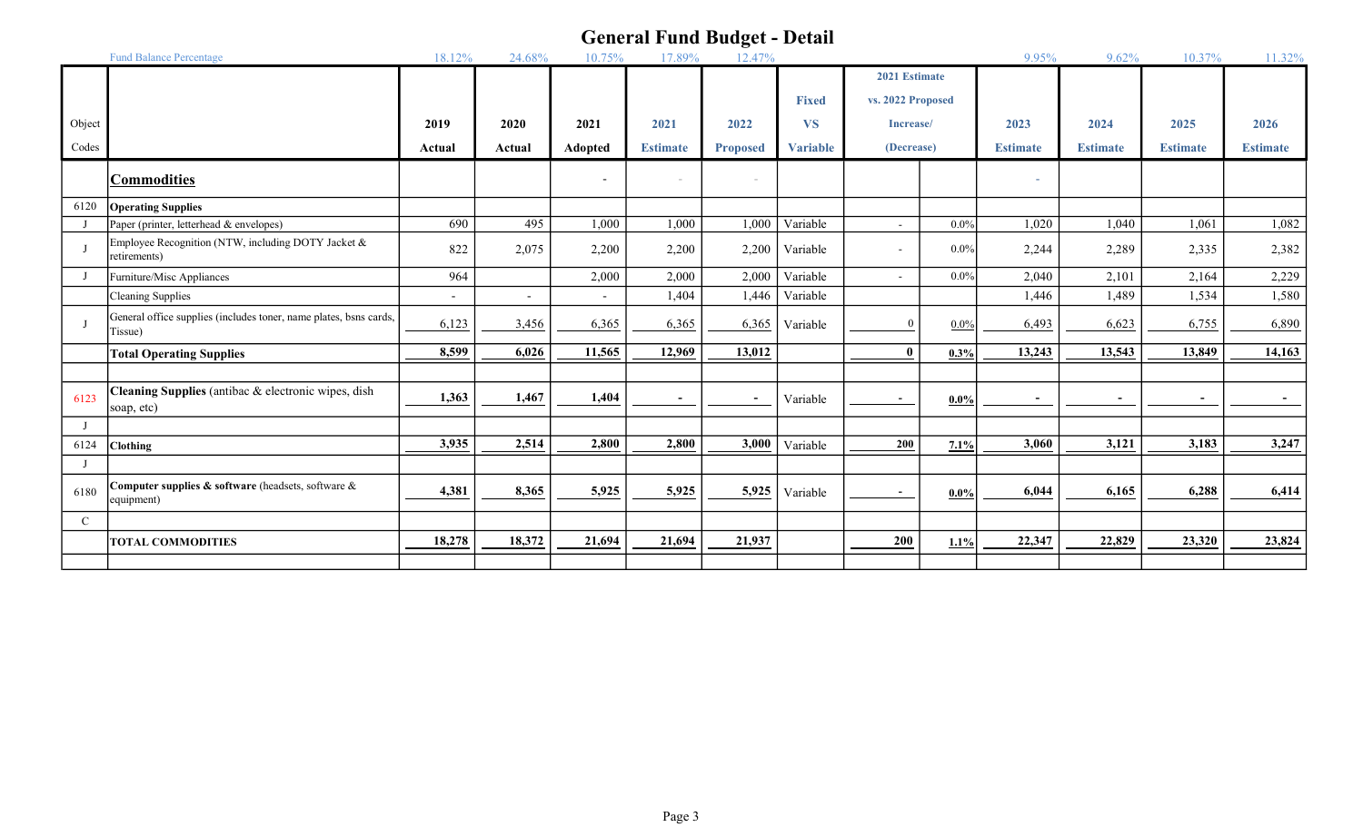# General Fund Budget - Detail

| Object Codes | Fund Balance Percentage | 2019 Actual | 2020 Actual | 2021 Adopted | 2021 Estimate | 2022 Proposed | Fixed VS Variable | 2021 Estimate vs. 2022 Proposed Increase/ (Decrease) | | 2023 Estimate | 2024 Estimate | 2025 Estimate | 2026 Estimate |
|---|---|---|---|---|---|---|---|---|---|---|---|---|---|
| | | 18.12% | 24.68% | 10.75% | 17.89% | 12.47% | | | | 9.95% | 9.62% | 10.37% | 11.32% |
| | **Commodities** | | | - | - | - | | | | - | | | |
| 6120 | **Operating Supplies** | | | | | | | | | | | | |
| J | Paper (printer, letterhead & envelopes) | 690 | 495 | 1,000 | 1,000 | 1,000 | Variable | - | 0.0% | 1,020 | 1,040 | 1,061 | 1,082 |
| J | Employee Recognition (NTW, including DOTY Jacket & retirements) | 822 | 2,075 | 2,200 | 2,200 | 2,200 | Variable | - | 0.0% | 2,244 | 2,289 | 2,335 | 2,382 |
| J | Furniture/Misc Appliances | 964 | | 2,000 | 2,000 | 2,000 | Variable | - | 0.0% | 2,040 | 2,101 | 2,164 | 2,229 |
| | Cleaning Supplies | - | - | - | 1,404 | 1,446 | Variable | | | 1,446 | 1,489 | 1,534 | 1,580 |
| J | General office supplies (includes toner, name plates, bsns cards, Tissue) | 6,123 | 3,456 | 6,365 | 6,365 | 6,365 | Variable | 0 | 0.0% | 6,493 | 6,623 | 6,755 | 6,890 |
| | **Total Operating Supplies** | **8,599** | **6,026** | **11,565** | **12,969** | **13,012** | | **0** | **0.3%** | **13,243** | **13,543** | **13,849** | **14,163** |
| | | | | | | | | | | | | | |
| 6123 | **Cleaning Supplies** (antibac & electronic wipes, dish soap, etc) | **1,363** | **1,467** | **1,404** | **-** | **-** | Variable | **-** | **0.0%** | **-** | **-** | **-** | **-** |
| J | | | | | | | | | | | | | |
| 6124 | **Clothing** | **3,935** | **2,514** | **2,800** | **2,800** | **3,000** | Variable | **200** | **7.1%** | **3,060** | **3,121** | **3,183** | **3,247** |
| J | | | | | | | | | | | | | |
| 6180 | **Computer supplies & software** (headsets, software & equipment) | **4,381** | **8,365** | **5,925** | **5,925** | **5,925** | Variable | **-** | **0.0%** | **6,044** | **6,165** | **6,288** | **6,414** |
| C | | | | | | | | | | | | | |
| | **TOTAL COMMODITIES** | **18,278** | **18,372** | **21,694** | **21,694** | **21,937** | | **200** | **1.1%** | **22,347** | **22,829** | **23,320** | **23,824** |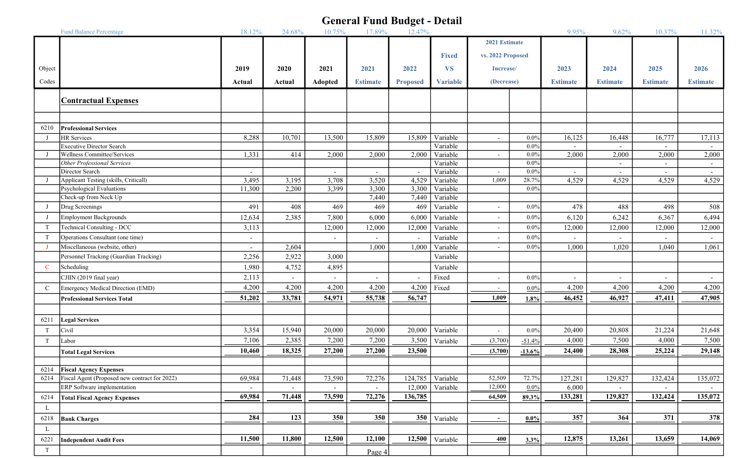# General Fund Budget - Detail

| Object Codes | | 2019 Actual | 2020 Actual | 2021 Adopted | 2021 Estimate | 2022 Proposed | Fixed VS Variable | 2021 Estimate vs. 2022 Proposed Increase/ (Decrease) | | 2023 Estimate | 2024 Estimate | 2025 Estimate | 2026 Estimate |
|---|---|---|---|---|---|---|---|---|---|---|---|---|---|
| | Fund Balance Percentage | 18.12% | 24.68% | 10.75% | 17.89% | 12.47% | | | | 9.95% | 9.62% | 10.37% | 11.32% |
| | **Contractual Expenses** | | | | | | | | | | | | |
| 6210 | **Professional Services** | | | | | | | | | | | | |
| J | HR Services | 8,288 | 10,701 | 13,500 | 15,809 | 15,809 | Variable | - | 0.0% | 16,125 | 16,448 | 16,777 | 17,113 |
| | Executive Director Search | | | | | | Variable | | 0.0% | - | - | - | - |
| J | Wellness Committee/Services | 1,331 | 414 | 2,000 | 2,000 | 2,000 | Variable | - | 0.0% | 2,000 | 2,000 | 2,000 | 2,000 |
| | *Other Professional Services* | | | | | | Variable | | 0.0% | | - | - | - |
| | Director Search | - | | - | - | - | Variable | - | 0.0% | - | - | - | - |
| J | Applicant Testing (skills, Criticall) | 3,495 | 3,195 | 3,708 | 3,520 | 4,529 | Variable | 1,009 | 28.7% | 4,529 | 4,529 | 4,529 | 4,529 |
| | Psychological Evaluations | 11,300 | 2,200 | 3,399 | 3,300 | 3,300 | Variable | | 0.0% | | | | |
| | Check-up from Neck Up | | | | 7,440 | 7,440 | Variable | | | | | | |
| J | Drug Screenings | 491 | 408 | 469 | 469 | 469 | Variable | - | 0.0% | 478 | 488 | 498 | 508 |
| J | Employment Backgrounds | 12,634 | 2,385 | 7,800 | 6,000 | 6,000 | Variable | - | 0.0% | 6,120 | 6,242 | 6,367 | 6,494 |
| T | Technical Consulting - DCC | 3,113 | | 12,000 | 12,000 | 12,000 | Variable | - | 0.0% | 12,000 | 12,000 | 12,000 | 12,000 |
| T | Operations Consultant (one time) | - | | - | - | - | Variable | - | 0.0% | - | - | - | - |
| J | Miscellaneous (website, other) | - | 2,604 | | 1,000 | 1,000 | Variable | - | 0.0% | 1,000 | 1,020 | 1,040 | 1,061 |
| | Personnel Tracking (Guardian Tracking) | 2,256 | 2,922 | 3,000 | | | Variable | | | | | | |
| C | Scheduling | 1,980 | 4,752 | 4,895 | | | Variable | | | | | | |
| | CJIIN (2019 final year) | 2,113 | - | - | - | - | Fixed | - | 0.0% | - | - | - | - |
| C | Emergency Medical Direction (EMD) | 4,200 | 4,200 | 4,200 | 4,200 | 4,200 | Fixed | - | 0.0% | 4,200 | 4,200 | 4,200 | 4,200 |
| | **Professional Services Total** | **51,202** | **33,781** | **54,971** | **55,738** | **56,747** | | **1,009** | **1.8%** | **46,452** | **46,927** | **47,411** | **47,905** |
| 6211 | **Legal Services** | | | | | | | | | | | | |
| T | Civil | 3,354 | 15,940 | 20,000 | 20,000 | 20,000 | Variable | - | 0.0% | 20,400 | 20,808 | 21,224 | 21,648 |
| T | Labor | 7,106 | 2,385 | 7,200 | 7,200 | 3,500 | Variable | (3,700) | -51.4% | 4,000 | 7,500 | 4,000 | 7,500 |
| | **Total Legal Services** | **10,460** | **18,325** | **27,200** | **27,200** | **23,500** | | **(3,700)** | **-13.6%** | **24,400** | **28,308** | **25,224** | **29,148** |
| 6214 | **Fiscal Agency Expenses** | | | | | | | | | | | | |
| 6214 | Fiscal Agent (Proposed new contract for 2022) | 69,984 | 71,448 | 73,590 | 72,276 | 124,785 | Variable | 52,509 | 72.7% | 127,281 | 129,827 | 132,424 | 135,072 |
| | ERP Software implementation | - | - | - | - | 12,000 | Variable | 12,000 | 0.0% | 6,000 | - | - | - |
| 6214 | **Total Fiscal Agency Expenses** | **69,984** | **71,448** | **73,590** | **72,276** | **136,785** | | **64,509** | **89.3%** | **133,281** | **129,827** | **132,424** | **135,072** |
| L | | | | | | | | | | | | | |
| 6218 | **Bank Charges** | **284** | **123** | **350** | **350** | **350** | Variable | **-** | **0.0%** | **357** | **364** | **371** | **378** |
| L | | | | | | | | | | | | | |
| 6221 | **Independent Audit Fees** | **11,500** | **11,800** | **12,500** | **12,100** | **12,500** | Variable | **400** | **3.3%** | **12,875** | **13,261** | **13,659** | **14,069** |
| T | | | | | | | | | | | | | |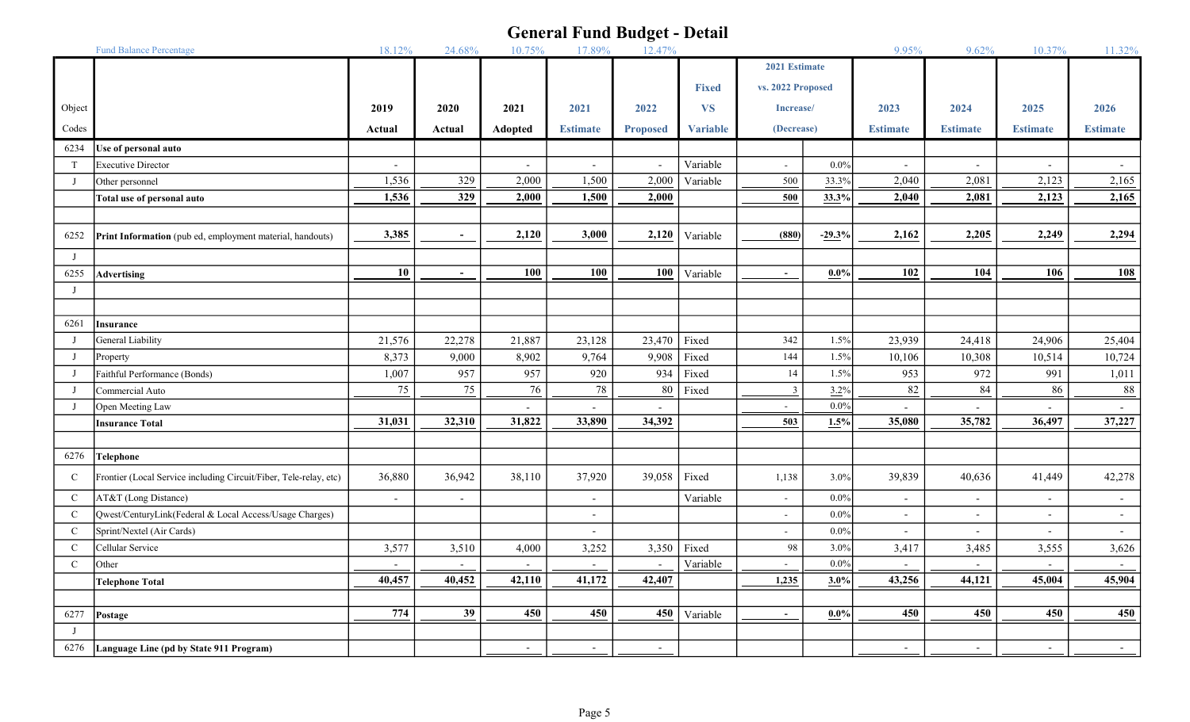# General Fund Budget - Detail

| Object Codes | Fund Balance Percentage | 2019 Actual | 2020 Actual | 2021 Adopted | 2021 Estimate | 2022 Proposed | Fixed VS Variable | 2021 Estimate vs. 2022 Proposed Increase/ (Decrease) | | 2023 Estimate | 2024 Estimate | 2025 Estimate | 2026 Estimate |
|---|---|---|---|---|---|---|---|---|---|---|---|---|---|
| | | 18.12% | 24.68% | 10.75% | 17.89% | 12.47% | | | | 9.95% | 9.62% | 10.37% | 11.32% |
| 6234 | **Use of personal auto** | | | | | | | | | | | | |
| T | Executive Director | - | | - | - | - | Variable | - | 0.0% | - | - | - | - |
| J | Other personnel | 1,536 | 329 | 2,000 | 1,500 | 2,000 | Variable | 500 | 33.3% | 2,040 | 2,081 | 2,123 | 2,165 |
| | **Total use of personal auto** | **1,536** | **329** | **2,000** | **1,500** | **2,000** | | **500** | **33.3%** | **2,040** | **2,081** | **2,123** | **2,165** |
| | | | | | | | | | | | | | |
| 6252 | **Print Information** (pub ed, employment material, handouts) | **3,385** | **-** | **2,120** | **3,000** | **2,120** | Variable | **(880)** | **-29.3%** | **2,162** | **2,205** | **2,249** | **2,294** |
| J | | | | | | | | | | | | | |
| 6255 | **Advertising** | **10** | **-** | **100** | **100** | **100** | Variable | **-** | **0.0%** | **102** | **104** | **106** | **108** |
| J | | | | | | | | | | | | | |
| | | | | | | | | | | | | | |
| 6261 | **Insurance** | | | | | | | | | | | | |
| J | General Liability | 21,576 | 22,278 | 21,887 | 23,128 | 23,470 | Fixed | 342 | 1.5% | 23,939 | 24,418 | 24,906 | 25,404 |
| J | Property | 8,373 | 9,000 | 8,902 | 9,764 | 9,908 | Fixed | 144 | 1.5% | 10,106 | 10,308 | 10,514 | 10,724 |
| J | Faithful Performance (Bonds) | 1,007 | 957 | 957 | 920 | 934 | Fixed | 14 | 1.5% | 953 | 972 | 991 | 1,011 |
| J | Commercial Auto | 75 | 75 | 76 | 78 | 80 | Fixed | 3 | 3.2% | 82 | 84 | 86 | 88 |
| J | Open Meeting Law | | | - | - | - | | - | 0.0% | - | - | - | - |
| | **Insurance Total** | **31,031** | **32,310** | **31,822** | **33,890** | **34,392** | | **503** | **1.5%** | **35,080** | **35,782** | **36,497** | **37,227** |
| | | | | | | | | | | | | | |
| 6276 | **Telephone** | | | | | | | | | | | | |
| C | Frontier (Local Service including Circuit/Fiber, Tele-relay, etc) | 36,880 | 36,942 | 38,110 | 37,920 | 39,058 | Fixed | 1,138 | 3.0% | 39,839 | 40,636 | 41,449 | 42,278 |
| C | AT&T (Long Distance) | - | - | | - | | Variable | - | 0.0% | - | - | - | - |
| C | Qwest/CenturyLink(Federal & Local Access/Usage Charges) | | | | - | | | - | 0.0% | - | - | - | - |
| C | Sprint/Nextel (Air Cards) | | | | - | | | - | 0.0% | - | - | - | - |
| C | Cellular Service | 3,577 | 3,510 | 4,000 | 3,252 | 3,350 | Fixed | 98 | 3.0% | 3,417 | 3,485 | 3,555 | 3,626 |
| C | Other | - | - | - | - | - | Variable | - | 0.0% | - | - | - | - |
| | **Telephone Total** | **40,457** | **40,452** | **42,110** | **41,172** | **42,407** | | **1,235** | **3.0%** | **43,256** | **44,121** | **45,004** | **45,904** |
| | | | | | | | | | | | | | |
| 6277 | **Postage** | **774** | **39** | **450** | **450** | **450** | Variable | **-** | **0.0%** | **450** | **450** | **450** | **450** |
| J | | | | | | | | | | | | | |
| 6276 | **Language Line (pd by State 911 Program)** | | | - | - | - | | | | - | - | - | - |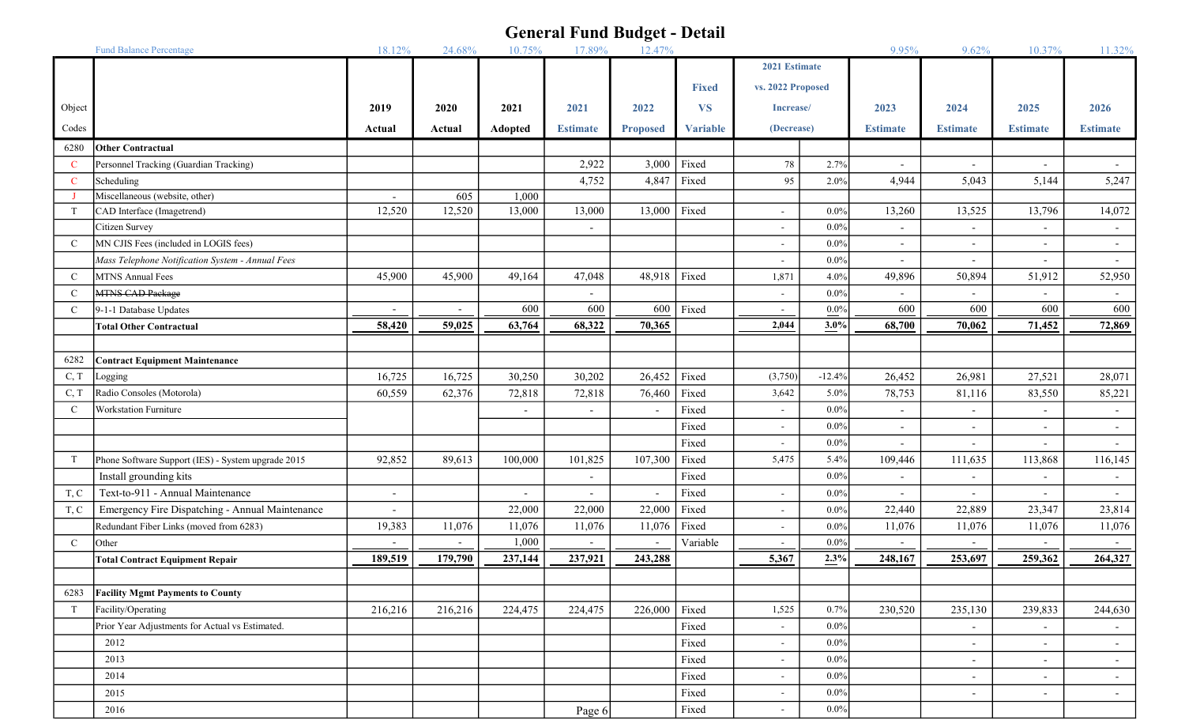# General Fund Budget - Detail

| Object Codes | | 2019 Actual | 2020 Actual | 2021 Adopted | 2021 Estimate | 2022 Proposed | Fixed VS Variable | 2021 Estimate vs. 2022 Proposed Increase/ (Decrease) | | 2023 Estimate | 2024 Estimate | 2025 Estimate | 2026 Estimate |
|---|---|---|---|---|---|---|---|---|---|---|---|---|---|
| | Fund Balance Percentage | 18.12% | 24.68% | 10.75% | 17.89% | 12.47% | | | | 9.95% | 9.62% | 10.37% | 11.32% |
| 6280 | **Other Contractual** | | | | | | | | | | | | |
| C | Personnel Tracking (Guardian Tracking) | | | | 2,922 | 3,000 | Fixed | 78 | 2.7% | - | - | - | - |
| C | Scheduling | | | | 4,752 | 4,847 | Fixed | 95 | 2.0% | 4,944 | 5,043 | 5,144 | 5,247 |
| J | Miscellaneous (website, other) | - | 605 | 1,000 | | | | | | | | | |
| T | CAD Interface (Imagetrend) | 12,520 | 12,520 | 13,000 | 13,000 | 13,000 | Fixed | - | 0.0% | 13,260 | 13,525 | 13,796 | 14,072 |
| | Citizen Survey | | | | - | | | - | 0.0% | - | - | - | - |
| C | MN CJIS Fees (included in LOGIS fees) | | | | | | | - | 0.0% | - | - | - | - |
| | *Mass Telephone Notification System - Annual Fees* | | | | | | | - | 0.0% | - | - | - | - |
| C | MTNS Annual Fees | 45,900 | 45,900 | 49,164 | 47,048 | 48,918 | Fixed | 1,871 | 4.0% | 49,896 | 50,894 | 51,912 | 52,950 |
| C | ~~MTNS CAD Package~~ | | | | - | | | - | 0.0% | - | - | - | - |
| C | 9-1-1 Database Updates | - | - | 600 | 600 | 600 | Fixed | - | 0.0% | 600 | 600 | 600 | 600 |
| | **Total Other Contractual** | 58,420 | 59,025 | 63,764 | 68,322 | 70,365 | | 2,044 | 3.0% | 68,700 | 70,062 | 71,452 | 72,869 |
| | | | | | | | | | | | | | |
| 6282 | **Contract Equipment Maintenance** | | | | | | | | | | | | |
| C, T | Logging | 16,725 | 16,725 | 30,250 | 30,202 | 26,452 | Fixed | (3,750) | -12.4% | 26,452 | 26,981 | 27,521 | 28,071 |
| C, T | Radio Consoles (Motorola) | 60,559 | 62,376 | 72,818 | 72,818 | 76,460 | Fixed | 3,642 | 5.0% | 78,753 | 81,116 | 83,550 | 85,221 |
| C | Workstation Furniture | | | - | - | - | Fixed | - | 0.0% | - | - | - | - |
| | | | | | | | Fixed | - | 0.0% | - | - | - | - |
| | | | | | | | Fixed | - | 0.0% | - | - | - | - |
| T | Phone Software Support (IES) - System upgrade 2015 | 92,852 | 89,613 | 100,000 | 101,825 | 107,300 | Fixed | 5,475 | 5.4% | 109,446 | 111,635 | 113,868 | 116,145 |
| | Install grounding kits | | | | - | | Fixed | | 0.0% | - | - | - | - |
| T, C | Text-to-911 - Annual Maintenance | - | | - | - | - | Fixed | - | 0.0% | - | - | - | - |
| T, C | Emergency Fire Dispatching - Annual Maintenance | - | | 22,000 | 22,000 | 22,000 | Fixed | - | 0.0% | 22,440 | 22,889 | 23,347 | 23,814 |
| | Redundant Fiber Links (moved from 6283) | 19,383 | 11,076 | 11,076 | 11,076 | 11,076 | Fixed | - | 0.0% | 11,076 | 11,076 | 11,076 | 11,076 |
| C | Other | - | - | 1,000 | - | - | Variable | - | 0.0% | - | - | - | - |
| | **Total Contract Equipment Repair** | 189,519 | 179,790 | 237,144 | 237,921 | 243,288 | | 5,367 | 2.3% | 248,167 | 253,697 | 259,362 | 264,327 |
| | | | | | | | | | | | | | |
| 6283 | **Facility Mgmt Payments to County** | | | | | | | | | | | | |
| T | Facility/Operating | 216,216 | 216,216 | 224,475 | 224,475 | 226,000 | Fixed | 1,525 | 0.7% | 230,520 | 235,130 | 239,833 | 244,630 |
| | Prior Year Adjustments for Actual vs Estimated. | | | | | | Fixed | - | 0.0% | | - | - | - |
| | 2012 | | | | | | Fixed | - | 0.0% | | - | - | - |
| | 2013 | | | | | | Fixed | - | 0.0% | | - | - | - |
| | 2014 | | | | | | Fixed | - | 0.0% | | - | - | - |
| | 2015 | | | | | | Fixed | - | 0.0% | | - | - | - |
| | 2016 | | | | | | Fixed | - | 0.0% | | | | |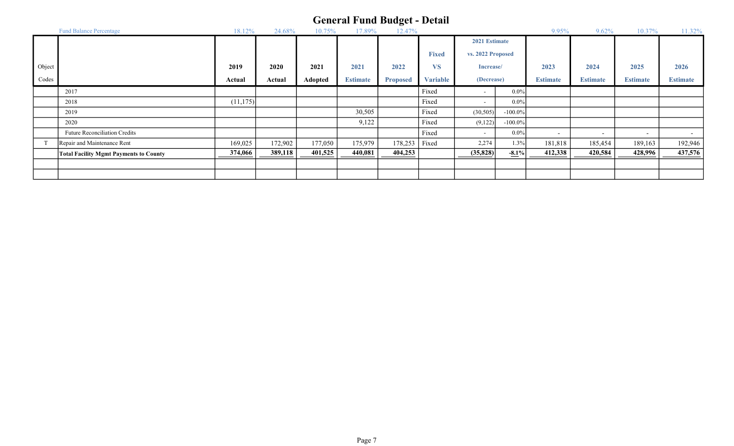# General Fund Budget - Detail

| Object Codes | | 2019 Actual | 2020 Actual | 2021 Adopted | 2021 Estimate | 2022 Proposed | Fixed VS Variable | 2021 Estimate vs. 2022 Proposed Increase/ (Decrease) | | 2023 Estimate | 2024 Estimate | 2025 Estimate | 2026 Estimate |
|---|---|---|---|---|---|---|---|---|---|---|---|---|---|
| | Fund Balance Percentage | 18.12% | 24.68% | 10.75% | 17.89% | 12.47% | | | | 9.95% | 9.62% | 10.37% | 11.32% |
| | 2017 | | | | | | Fixed | - | 0.0% | | | | |
| | 2018 | (11,175) | | | | | Fixed | - | 0.0% | | | | |
| | 2019 | | | | 30,505 | | Fixed | (30,505) | -100.0% | | | | |
| | 2020 | | | | 9,122 | | Fixed | (9,122) | -100.0% | | | | |
| | Future Reconciliation Credits | | | | | | Fixed | - | 0.0% | - | - | - | - |
| T | Repair and Maintenance Rent | 169,025 | 172,902 | 177,050 | 175,979 | 178,253 | Fixed | 2,274 | 1.3% | 181,818 | 185,454 | 189,163 | 192,946 |
| | **Total Facility Mgmt Payments to County** | **374,066** | **389,118** | **401,525** | **440,081** | **404,253** | | **(35,828)** | **-8.1%** | **412,338** | **420,584** | **428,996** | **437,576** |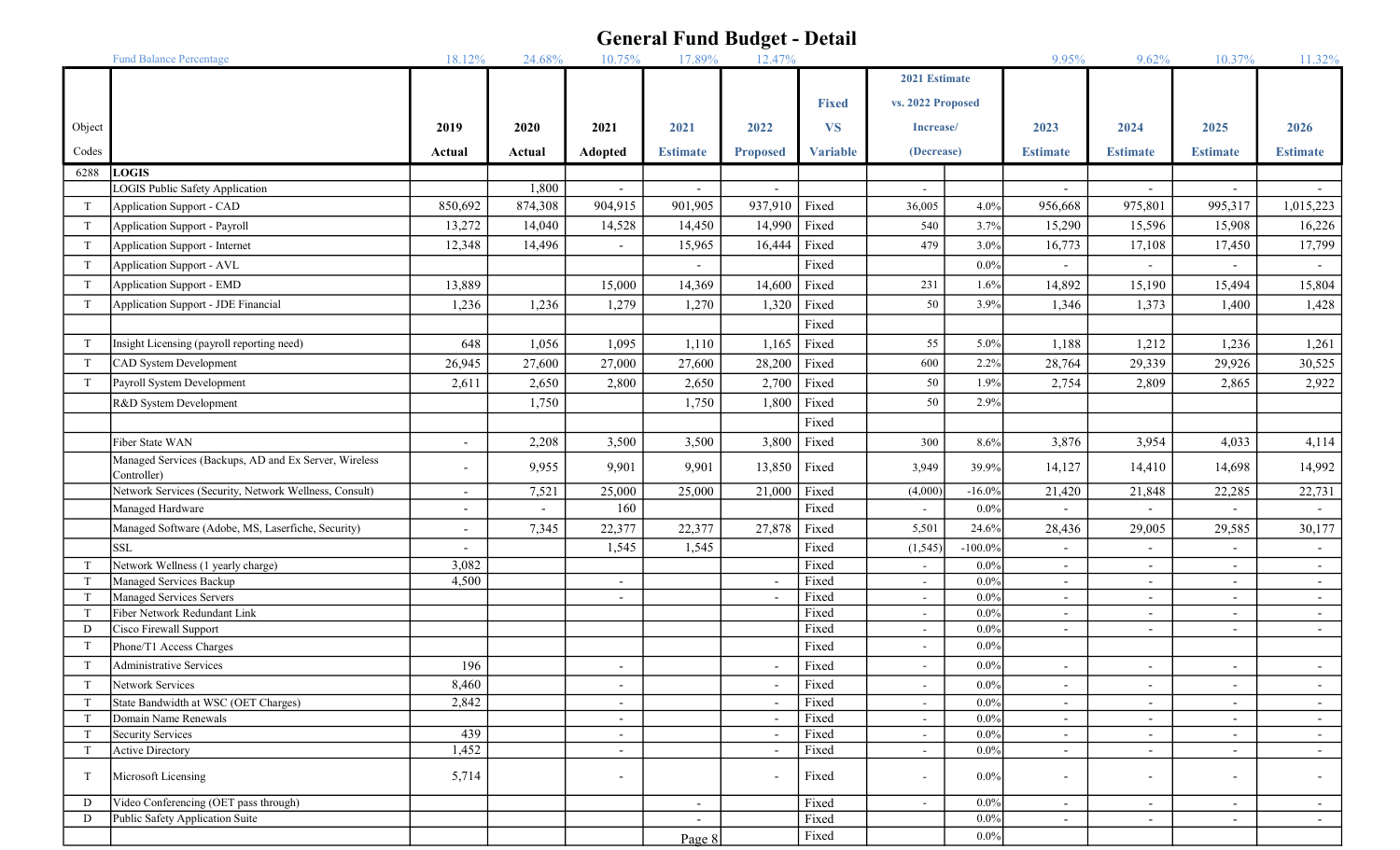# General Fund Budget - Detail

| Object Codes | Fund Balance Percentage | 2019 Actual | 2020 Actual | 2021 Adopted | 2021 Estimate | 2022 Proposed | Fixed VS Variable | 2021 Estimate vs. 2022 Proposed Increase/ (Decrease) | | 2023 Estimate | 2024 Estimate | 2025 Estimate | 2026 Estimate |
|---|---|---|---|---|---|---|---|---|---|---|---|---|---|
| | | 18.12% | 24.68% | 10.75% | 17.89% | 12.47% | | | | 9.95% | 9.62% | 10.37% | 11.32% |
| 6288 | **LOGIS** | | | | | | | | | | | | |
| | LOGIS Public Safety Application | | 1,800 | - | - | - | | - | | - | - | - | - |
| T | Application Support - CAD | 850,692 | 874,308 | 904,915 | 901,905 | 937,910 | Fixed | 36,005 | 4.0% | 956,668 | 975,801 | 995,317 | 1,015,223 |
| T | Application Support - Payroll | 13,272 | 14,040 | 14,528 | 14,450 | 14,990 | Fixed | 540 | 3.7% | 15,290 | 15,596 | 15,908 | 16,226 |
| T | Application Support - Internet | 12,348 | 14,496 | - | 15,965 | 16,444 | Fixed | 479 | 3.0% | 16,773 | 17,108 | 17,450 | 17,799 |
| T | Application Support - AVL | | | | - | | Fixed | | 0.0% | - | - | - | - |
| T | Application Support - EMD | 13,889 | | 15,000 | 14,369 | 14,600 | Fixed | 231 | 1.6% | 14,892 | 15,190 | 15,494 | 15,804 |
| T | Application Support - JDE Financial | 1,236 | 1,236 | 1,279 | 1,270 | 1,320 | Fixed | 50 | 3.9% | 1,346 | 1,373 | 1,400 | 1,428 |
| | | | | | | | Fixed | | | | | | |
| T | Insight Licensing (payroll reporting need) | 648 | 1,056 | 1,095 | 1,110 | 1,165 | Fixed | 55 | 5.0% | 1,188 | 1,212 | 1,236 | 1,261 |
| T | CAD System Development | 26,945 | 27,600 | 27,000 | 27,600 | 28,200 | Fixed | 600 | 2.2% | 28,764 | 29,339 | 29,926 | 30,525 |
| T | Payroll System Development | 2,611 | 2,650 | 2,800 | 2,650 | 2,700 | Fixed | 50 | 1.9% | 2,754 | 2,809 | 2,865 | 2,922 |
| | R&D System Development | | 1,750 | | 1,750 | 1,800 | Fixed | 50 | 2.9% | | | | |
| | | | | | | | Fixed | | | | | | |
| | Fiber State WAN | - | 2,208 | 3,500 | 3,500 | 3,800 | Fixed | 300 | 8.6% | 3,876 | 3,954 | 4,033 | 4,114 |
| | Managed Services (Backups, AD and Ex Server, Wireless Controller) | - | 9,955 | 9,901 | 9,901 | 13,850 | Fixed | 3,949 | 39.9% | 14,127 | 14,410 | 14,698 | 14,992 |
| | Network Services (Security, Network Wellness, Consult) | - | 7,521 | 25,000 | 25,000 | 21,000 | Fixed | (4,000) | -16.0% | 21,420 | 21,848 | 22,285 | 22,731 |
| | Managed Hardware | - | - | 160 | | | Fixed | - | 0.0% | - | - | - | - |
| | Managed Software (Adobe, MS, Laserfiche, Security) | - | 7,345 | 22,377 | 22,377 | 27,878 | Fixed | 5,501 | 24.6% | 28,436 | 29,005 | 29,585 | 30,177 |
| | SSL | - | | 1,545 | 1,545 | | Fixed | (1,545) | -100.0% | - | - | - | - |
| T | Network Wellness (1 yearly charge) | 3,082 | | | | | Fixed | - | 0.0% | - | - | - | - |
| T | Managed Services Backup | 4,500 | | - | | - | Fixed | - | 0.0% | - | - | - | - |
| T | Managed Services Servers | | | - | | - | Fixed | - | 0.0% | - | - | - | - |
| T | Fiber Network Redundant Link | | | | | | Fixed | - | 0.0% | - | - | - | - |
| D | Cisco Firewall Support | | | | | | Fixed | - | 0.0% | - | - | - | - |
| T | Phone/T1 Access Charges | | | | | | Fixed | - | 0.0% | | | | |
| T | Administrative Services | 196 | | - | | - | Fixed | - | 0.0% | - | - | - | - |
| T | Network Services | 8,460 | | - | | - | Fixed | - | 0.0% | - | - | - | - |
| T | State Bandwidth at WSC (OET Charges) | 2,842 | | - | | - | Fixed | - | 0.0% | - | - | - | - |
| T | Domain Name Renewals | | | - | | - | Fixed | - | 0.0% | - | - | - | - |
| T | Security Services | 439 | | - | | - | Fixed | - | 0.0% | - | - | - | - |
| T | Active Directory | 1,452 | | - | | - | Fixed | - | 0.0% | - | - | - | - |
| T | Microsoft Licensing | 5,714 | | - | | - | Fixed | - | 0.0% | - | - | - | - |
| D | Video Conferencing (OET pass through) | | | | - | | Fixed | - | 0.0% | - | - | - | - |
| D | Public Safety Application Suite | | | | - | | Fixed | | 0.0% | - | - | - | - |
| | | | | | | | Fixed | | 0.0% | | | | |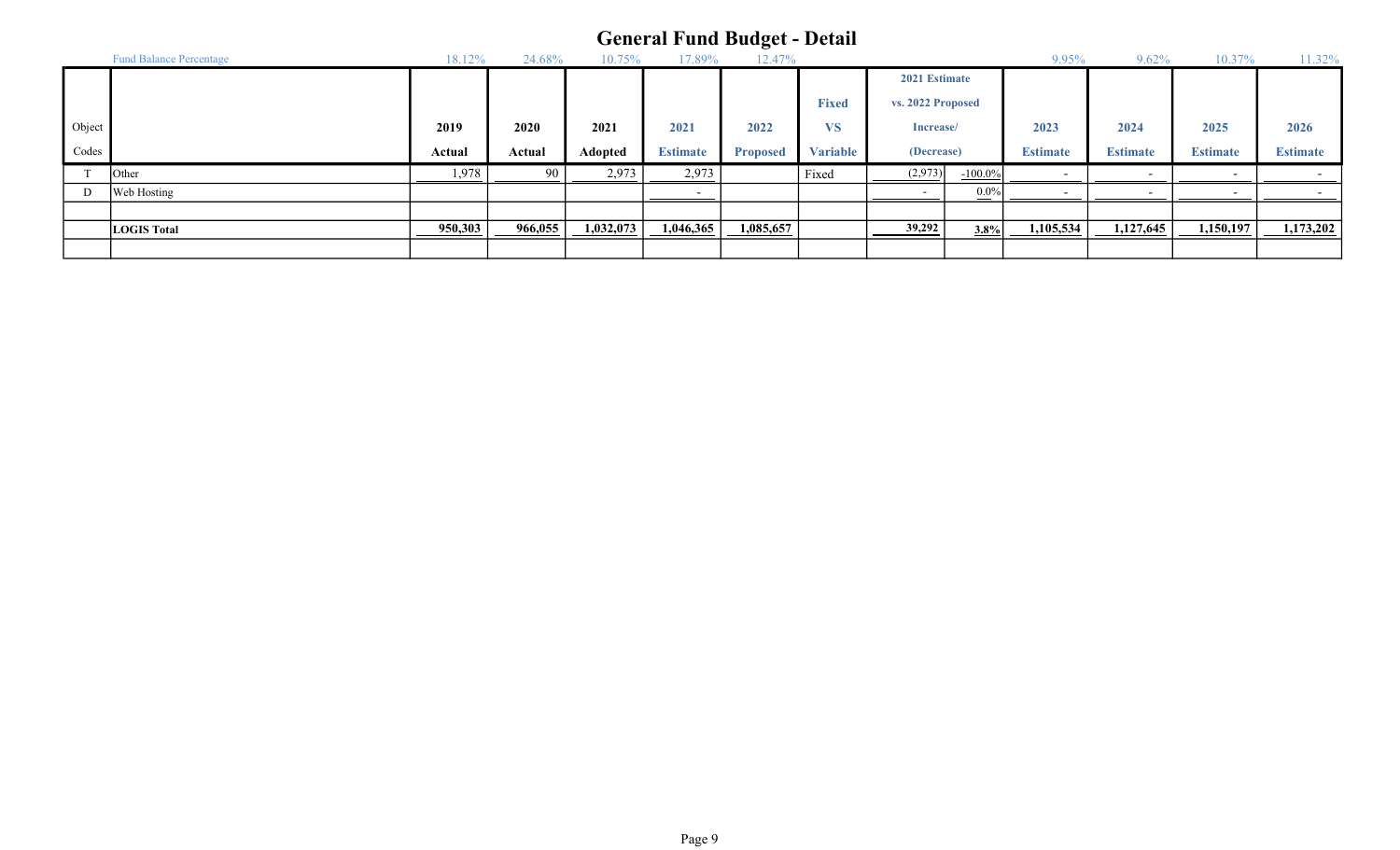# General Fund Budget - Detail

| Object Codes | Fund Balance Percentage | 2019 Actual | 2020 Actual | 2021 Adopted | 2021 Estimate | 2022 Proposed | Fixed VS Variable | 2021 Estimate vs. 2022 Proposed Increase/ (Decrease) | | 2023 Estimate | 2024 Estimate | 2025 Estimate | 2026 Estimate |
|---|---|---|---|---|---|---|---|---|---|---|---|---|---|
| | | 18.12% | 24.68% | 10.75% | 17.89% | 12.47% | | | | 9.95% | 9.62% | 10.37% | 11.32% |
| T | Other | 1,978 | 90 | 2,973 | 2,973 | | Fixed | (2,973) | -100.0% | - | - | - | - |
| D | Web Hosting | | | | - | | | - | 0.0% | - | - | - | - |
| | | | | | | | | | | | | | |
| | **LOGIS Total** | **950,303** | **966,055** | **1,032,073** | **1,046,365** | **1,085,657** | | **39,292** | **3.8%** | **1,105,534** | **1,127,645** | **1,150,197** | **1,173,202** |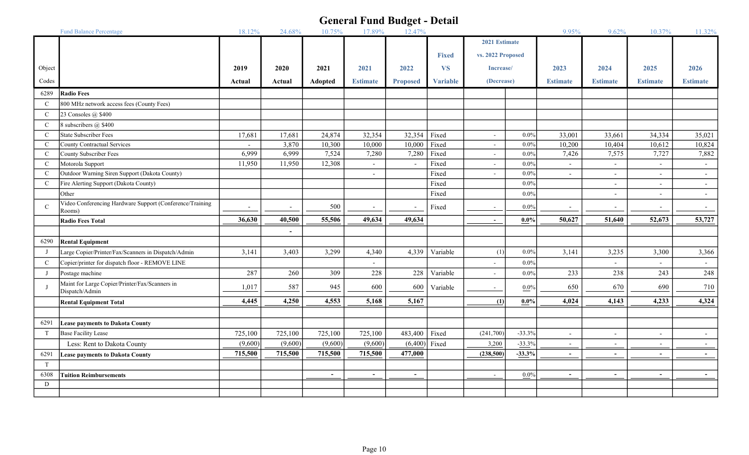# General Fund Budget - Detail

| Object Codes | | 2019 Actual | 2020 Actual | 2021 Adopted | 2021 Estimate | 2022 Proposed | Fixed VS Variable | 2021 Estimate vs. 2022 Proposed Increase/ (Decrease) | | 2023 Estimate | 2024 Estimate | 2025 Estimate | 2026 Estimate |
|---|---|---|---|---|---|---|---|---|---|---|---|---|---|
| | Fund Balance Percentage | 18.12% | 24.68% | 10.75% | 17.89% | 12.47% | | | | 9.95% | 9.62% | 10.37% | 11.32% |
| 6289 | **Radio Fees** | | | | | | | | | | | | |
| C | 800 MHz network access fees (County Fees) | | | | | | | | | | | | |
| C | 23 Consoles @ $400 | | | | | | | | | | | | |
| C | 8 subscribers @ $400 | | | | | | | | | | | | |
| C | State Subscriber Fees | 17,681 | 17,681 | 24,874 | 32,354 | 32,354 | Fixed | - | 0.0% | 33,001 | 33,661 | 34,334 | 35,021 |
| C | County Contractual Services | - | 3,870 | 10,300 | 10,000 | 10,000 | Fixed | - | 0.0% | 10,200 | 10,404 | 10,612 | 10,824 |
| C | County Subscriber Fees | 6,999 | 6,999 | 7,524 | 7,280 | 7,280 | Fixed | - | 0.0% | 7,426 | 7,575 | 7,727 | 7,882 |
| C | Motorola Support | 11,950 | 11,950 | 12,308 | - | - | Fixed | - | 0.0% | - | - | - | - |
| C | Outdoor Warning Siren Support (Dakota County) | | | | - | | Fixed | - | 0.0% | - | - | - | - |
| C | Fire Alerting Support (Dakota County) | | | | | | Fixed | | 0.0% | | - | - | - |
| | Other | | | | | | Fixed | | 0.0% | | - | - | - |
| C | Video Conferencing Hardware Support (Conference/Training Rooms) | - | - | 500 | - | - | Fixed | - | 0.0% | - | - | - | - |
| | **Radio Fees Total** | **36,630** | **40,500** | **55,506** | **49,634** | **49,634** | | **-** | **0.0%** | **50,627** | **51,640** | **52,673** | **53,727** |
| | | | | - | | | | | | | | | |
| 6290 | **Rental Equipment** | | | | | | | | | | | | |
| J | Large Copier/Printer/Fax/Scanners in Dispatch/Admin | 3,141 | 3,403 | 3,299 | 4,340 | 4,339 | Variable | (1) | 0.0% | 3,141 | 3,235 | 3,300 | 3,366 |
| C | Copier/printer for dispatch floor - REMOVE LINE | | | | - | | | - | 0.0% | | - | - | - |
| J | Postage machine | 287 | 260 | 309 | 228 | 228 | Variable | - | 0.0% | 233 | 238 | 243 | 248 |
| J | Maint for Large Copier/Printer/Fax/Scanners in Dispatch/Admin | 1,017 | 587 | 945 | 600 | 600 | Variable | - | 0.0% | 650 | 670 | 690 | 710 |
| | **Rental Equipment Total** | **4,445** | **4,250** | **4,553** | **5,168** | **5,167** | | **(1)** | **0.0%** | **4,024** | **4,143** | **4,233** | **4,324** |
| | | | | | | | | | | | | | |
| 6291 | **Lease payments to Dakota County** | | | | | | | | | | | | |
| T | Base Facility Lease | 725,100 | 725,100 | 725,100 | 725,100 | 483,400 | Fixed | (241,700) | -33.3% | - | - | - | - |
| | Less: Rent to Dakota County | (9,600) | (9,600) | (9,600) | (9,600) | (6,400) | Fixed | 3,200 | -33.3% | - | - | - | - |
| 6291 | **Lease payments to Dakota County** | **715,500** | **715,500** | **715,500** | **715,500** | **477,000** | | **(238,500)** | **-33.3%** | **-** | **-** | **-** | **-** |
| T | | | | | | | | | | | | | |
| 6308 | **Tuition Reimbursements** | | | **-** | **-** | **-** | | - | 0.0% | **-** | **-** | **-** | **-** |
| D | | | | | | | | | | | | | |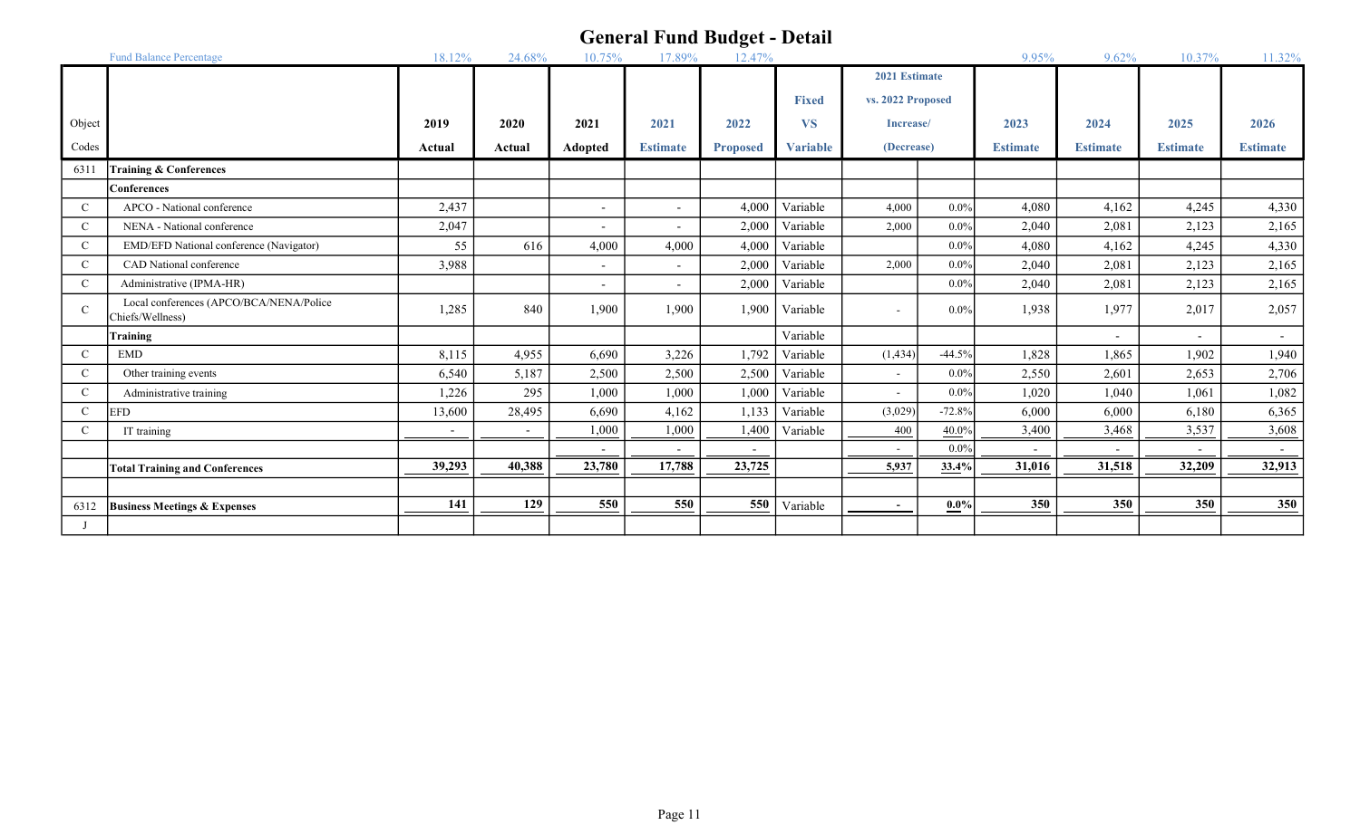# General Fund Budget - Detail

| Object Codes | | 2019 Actual | 2020 Actual | 2021 Adopted | 2021 Estimate | 2022 Proposed | Fixed VS Variable | 2021 Estimate vs. 2022 Proposed Increase/ (Decrease) | | 2023 Estimate | 2024 Estimate | 2025 Estimate | 2026 Estimate |
|---|---|---|---|---|---|---|---|---|---|---|---|---|---|
| | Fund Balance Percentage | 18.12% | 24.68% | 10.75% | 17.89% | 12.47% | | | | 9.95% | 9.62% | 10.37% | 11.32% |
| 6311 | **Training & Conferences** | | | | | | | | | | | | |
| | **Conferences** | | | | | | | | | | | | |
| C | APCO - National conference | 2,437 | | - | - | 4,000 | Variable | 4,000 | 0.0% | 4,080 | 4,162 | 4,245 | 4,330 |
| C | NENA - National conference | 2,047 | | - | - | 2,000 | Variable | 2,000 | 0.0% | 2,040 | 2,081 | 2,123 | 2,165 |
| C | EMD/EFD National conference (Navigator) | 55 | 616 | 4,000 | 4,000 | 4,000 | Variable | | 0.0% | 4,080 | 4,162 | 4,245 | 4,330 |
| C | CAD National conference | 3,988 | | - | - | 2,000 | Variable | 2,000 | 0.0% | 2,040 | 2,081 | 2,123 | 2,165 |
| C | Administrative (IPMA-HR) | | | - | - | 2,000 | Variable | | 0.0% | 2,040 | 2,081 | 2,123 | 2,165 |
| C | Local conferences (APCO/BCA/NENA/Police Chiefs/Wellness) | 1,285 | 840 | 1,900 | 1,900 | 1,900 | Variable | - | 0.0% | 1,938 | 1,977 | 2,017 | 2,057 |
| | **Training** | | | | | | Variable | | | | - | - | - |
| C | EMD | 8,115 | 4,955 | 6,690 | 3,226 | 1,792 | Variable | (1,434) | -44.5% | 1,828 | 1,865 | 1,902 | 1,940 |
| C | Other training events | 6,540 | 5,187 | 2,500 | 2,500 | 2,500 | Variable | - | 0.0% | 2,550 | 2,601 | 2,653 | 2,706 |
| C | Administrative training | 1,226 | 295 | 1,000 | 1,000 | 1,000 | Variable | - | 0.0% | 1,020 | 1,040 | 1,061 | 1,082 |
| C | EFD | 13,600 | 28,495 | 6,690 | 4,162 | 1,133 | Variable | (3,029) | -72.8% | 6,000 | 6,000 | 6,180 | 6,365 |
| C | IT training | - | - | 1,000 | 1,000 | 1,400 | Variable | 400 | 40.0% | 3,400 | 3,468 | 3,537 | 3,608 |
| | | | | - | - | - | | - | 0.0% | - | - | - | - |
| | **Total Training and Conferences** | **39,293** | **40,388** | **23,780** | **17,788** | **23,725** | | **5,937** | **33.4%** | **31,016** | **31,518** | **32,209** | **32,913** |
| | | | | | | | | | | | | | |
| 6312 | **Business Meetings & Expenses** | **141** | **129** | **550** | **550** | **550** | Variable | **-** | **0.0%** | **350** | **350** | **350** | **350** |
| J | | | | | | | | | | | | | |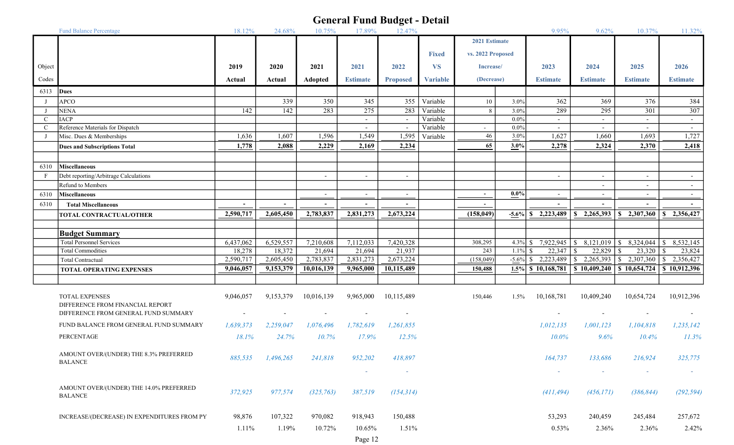# General Fund Budget - Detail

| | Fund Balance Percentage | 18.12% | 24.68% | 10.75% | 17.89% | 12.47% | | | | 9.95% | 9.62% | 10.37% | 11.32% |
|---|---|---|---|---|---|---|---|---|---|---|---|---|---|
| Object Codes | | 2019 Actual | 2020 Actual | 2021 Adopted | 2021 Estimate | 2022 Proposed | Fixed VS Variable | 2021 Estimate vs. 2022 Proposed Increase/ (Decrease) | | 2023 Estimate | 2024 Estimate | 2025 Estimate | 2026 Estimate |
| 6313 | **Dues** | | | | | | | | | | | | |
| J | APCO | | 339 | 350 | 345 | 355 | Variable | 10 | 3.0% | 362 | 369 | 376 | 384 |
| J | NENA | 142 | 142 | 283 | 275 | 283 | Variable | 8 | 3.0% | 289 | 295 | 301 | 307 |
| C | IACP | | | | - | - | Variable | | 0.0% | - | - | - | - |
| C | Reference Materials for Dispatch | | | | - | - | Variable | - | 0.0% | - | - | - | - |
| J | Misc. Dues & Memberships | 1,636 | 1,607 | 1,596 | 1,549 | 1,595 | Variable | 46 | 3.0% | 1,627 | 1,660 | 1,693 | 1,727 |
| | **Dues and Subscriptions Total** | **1,778** | **2,088** | **2,229** | **2,169** | **2,234** | | **65** | **3.0%** | **2,278** | **2,324** | **2,370** | **2,418** |
| | | | | | | | | | | | | | |
| 6310 | **Miscellaneous** | | | | | | | | | | | | |
| F | Debt reporting/Arbitrage Calculations | | | - | - | - | | | | - | - | - | - |
| | Refund to Members | | | | | | | | | | - | - | - |
| 6310 | **Miscellaneous** | | | - | - | - | | - | 0.0% | - | - | - | - |
| 6310 | **Total Miscellaneous** | - | - | - | - | - | | - | | - | - | - | - |
| | **TOTAL CONTRACTUAL/OTHER** | **2,590,717** | **2,605,450** | **2,783,837** | **2,831,273** | **2,673,224** | | **(158,049)** | **-5.6%** | **$ 2,223,489** | **$ 2,265,393** | **$ 2,307,360** | **$ 2,356,427** |
| | | | | | | | | | | | | | |
| | **Budget Summary** | | | | | | | | | | | | |
| | Total Personnel Services | 6,437,062 | 6,529,557 | 7,210,608 | 7,112,033 | 7,420,328 | | 308,295 | 4.3% | $ 7,922,945 | $ 8,121,019 | $ 8,324,044 | $ 8,532,145 |
| | Total Commodities | 18,278 | 18,372 | 21,694 | 21,694 | 21,937 | | 243 | 1.1% | $ 22,347 | $ 22,829 | $ 23,320 | $ 23,824 |
| | Total Contractual | 2,590,717 | 2,605,450 | 2,783,837 | 2,831,273 | 2,673,224 | | (158,049) | -5.6% | $ 2,223,489 | $ 2,265,393 | $ 2,307,360 | $ 2,356,427 |
| | **TOTAL OPERATING EXPENSES** | **9,046,057** | **9,153,379** | **10,016,139** | **9,965,000** | **10,115,489** | | **150,488** | **1.5%** | **$ 10,168,781** | **$ 10,409,240** | **$ 10,654,724** | **$ 10,912,396** |

| | 2019 Actual | 2020 Actual | 2021 Adopted | 2021 Estimate | 2022 Proposed | | | 2023 Estimate | 2024 Estimate | 2025 Estimate | 2026 Estimate |
|---|---|---|---|---|---|---|---|---|---|---|---|
| TOTAL EXPENSES | 9,046,057 | 9,153,379 | 10,016,139 | 9,965,000 | 10,115,489 | 150,446 | 1.5% | 10,168,781 | 10,409,240 | 10,654,724 | 10,912,396 |
| DIFFERENCE FROM FINANCIAL REPORT | | | | | | | | | | | |
| DIFFERENCE FROM GENERAL FUND SUMMARY | - | - | - | - | - | | | - | - | - | - |
| FUND BALANCE FROM GENERAL FUND SUMMARY | *1,639,373* | *2,259,047* | *1,076,496* | *1,782,619* | *1,261,855* | | | *1,012,135* | *1,001,123* | *1,104,818* | *1,235,142* |
| PERCENTAGE | *18.1%* | *24.7%* | *10.7%* | *17.9%* | *12.5%* | | | *10.0%* | *9.6%* | *10.4%* | *11.3%* |
| AMOUNT OVER/(UNDER) THE 8.3% PREFERRED BALANCE | *885,535* | *1,496,265* | *241,818* | *952,202* | *418,897* | | | *164,737* | *133,686* | *216,924* | *325,775* |
| | | | | - | - | | | - | - | - | - |
| AMOUNT OVER/(UNDER) THE 14.0% PREFERRED BALANCE | *372,925* | *977,574* | *(325,763)* | *387,519* | *(154,314)* | | | *(411,494)* | *(456,171)* | *(386,844)* | *(292,594)* |
| INCREASE/(DECREASE) IN EXPENDITURES FROM PY | 98,876 | 107,322 | 970,082 | 918,943 | 150,488 | | | 53,293 | 240,459 | 245,484 | 257,672 |
| | 1.11% | 1.19% | 10.72% | 10.65% | 1.51% | | | 0.53% | 2.36% | 2.36% | 2.42% |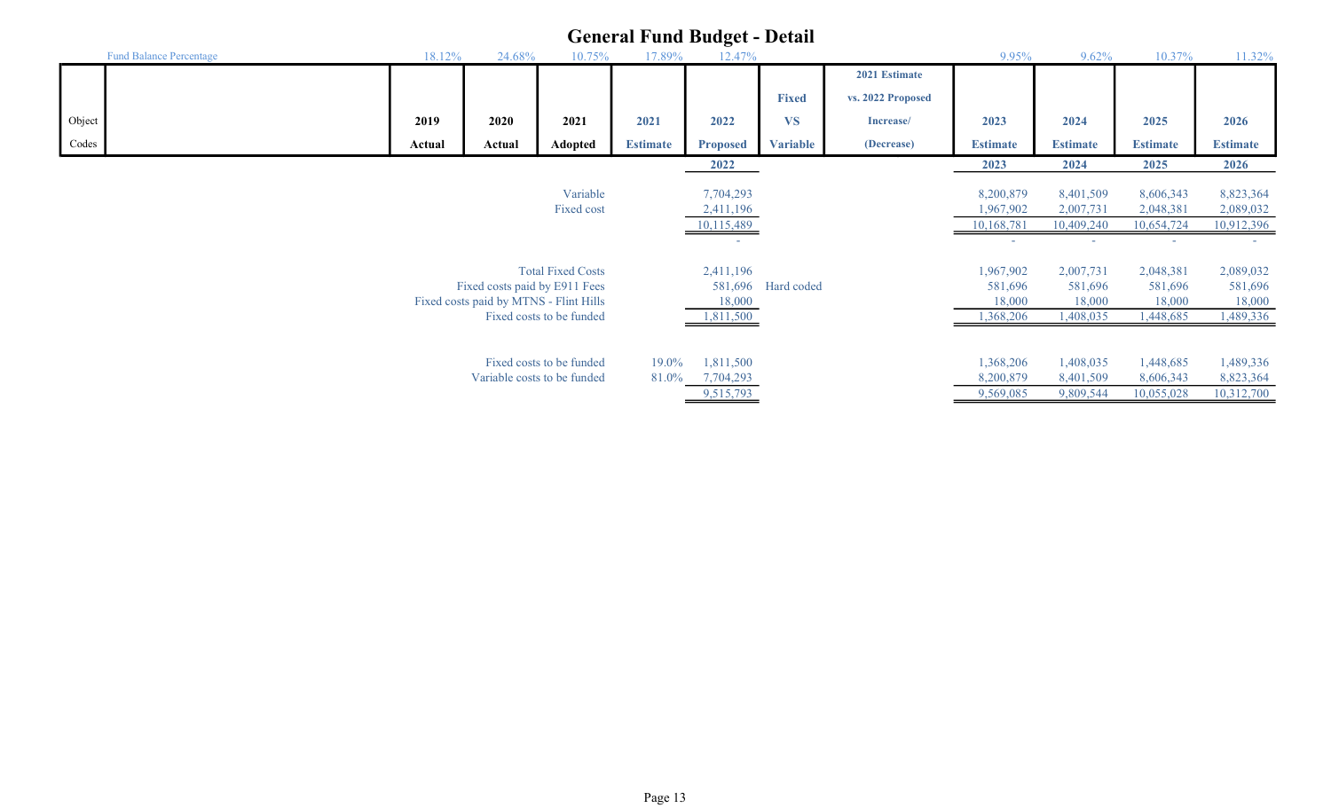# General Fund Budget - Detail

| Object Codes | | 2019 Actual | 2020 Actual | 2021 Adopted | 2021 Estimate | 2022 Proposed | Fixed VS Variable | 2021 Estimate vs. 2022 Proposed Increase/ (Decrease) | 2023 Estimate | 2024 Estimate | 2025 Estimate | 2026 Estimate |
|---|---|---|---|---|---|---|---|---|---|---|---|---|
| | Fund Balance Percentage | 18.12% | 24.68% | 10.75% | 17.89% | 12.47% | | | 9.95% | 9.62% | 10.37% | 11.32% |
| | | | | | | 2022 | | | 2023 | 2024 | 2025 | 2026 |
| | | | | Variable | | 7,704,293 | | | 8,200,879 | 8,401,509 | 8,606,343 | 8,823,364 |
| | | | | Fixed cost | | 2,411,196 | | | 1,967,902 | 2,007,731 | 2,048,381 | 2,089,032 |
| | | | | | | 10,115,489 | | | 10,168,781 | 10,409,240 | 10,654,724 | 10,912,396 |
| | | | | | | - | | | - | - | - | - |
| | | | | Total Fixed Costs | | 2,411,196 | | | 1,967,902 | 2,007,731 | 2,048,381 | 2,089,032 |
| | | | | Fixed costs paid by E911 Fees | | 581,696 | Hard coded | | 581,696 | 581,696 | 581,696 | 581,696 |
| | | | | Fixed costs paid by MTNS - Flint Hills | | 18,000 | | | 18,000 | 18,000 | 18,000 | 18,000 |
| | | | | Fixed costs to be funded | | 1,811,500 | | | 1,368,206 | 1,408,035 | 1,448,685 | 1,489,336 |
| | | | | Fixed costs to be funded | 19.0% | 1,811,500 | | | 1,368,206 | 1,408,035 | 1,448,685 | 1,489,336 |
| | | | | Variable costs to be funded | 81.0% | 7,704,293 | | | 8,200,879 | 8,401,509 | 8,606,343 | 8,823,364 |
| | | | | | | 9,515,793 | | | 9,569,085 | 9,809,544 | 10,055,028 | 10,312,700 |